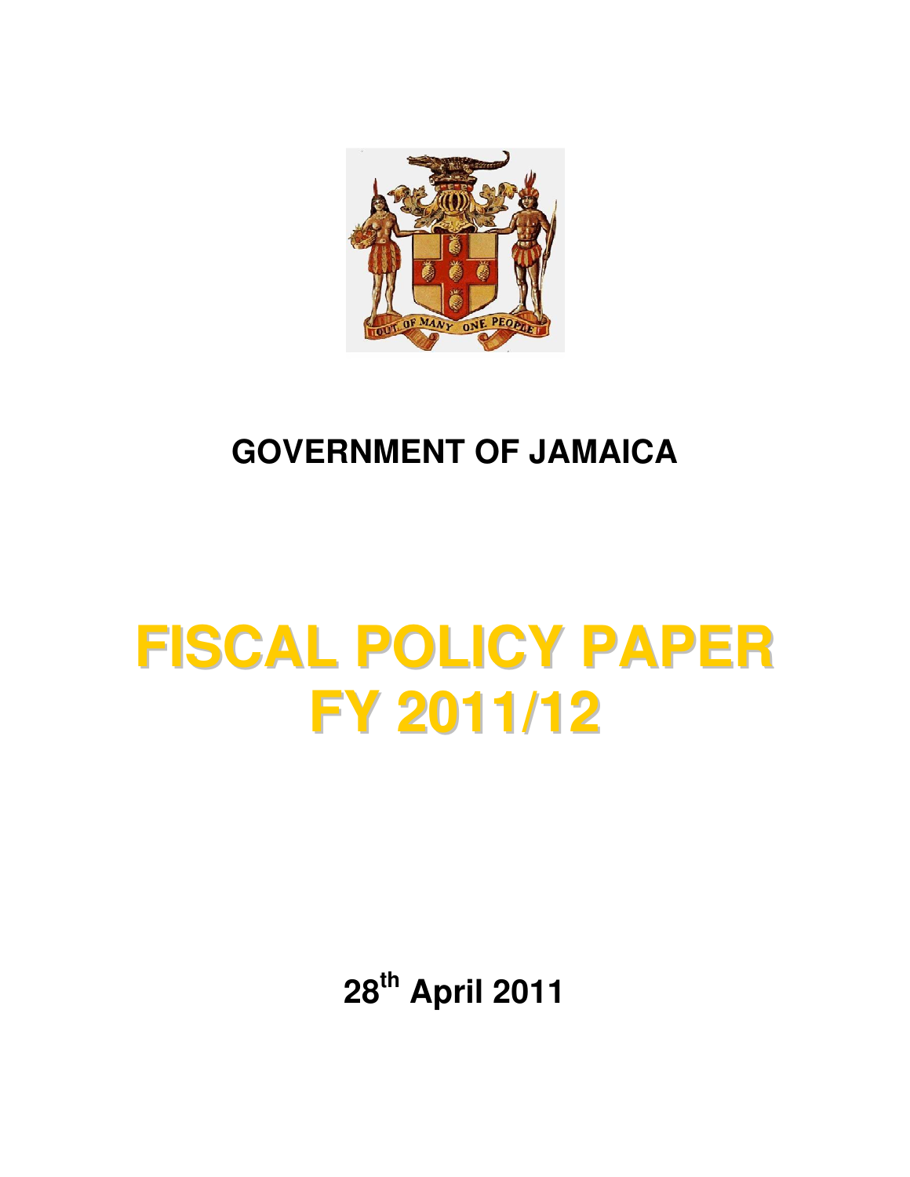# GOVERNMENT OF JAMAICA

# FISCAL POLICY PAPER FY 2011/12

**28th April 2011**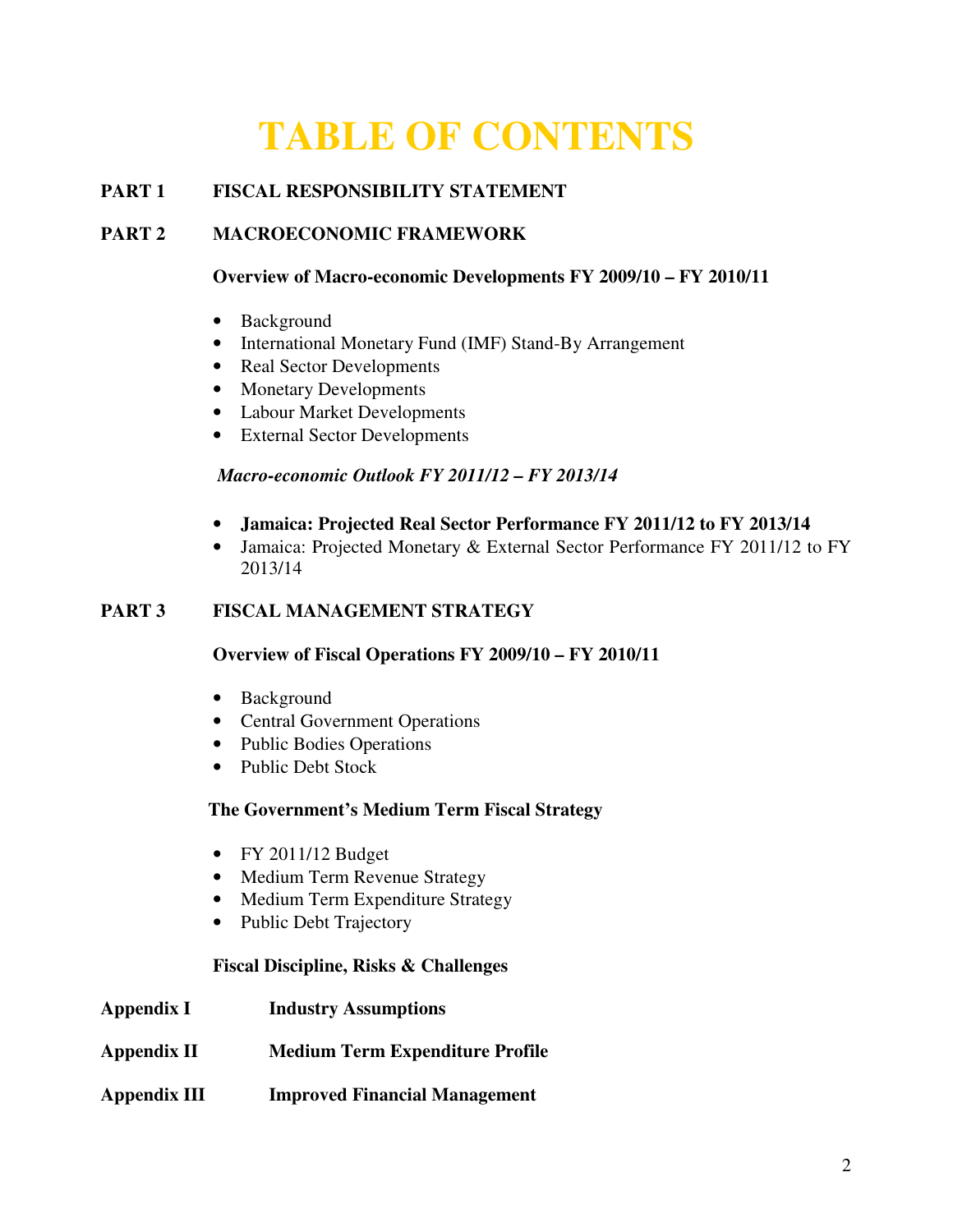# TABLE OF CONTENTS

**PART 1 FISCAL RESPONSIBILITY STATEMENT**

**PART 2 MACROECONOMIC FRAMEWORK**

**Overview of Macro-economic Developments FY 2009/10 – FY 2010/11**

- Background
- International Monetary Fund (IMF) Stand-By Arrangement
- Real Sector Developments
- Monetary Developments
- Labour Market Developments
- External Sector Developments

***Macro-economic Outlook FY 2011/12 – FY 2013/14***

- **Jamaica: Projected Real Sector Performance FY 2011/12 to FY 2013/14**
- Jamaica: Projected Monetary & External Sector Performance FY 2011/12 to FY 2013/14

**PART 3 FISCAL MANAGEMENT STRATEGY**

**Overview of Fiscal Operations FY 2009/10 – FY 2010/11**

- Background
- Central Government Operations
- Public Bodies Operations
- Public Debt Stock

**The Government's Medium Term Fiscal Strategy**

- FY 2011/12 Budget
- Medium Term Revenue Strategy
- Medium Term Expenditure Strategy
- Public Debt Trajectory

**Fiscal Discipline, Risks & Challenges**

**Appendix I Industry Assumptions**

**Appendix II Medium Term Expenditure Profile**

**Appendix III Improved Financial Management**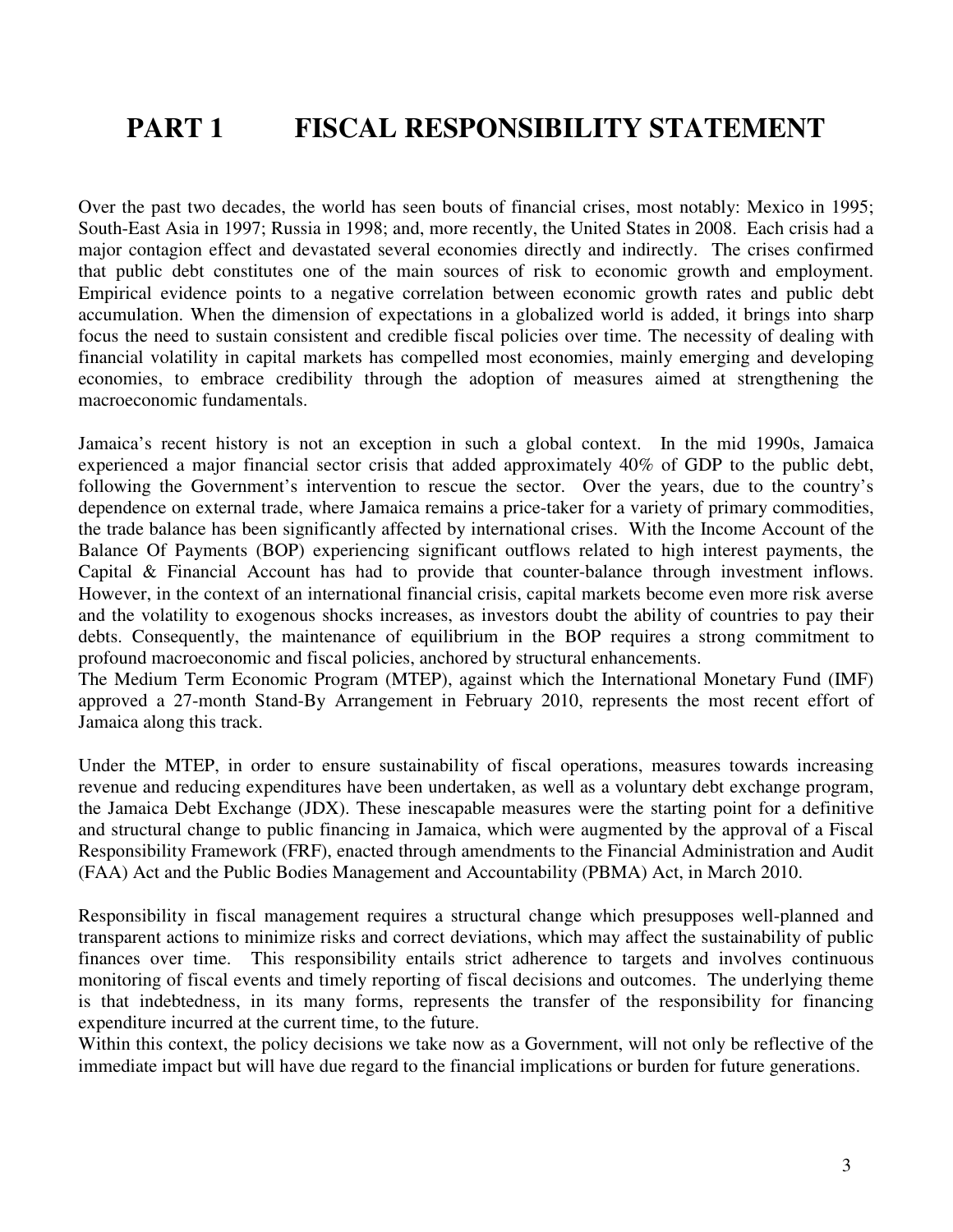# PART 1 FISCAL RESPONSIBILITY STATEMENT

Over the past two decades, the world has seen bouts of financial crises, most notably: Mexico in 1995; South-East Asia in 1997; Russia in 1998; and, more recently, the United States in 2008. Each crisis had a major contagion effect and devastated several economies directly and indirectly. The crises confirmed that public debt constitutes one of the main sources of risk to economic growth and employment. Empirical evidence points to a negative correlation between economic growth rates and public debt accumulation. When the dimension of expectations in a globalized world is added, it brings into sharp focus the need to sustain consistent and credible fiscal policies over time. The necessity of dealing with financial volatility in capital markets has compelled most economies, mainly emerging and developing economies, to embrace credibility through the adoption of measures aimed at strengthening the macroeconomic fundamentals.

Jamaica's recent history is not an exception in such a global context. In the mid 1990s, Jamaica experienced a major financial sector crisis that added approximately 40% of GDP to the public debt, following the Government's intervention to rescue the sector. Over the years, due to the country's dependence on external trade, where Jamaica remains a price-taker for a variety of primary commodities, the trade balance has been significantly affected by international crises. With the Income Account of the Balance Of Payments (BOP) experiencing significant outflows related to high interest payments, the Capital & Financial Account has had to provide that counter-balance through investment inflows. However, in the context of an international financial crisis, capital markets become even more risk averse and the volatility to exogenous shocks increases, as investors doubt the ability of countries to pay their debts. Consequently, the maintenance of equilibrium in the BOP requires a strong commitment to profound macroeconomic and fiscal policies, anchored by structural enhancements.

The Medium Term Economic Program (MTEP), against which the International Monetary Fund (IMF) approved a 27-month Stand-By Arrangement in February 2010, represents the most recent effort of Jamaica along this track.

Under the MTEP, in order to ensure sustainability of fiscal operations, measures towards increasing revenue and reducing expenditures have been undertaken, as well as a voluntary debt exchange program, the Jamaica Debt Exchange (JDX). These inescapable measures were the starting point for a definitive and structural change to public financing in Jamaica, which were augmented by the approval of a Fiscal Responsibility Framework (FRF), enacted through amendments to the Financial Administration and Audit (FAA) Act and the Public Bodies Management and Accountability (PBMA) Act, in March 2010.

Responsibility in fiscal management requires a structural change which presupposes well-planned and transparent actions to minimize risks and correct deviations, which may affect the sustainability of public finances over time. This responsibility entails strict adherence to targets and involves continuous monitoring of fiscal events and timely reporting of fiscal decisions and outcomes. The underlying theme is that indebtedness, in its many forms, represents the transfer of the responsibility for financing expenditure incurred at the current time, to the future.

Within this context, the policy decisions we take now as a Government, will not only be reflective of the immediate impact but will have due regard to the financial implications or burden for future generations.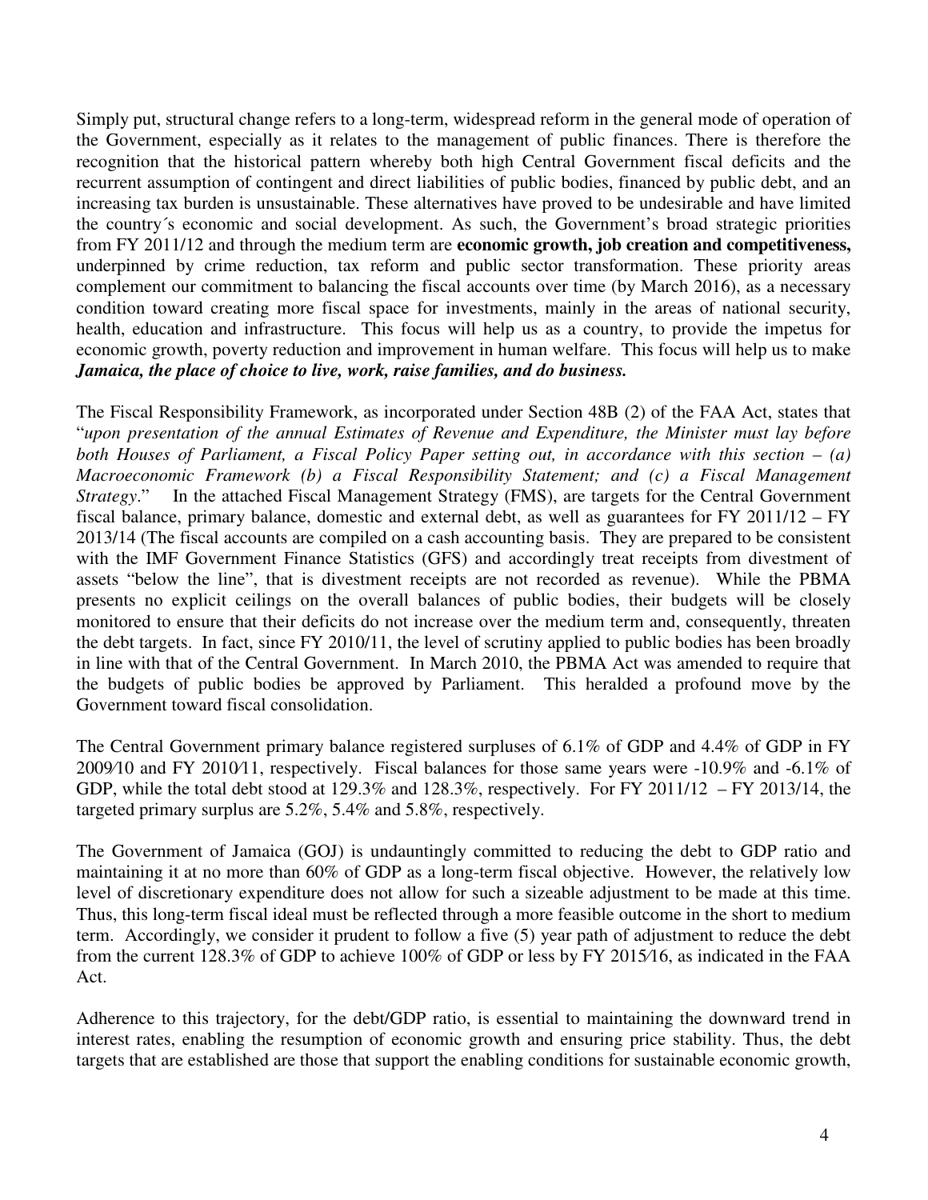Simply put, structural change refers to a long-term, widespread reform in the general mode of operation of the Government, especially as it relates to the management of public finances. There is therefore the recognition that the historical pattern whereby both high Central Government fiscal deficits and the recurrent assumption of contingent and direct liabilities of public bodies, financed by public debt, and an increasing tax burden is unsustainable. These alternatives have proved to be undesirable and have limited the country´s economic and social development. As such, the Government's broad strategic priorities from FY 2011/12 and through the medium term are **economic growth, job creation and competitiveness,** underpinned by crime reduction, tax reform and public sector transformation. These priority areas complement our commitment to balancing the fiscal accounts over time (by March 2016), as a necessary condition toward creating more fiscal space for investments, mainly in the areas of national security, health, education and infrastructure. This focus will help us as a country, to provide the impetus for economic growth, poverty reduction and improvement in human welfare. This focus will help us to make ***Jamaica, the place of choice to live, work, raise families, and do business.***

The Fiscal Responsibility Framework, as incorporated under Section 48B (2) of the FAA Act, states that "*upon presentation of the annual Estimates of Revenue and Expenditure, the Minister must lay before both Houses of Parliament, a Fiscal Policy Paper setting out, in accordance with this section – (a) Macroeconomic Framework (b) a Fiscal Responsibility Statement; and (c) a Fiscal Management Strategy*." In the attached Fiscal Management Strategy (FMS), are targets for the Central Government fiscal balance, primary balance, domestic and external debt, as well as guarantees for FY 2011/12 – FY 2013/14 (The fiscal accounts are compiled on a cash accounting basis. They are prepared to be consistent with the IMF Government Finance Statistics (GFS) and accordingly treat receipts from divestment of assets "below the line", that is divestment receipts are not recorded as revenue). While the PBMA presents no explicit ceilings on the overall balances of public bodies, their budgets will be closely monitored to ensure that their deficits do not increase over the medium term and, consequently, threaten the debt targets. In fact, since FY 2010/11, the level of scrutiny applied to public bodies has been broadly in line with that of the Central Government. In March 2010, the PBMA Act was amended to require that the budgets of public bodies be approved by Parliament. This heralded a profound move by the Government toward fiscal consolidation.

The Central Government primary balance registered surpluses of 6.1% of GDP and 4.4% of GDP in FY 2009/10 and FY 2010/11, respectively. Fiscal balances for those same years were -10.9% and -6.1% of GDP, while the total debt stood at 129.3% and 128.3%, respectively. For FY 2011/12 – FY 2013/14, the targeted primary surplus are 5.2%, 5.4% and 5.8%, respectively.

The Government of Jamaica (GOJ) is undauntingly committed to reducing the debt to GDP ratio and maintaining it at no more than 60% of GDP as a long-term fiscal objective. However, the relatively low level of discretionary expenditure does not allow for such a sizeable adjustment to be made at this time. Thus, this long-term fiscal ideal must be reflected through a more feasible outcome in the short to medium term. Accordingly, we consider it prudent to follow a five (5) year path of adjustment to reduce the debt from the current 128.3% of GDP to achieve 100% of GDP or less by FY 2015/16, as indicated in the FAA Act.

Adherence to this trajectory, for the debt/GDP ratio, is essential to maintaining the downward trend in interest rates, enabling the resumption of economic growth and ensuring price stability. Thus, the debt targets that are established are those that support the enabling conditions for sustainable economic growth,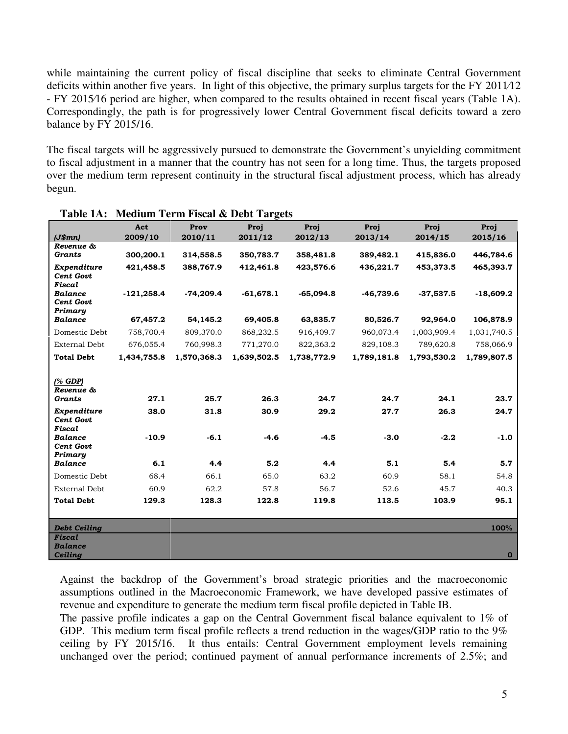while maintaining the current policy of fiscal discipline that seeks to eliminate Central Government deficits within another five years. In light of this objective, the primary surplus targets for the FY 2011/12 - FY 2015/16 period are higher, when compared to the results obtained in recent fiscal years (Table 1A). Correspondingly, the path is for progressively lower Central Government fiscal deficits toward a zero balance by FY 2015/16.

The fiscal targets will be aggressively pursued to demonstrate the Government's unyielding commitment to fiscal adjustment in a manner that the country has not seen for a long time. Thus, the targets proposed over the medium term represent continuity in the structural fiscal adjustment process, which has already begun.

**Table 1A: Medium Term Fiscal & Debt Targets**

| *(J$mn)* | Act 2009/10 | Prov 2010/11 | Proj 2011/12 | Proj 2012/13 | Proj 2013/14 | Proj 2014/15 | Proj 2015/16 |
|---|---|---|---|---|---|---|---|
| ***Revenue & Grants*** | **300,200.1** | **314,558.5** | **350,783.7** | **358,481.8** | **389,482.1** | **415,836.0** | **446,784.6** |
| ***Expenditure*** | **421,458.5** | **388,767.9** | **412,461.8** | **423,576.6** | **436,221.7** | **453,373.5** | **465,393.7** |
| ***Cent Govt Fiscal Balance*** | **-121,258.4** | **-74,209.4** | **-61,678.1** | **-65,094.8** | **-46,739.6** | **-37,537.5** | **-18,609.2** |
| ***Cent Govt Primary Balance*** | **67,457.2** | **54,145.2** | **69,405.8** | **63,835.7** | **80,526.7** | **92,964.0** | **106,878.9** |
| Domestic Debt | 758,700.4 | 809,370.0 | 868,232.5 | 916,409.7 | 960,073.4 | 1,003,909.4 | 1,031,740.5 |
| External Debt | 676,055.4 | 760,998.3 | 771,270.0 | 822,363.2 | 829,108.3 | 789,620.8 | 758,066.9 |
| **Total Debt** | **1,434,755.8** | **1,570,368.3** | **1,639,502.5** | **1,738,772.9** | **1,789,181.8** | **1,793,530.2** | **1,789,807.5** |
| *(% GDP)* | | | | | | | |
| ***Revenue & Grants*** | **27.1** | **25.7** | **26.3** | **24.7** | **24.7** | **24.1** | **23.7** |
| ***Expenditure*** | **38.0** | **31.8** | **30.9** | **29.2** | **27.7** | **26.3** | **24.7** |
| ***Cent Govt Fiscal Balance*** | **-10.9** | **-6.1** | **-4.6** | **-4.5** | **-3.0** | **-2.2** | **-1.0** |
| ***Cent Govt Primary Balance*** | **6.1** | **4.4** | **5.2** | **4.4** | **5.1** | **5.4** | **5.7** |
| Domestic Debt | 68.4 | 66.1 | 65.0 | 63.2 | 60.9 | 58.1 | 54.8 |
| External Debt | 60.9 | 62.2 | 57.8 | 56.7 | 52.6 | 45.7 | 40.3 |
| **Total Debt** | **129.3** | **128.3** | **122.8** | **119.8** | **113.5** | **103.9** | **95.1** |
| ***Debt Ceiling*** | | | | | | | **100%** |
| ***Fiscal Balance Ceiling*** | | | | | | | **0** |

Against the backdrop of the Government's broad strategic priorities and the macroeconomic assumptions outlined in the Macroeconomic Framework, we have developed passive estimates of revenue and expenditure to generate the medium term fiscal profile depicted in Table IB.

The passive profile indicates a gap on the Central Government fiscal balance equivalent to 1% of GDP. This medium term fiscal profile reflects a trend reduction in the wages/GDP ratio to the 9% ceiling by FY 2015/16. It thus entails: Central Government employment levels remaining unchanged over the period; continued payment of annual performance increments of 2.5%; and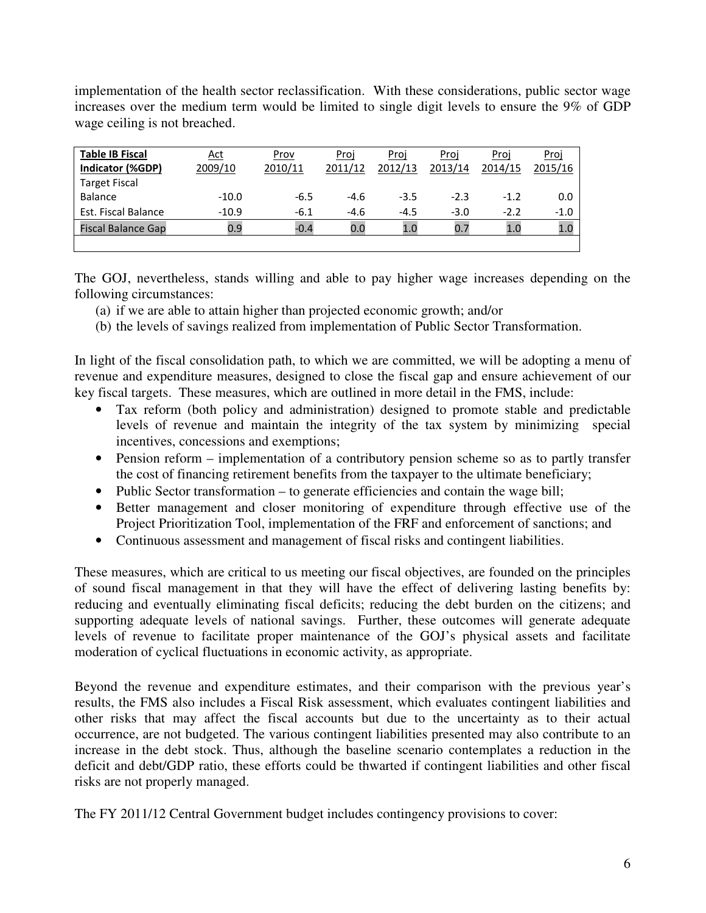implementation of the health sector reclassification. With these considerations, public sector wage increases over the medium term would be limited to single digit levels to ensure the 9% of GDP wage ceiling is not breached.

| **Table IB Fiscal Indicator (%GDP)** | Act 2009/10 | Prov 2010/11 | Proj 2011/12 | Proj 2012/13 | Proj 2013/14 | Proj 2014/15 | Proj 2015/16 |
|---|---|---|---|---|---|---|---|
| Target Fiscal Balance | -10.0 | -6.5 | -4.6 | -3.5 | -2.3 | -1.2 | 0.0 |
| Est. Fiscal Balance | -10.9 | -6.1 | -4.6 | -4.5 | -3.0 | -2.2 | -1.0 |
| Fiscal Balance Gap | 0.9 | -0.4 | 0.0 | 1.0 | 0.7 | 1.0 | 1.0 |

The GOJ, nevertheless, stands willing and able to pay higher wage increases depending on the following circumstances:

(a) if we are able to attain higher than projected economic growth; and/or
(b) the levels of savings realized from implementation of Public Sector Transformation.

In light of the fiscal consolidation path, to which we are committed, we will be adopting a menu of revenue and expenditure measures, designed to close the fiscal gap and ensure achievement of our key fiscal targets. These measures, which are outlined in more detail in the FMS, include:

- Tax reform (both policy and administration) designed to promote stable and predictable levels of revenue and maintain the integrity of the tax system by minimizing special incentives, concessions and exemptions;
- Pension reform – implementation of a contributory pension scheme so as to partly transfer the cost of financing retirement benefits from the taxpayer to the ultimate beneficiary;
- Public Sector transformation – to generate efficiencies and contain the wage bill;
- Better management and closer monitoring of expenditure through effective use of the Project Prioritization Tool, implementation of the FRF and enforcement of sanctions; and
- Continuous assessment and management of fiscal risks and contingent liabilities.

These measures, which are critical to us meeting our fiscal objectives, are founded on the principles of sound fiscal management in that they will have the effect of delivering lasting benefits by: reducing and eventually eliminating fiscal deficits; reducing the debt burden on the citizens; and supporting adequate levels of national savings. Further, these outcomes will generate adequate levels of revenue to facilitate proper maintenance of the GOJ's physical assets and facilitate moderation of cyclical fluctuations in economic activity, as appropriate.

Beyond the revenue and expenditure estimates, and their comparison with the previous year's results, the FMS also includes a Fiscal Risk assessment, which evaluates contingent liabilities and other risks that may affect the fiscal accounts but due to the uncertainty as to their actual occurrence, are not budgeted. The various contingent liabilities presented may also contribute to an increase in the debt stock. Thus, although the baseline scenario contemplates a reduction in the deficit and debt/GDP ratio, these efforts could be thwarted if contingent liabilities and other fiscal risks are not properly managed.

The FY 2011/12 Central Government budget includes contingency provisions to cover: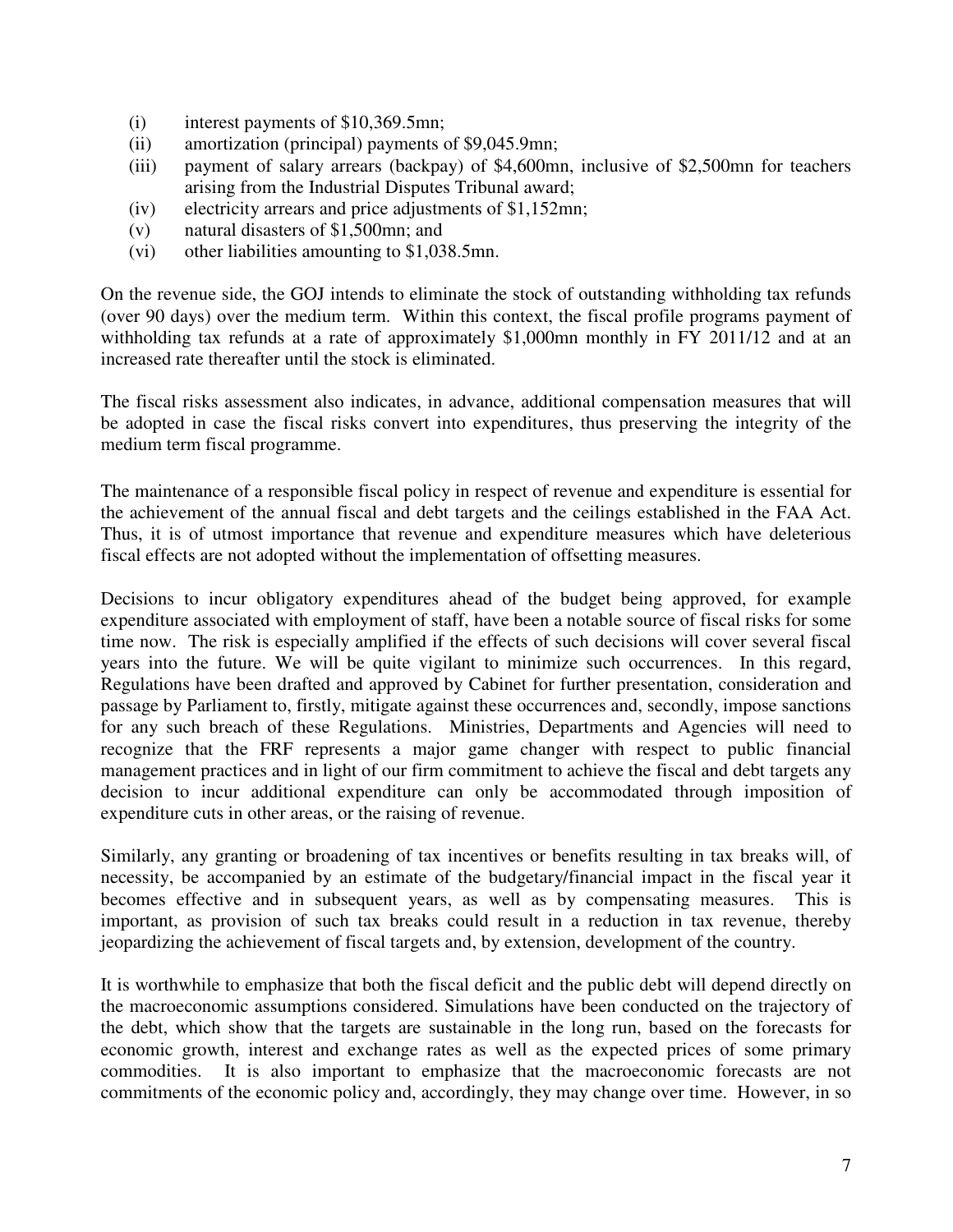(i) interest payments of $10,369.5mn;
(ii) amortization (principal) payments of $9,045.9mn;
(iii) payment of salary arrears (backpay) of $4,600mn, inclusive of $2,500mn for teachers arising from the Industrial Disputes Tribunal award;
(iv) electricity arrears and price adjustments of $1,152mn;
(v) natural disasters of $1,500mn; and
(vi) other liabilities amounting to $1,038.5mn.

On the revenue side, the GOJ intends to eliminate the stock of outstanding withholding tax refunds (over 90 days) over the medium term. Within this context, the fiscal profile programs payment of withholding tax refunds at a rate of approximately $1,000mn monthly in FY 2011/12 and at an increased rate thereafter until the stock is eliminated.

The fiscal risks assessment also indicates, in advance, additional compensation measures that will be adopted in case the fiscal risks convert into expenditures, thus preserving the integrity of the medium term fiscal programme.

The maintenance of a responsible fiscal policy in respect of revenue and expenditure is essential for the achievement of the annual fiscal and debt targets and the ceilings established in the FAA Act. Thus, it is of utmost importance that revenue and expenditure measures which have deleterious fiscal effects are not adopted without the implementation of offsetting measures.

Decisions to incur obligatory expenditures ahead of the budget being approved, for example expenditure associated with employment of staff, have been a notable source of fiscal risks for some time now. The risk is especially amplified if the effects of such decisions will cover several fiscal years into the future. We will be quite vigilant to minimize such occurrences. In this regard, Regulations have been drafted and approved by Cabinet for further presentation, consideration and passage by Parliament to, firstly, mitigate against these occurrences and, secondly, impose sanctions for any such breach of these Regulations. Ministries, Departments and Agencies will need to recognize that the FRF represents a major game changer with respect to public financial management practices and in light of our firm commitment to achieve the fiscal and debt targets any decision to incur additional expenditure can only be accommodated through imposition of expenditure cuts in other areas, or the raising of revenue.

Similarly, any granting or broadening of tax incentives or benefits resulting in tax breaks will, of necessity, be accompanied by an estimate of the budgetary/financial impact in the fiscal year it becomes effective and in subsequent years, as well as by compensating measures. This is important, as provision of such tax breaks could result in a reduction in tax revenue, thereby jeopardizing the achievement of fiscal targets and, by extension, development of the country.

It is worthwhile to emphasize that both the fiscal deficit and the public debt will depend directly on the macroeconomic assumptions considered. Simulations have been conducted on the trajectory of the debt, which show that the targets are sustainable in the long run, based on the forecasts for economic growth, interest and exchange rates as well as the expected prices of some primary commodities. It is also important to emphasize that the macroeconomic forecasts are not commitments of the economic policy and, accordingly, they may change over time. However, in so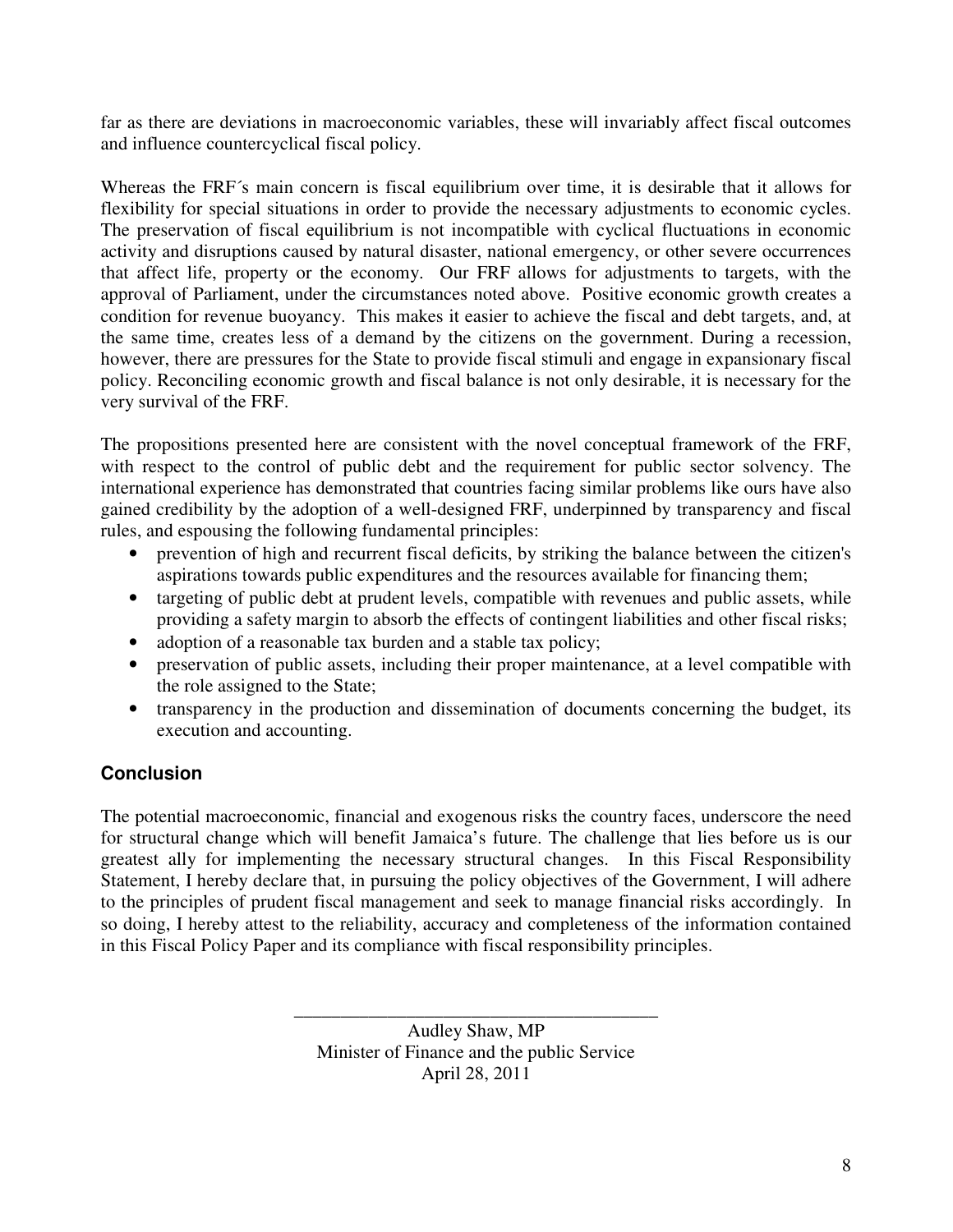far as there are deviations in macroeconomic variables, these will invariably affect fiscal outcomes and influence countercyclical fiscal policy.

Whereas the FRF´s main concern is fiscal equilibrium over time, it is desirable that it allows for flexibility for special situations in order to provide the necessary adjustments to economic cycles. The preservation of fiscal equilibrium is not incompatible with cyclical fluctuations in economic activity and disruptions caused by natural disaster, national emergency, or other severe occurrences that affect life, property or the economy. Our FRF allows for adjustments to targets, with the approval of Parliament, under the circumstances noted above. Positive economic growth creates a condition for revenue buoyancy. This makes it easier to achieve the fiscal and debt targets, and, at the same time, creates less of a demand by the citizens on the government. During a recession, however, there are pressures for the State to provide fiscal stimuli and engage in expansionary fiscal policy. Reconciling economic growth and fiscal balance is not only desirable, it is necessary for the very survival of the FRF.

The propositions presented here are consistent with the novel conceptual framework of the FRF, with respect to the control of public debt and the requirement for public sector solvency. The international experience has demonstrated that countries facing similar problems like ours have also gained credibility by the adoption of a well-designed FRF, underpinned by transparency and fiscal rules, and espousing the following fundamental principles:

- prevention of high and recurrent fiscal deficits, by striking the balance between the citizen's aspirations towards public expenditures and the resources available for financing them;
- targeting of public debt at prudent levels, compatible with revenues and public assets, while providing a safety margin to absorb the effects of contingent liabilities and other fiscal risks;
- adoption of a reasonable tax burden and a stable tax policy;
- preservation of public assets, including their proper maintenance, at a level compatible with the role assigned to the State;
- transparency in the production and dissemination of documents concerning the budget, its execution and accounting.

## Conclusion

The potential macroeconomic, financial and exogenous risks the country faces, underscore the need for structural change which will benefit Jamaica's future. The challenge that lies before us is our greatest ally for implementing the necessary structural changes. In this Fiscal Responsibility Statement, I hereby declare that, in pursuing the policy objectives of the Government, I will adhere to the principles of prudent fiscal management and seek to manage financial risks accordingly. In so doing, I hereby attest to the reliability, accuracy and completeness of the information contained in this Fiscal Policy Paper and its compliance with fiscal responsibility principles.

\_\_\_\_\_\_\_\_\_\_\_\_\_\_\_\_\_\_\_\_\_\_\_\_\_\_\_\_\_\_\_\_\_\_\_\_\_\_\_\_

Audley Shaw, MP
Minister of Finance and the public Service
April 28, 2011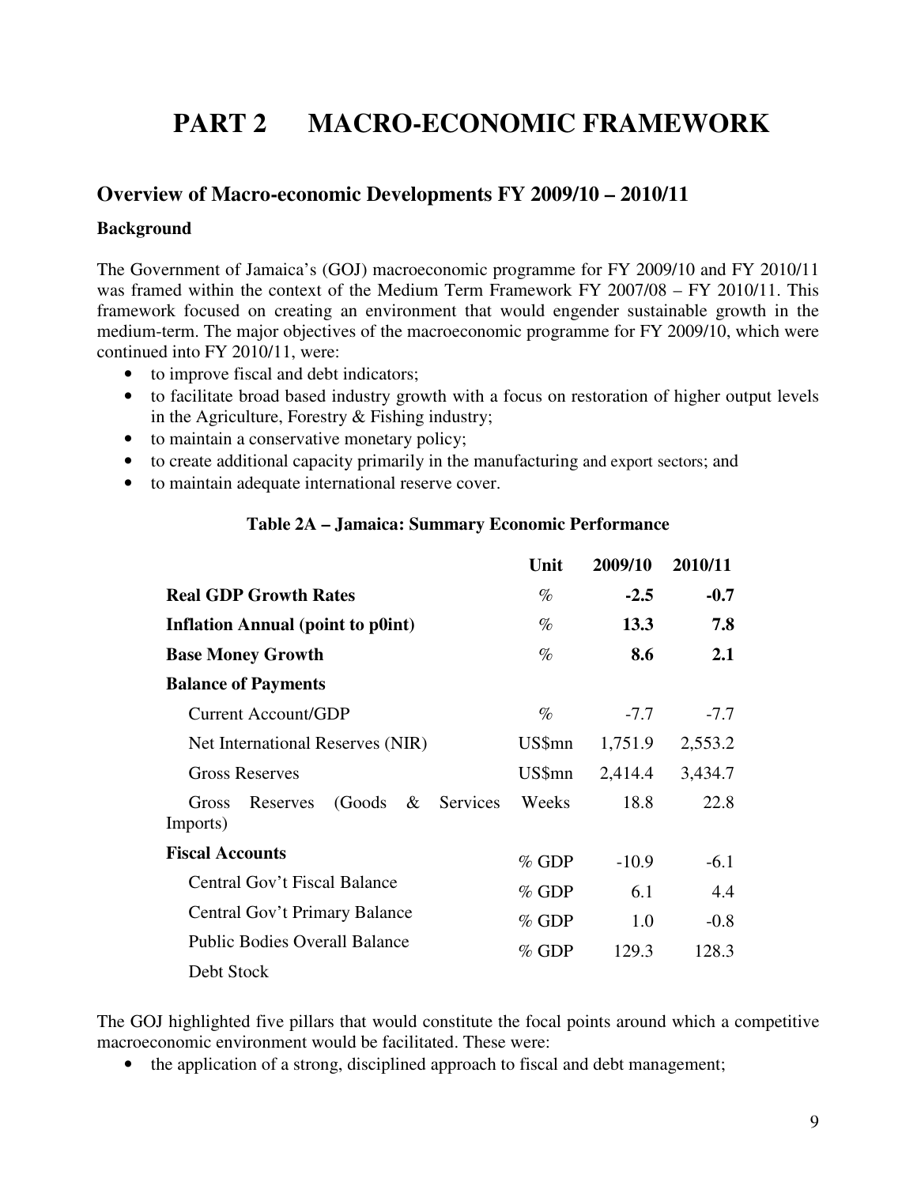# PART 2 MACRO-ECONOMIC FRAMEWORK

## Overview of Macro-economic Developments FY 2009/10 – 2010/11

### Background

The Government of Jamaica's (GOJ) macroeconomic programme for FY 2009/10 and FY 2010/11 was framed within the context of the Medium Term Framework FY 2007/08 – FY 2010/11. This framework focused on creating an environment that would engender sustainable growth in the medium-term. The major objectives of the macroeconomic programme for FY 2009/10, which were continued into FY 2010/11, were:

- to improve fiscal and debt indicators;
- to facilitate broad based industry growth with a focus on restoration of higher output levels in the Agriculture, Forestry & Fishing industry;
- to maintain a conservative monetary policy;
- to create additional capacity primarily in the manufacturing and export sectors; and
- to maintain adequate international reserve cover.

**Table 2A – Jamaica: Summary Economic Performance**

| | Unit | 2009/10 | 2010/11 |
|---|---|---|---|
| **Real GDP Growth Rates** | % | **-2.5** | **-0.7** |
| **Inflation Annual (point to p0int)** | % | **13.3** | **7.8** |
| **Base Money Growth** | % | **8.6** | **2.1** |
| **Balance of Payments** | | | |
| Current Account/GDP | % | -7.7 | -7.7 |
| Net International Reserves (NIR) | US$mn | 1,751.9 | 2,553.2 |
| Gross Reserves | US$mn | 2,414.4 | 3,434.7 |
| Gross Reserves (Goods & Services Imports) | Weeks | 18.8 | 22.8 |
| **Fiscal Accounts** | % GDP | -10.9 | -6.1 |
| Central Gov't Fiscal Balance | % GDP | 6.1 | 4.4 |
| Central Gov't Primary Balance | % GDP | 1.0 | -0.8 |
| Public Bodies Overall Balance | % GDP | 129.3 | 128.3 |
| Debt Stock | | | |

The GOJ highlighted five pillars that would constitute the focal points around which a competitive macroeconomic environment would be facilitated. These were:

- the application of a strong, disciplined approach to fiscal and debt management;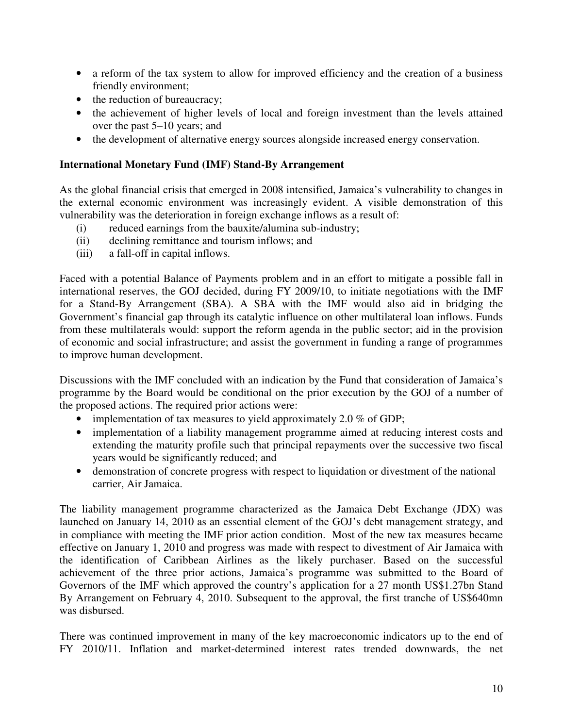- a reform of the tax system to allow for improved efficiency and the creation of a business friendly environment;
- the reduction of bureaucracy;
- the achievement of higher levels of local and foreign investment than the levels attained over the past 5–10 years; and
- the development of alternative energy sources alongside increased energy conservation.

**International Monetary Fund (IMF) Stand-By Arrangement**

As the global financial crisis that emerged in 2008 intensified, Jamaica's vulnerability to changes in the external economic environment was increasingly evident. A visible demonstration of this vulnerability was the deterioration in foreign exchange inflows as a result of:

(i) reduced earnings from the bauxite/alumina sub-industry;
(ii) declining remittance and tourism inflows; and
(iii) a fall-off in capital inflows.

Faced with a potential Balance of Payments problem and in an effort to mitigate a possible fall in international reserves, the GOJ decided, during FY 2009/10, to initiate negotiations with the IMF for a Stand-By Arrangement (SBA). A SBA with the IMF would also aid in bridging the Government's financial gap through its catalytic influence on other multilateral loan inflows. Funds from these multilaterals would: support the reform agenda in the public sector; aid in the provision of economic and social infrastructure; and assist the government in funding a range of programmes to improve human development.

Discussions with the IMF concluded with an indication by the Fund that consideration of Jamaica's programme by the Board would be conditional on the prior execution by the GOJ of a number of the proposed actions. The required prior actions were:

- implementation of tax measures to yield approximately 2.0 % of GDP;
- implementation of a liability management programme aimed at reducing interest costs and extending the maturity profile such that principal repayments over the successive two fiscal years would be significantly reduced; and
- demonstration of concrete progress with respect to liquidation or divestment of the national carrier, Air Jamaica.

The liability management programme characterized as the Jamaica Debt Exchange (JDX) was launched on January 14, 2010 as an essential element of the GOJ's debt management strategy, and in compliance with meeting the IMF prior action condition. Most of the new tax measures became effective on January 1, 2010 and progress was made with respect to divestment of Air Jamaica with the identification of Caribbean Airlines as the likely purchaser. Based on the successful achievement of the three prior actions, Jamaica's programme was submitted to the Board of Governors of the IMF which approved the country's application for a 27 month US$1.27bn Stand By Arrangement on February 4, 2010. Subsequent to the approval, the first tranche of US$640mn was disbursed.

There was continued improvement in many of the key macroeconomic indicators up to the end of FY 2010/11. Inflation and market-determined interest rates trended downwards, the net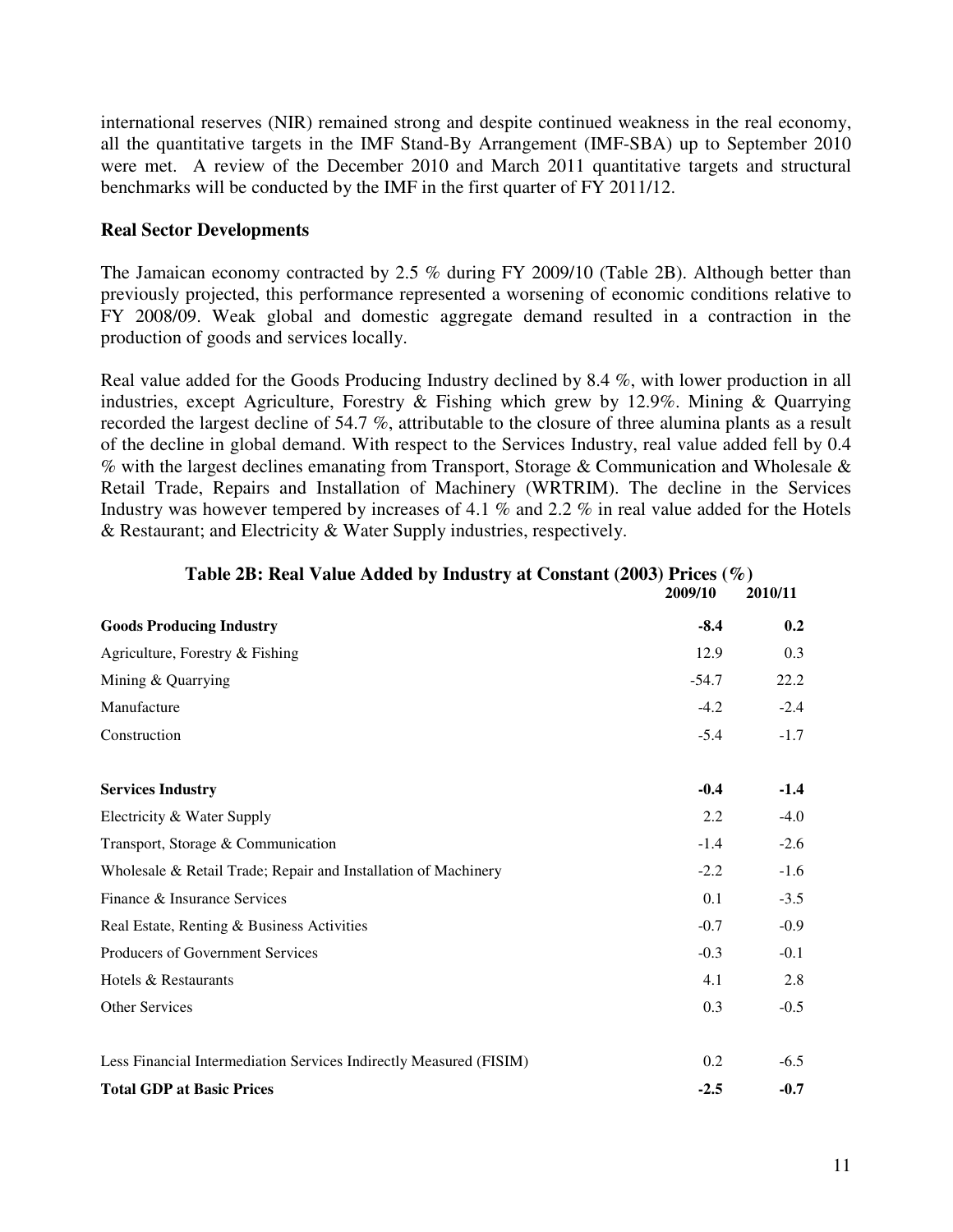international reserves (NIR) remained strong and despite continued weakness in the real economy, all the quantitative targets in the IMF Stand-By Arrangement (IMF-SBA) up to September 2010 were met. A review of the December 2010 and March 2011 quantitative targets and structural benchmarks will be conducted by the IMF in the first quarter of FY 2011/12.

**Real Sector Developments**

The Jamaican economy contracted by 2.5 % during FY 2009/10 (Table 2B). Although better than previously projected, this performance represented a worsening of economic conditions relative to FY 2008/09. Weak global and domestic aggregate demand resulted in a contraction in the production of goods and services locally.

Real value added for the Goods Producing Industry declined by 8.4 %, with lower production in all industries, except Agriculture, Forestry & Fishing which grew by 12.9%. Mining & Quarrying recorded the largest decline of 54.7 %, attributable to the closure of three alumina plants as a result of the decline in global demand. With respect to the Services Industry, real value added fell by 0.4 % with the largest declines emanating from Transport, Storage & Communication and Wholesale & Retail Trade, Repairs and Installation of Machinery (WRTRIM). The decline in the Services Industry was however tempered by increases of 4.1 % and 2.2 % in real value added for the Hotels & Restaurant; and Electricity & Water Supply industries, respectively.

**Table 2B: Real Value Added by Industry at Constant (2003) Prices (%)**

| | 2009/10 | 2010/11 |
|---|---|---|
| **Goods Producing Industry** | **-8.4** | **0.2** |
| Agriculture, Forestry & Fishing | 12.9 | 0.3 |
| Mining & Quarrying | -54.7 | 22.2 |
| Manufacture | -4.2 | -2.4 |
| Construction | -5.4 | -1.7 |
| | | |
| **Services Industry** | **-0.4** | **-1.4** |
| Electricity & Water Supply | 2.2 | -4.0 |
| Transport, Storage & Communication | -1.4 | -2.6 |
| Wholesale & Retail Trade; Repair and Installation of Machinery | -2.2 | -1.6 |
| Finance & Insurance Services | 0.1 | -3.5 |
| Real Estate, Renting & Business Activities | -0.7 | -0.9 |
| Producers of Government Services | -0.3 | -0.1 |
| Hotels & Restaurants | 4.1 | 2.8 |
| Other Services | 0.3 | -0.5 |
| | | |
| Less Financial Intermediation Services Indirectly Measured (FISIM) | 0.2 | -6.5 |
| **Total GDP at Basic Prices** | **-2.5** | **-0.7** |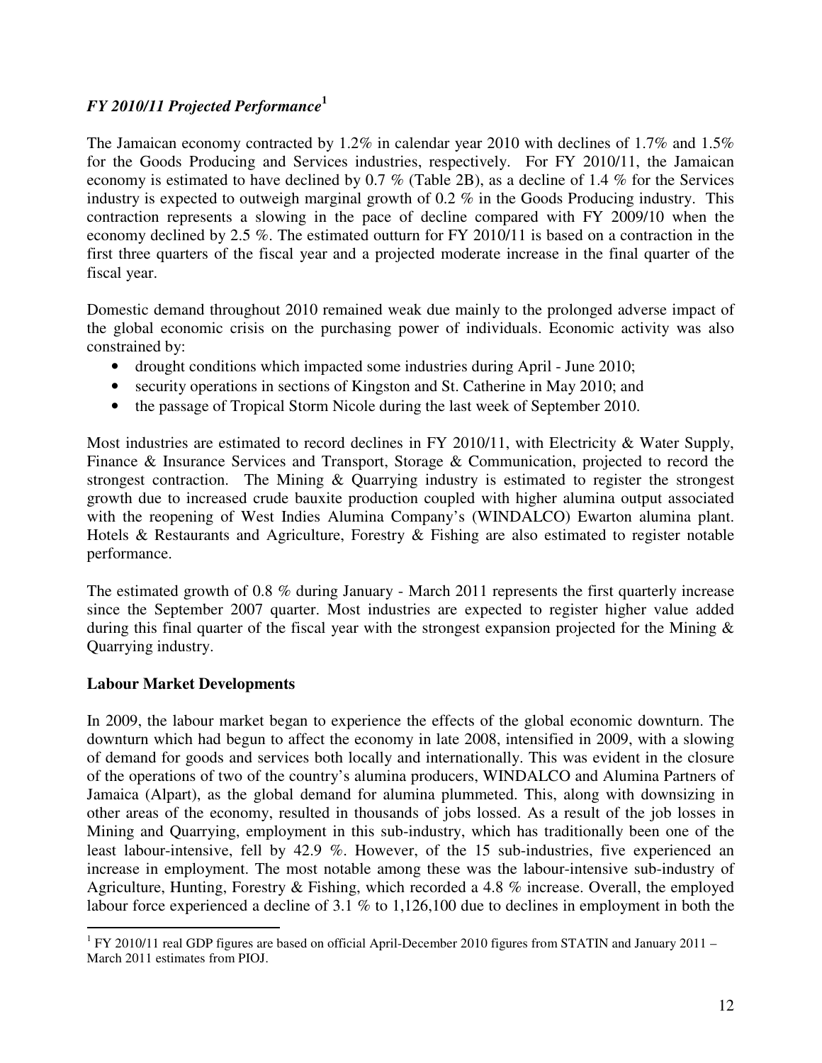### *FY 2010/11 Projected Performance*[1]

The Jamaican economy contracted by 1.2% in calendar year 2010 with declines of 1.7% and 1.5% for the Goods Producing and Services industries, respectively. For FY 2010/11, the Jamaican economy is estimated to have declined by 0.7 % (Table 2B), as a decline of 1.4 % for the Services industry is expected to outweigh marginal growth of 0.2 % in the Goods Producing industry. This contraction represents a slowing in the pace of decline compared with FY 2009/10 when the economy declined by 2.5 %. The estimated outturn for FY 2010/11 is based on a contraction in the first three quarters of the fiscal year and a projected moderate increase in the final quarter of the fiscal year.

Domestic demand throughout 2010 remained weak due mainly to the prolonged adverse impact of the global economic crisis on the purchasing power of individuals. Economic activity was also constrained by:

- drought conditions which impacted some industries during April - June 2010;
- security operations in sections of Kingston and St. Catherine in May 2010; and
- the passage of Tropical Storm Nicole during the last week of September 2010.

Most industries are estimated to record declines in FY 2010/11, with Electricity & Water Supply, Finance & Insurance Services and Transport, Storage & Communication, projected to record the strongest contraction. The Mining & Quarrying industry is estimated to register the strongest growth due to increased crude bauxite production coupled with higher alumina output associated with the reopening of West Indies Alumina Company's (WINDALCO) Ewarton alumina plant. Hotels & Restaurants and Agriculture, Forestry & Fishing are also estimated to register notable performance.

The estimated growth of 0.8 % during January - March 2011 represents the first quarterly increase since the September 2007 quarter. Most industries are expected to register higher value added during this final quarter of the fiscal year with the strongest expansion projected for the Mining & Quarrying industry.

### Labour Market Developments

In 2009, the labour market began to experience the effects of the global economic downturn. The downturn which had begun to affect the economy in late 2008, intensified in 2009, with a slowing of demand for goods and services both locally and internationally. This was evident in the closure of the operations of two of the country's alumina producers, WINDALCO and Alumina Partners of Jamaica (Alpart), as the global demand for alumina plummeted. This, along with downsizing in other areas of the economy, resulted in thousands of jobs lossed. As a result of the job losses in Mining and Quarrying, employment in this sub-industry, which has traditionally been one of the least labour-intensive, fell by 42.9 %. However, of the 15 sub-industries, five experienced an increase in employment. The most notable among these was the labour-intensive sub-industry of Agriculture, Hunting, Forestry & Fishing, which recorded a 4.8 % increase. Overall, the employed labour force experienced a decline of 3.1 % to 1,126,100 due to declines in employment in both the

---

[1] FY 2010/11 real GDP figures are based on official April-December 2010 figures from STATIN and January 2011 – March 2011 estimates from PIOJ.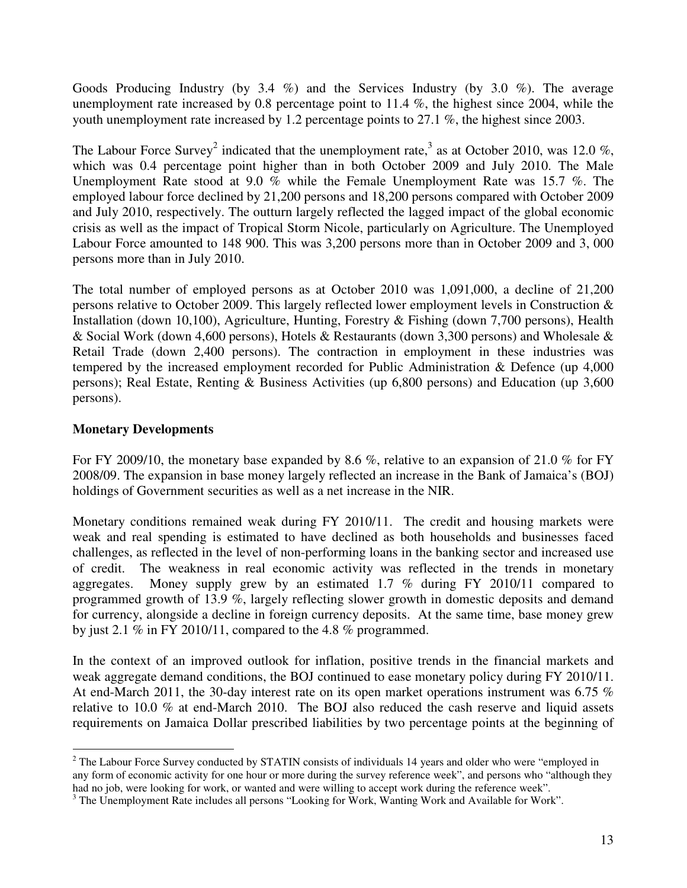Goods Producing Industry (by 3.4 %) and the Services Industry (by 3.0 %). The average unemployment rate increased by 0.8 percentage point to 11.4 %, the highest since 2004, while the youth unemployment rate increased by 1.2 percentage points to 27.1 %, the highest since 2003.

The Labour Force Survey[2] indicated that the unemployment rate,[3] as at October 2010, was 12.0 %, which was 0.4 percentage point higher than in both October 2009 and July 2010. The Male Unemployment Rate stood at 9.0 % while the Female Unemployment Rate was 15.7 %. The employed labour force declined by 21,200 persons and 18,200 persons compared with October 2009 and July 2010, respectively. The outturn largely reflected the lagged impact of the global economic crisis as well as the impact of Tropical Storm Nicole, particularly on Agriculture. The Unemployed Labour Force amounted to 148 900. This was 3,200 persons more than in October 2009 and 3, 000 persons more than in July 2010.

The total number of employed persons as at October 2010 was 1,091,000, a decline of 21,200 persons relative to October 2009. This largely reflected lower employment levels in Construction & Installation (down 10,100), Agriculture, Hunting, Forestry & Fishing (down 7,700 persons), Health & Social Work (down 4,600 persons), Hotels & Restaurants (down 3,300 persons) and Wholesale & Retail Trade (down 2,400 persons). The contraction in employment in these industries was tempered by the increased employment recorded for Public Administration & Defence (up 4,000 persons); Real Estate, Renting & Business Activities (up 6,800 persons) and Education (up 3,600 persons).

**Monetary Developments**

For FY 2009/10, the monetary base expanded by 8.6 %, relative to an expansion of 21.0 % for FY 2008/09. The expansion in base money largely reflected an increase in the Bank of Jamaica's (BOJ) holdings of Government securities as well as a net increase in the NIR.

Monetary conditions remained weak during FY 2010/11. The credit and housing markets were weak and real spending is estimated to have declined as both households and businesses faced challenges, as reflected in the level of non-performing loans in the banking sector and increased use of credit. The weakness in real economic activity was reflected in the trends in monetary aggregates. Money supply grew by an estimated 1.7 % during FY 2010/11 compared to programmed growth of 13.9 %, largely reflecting slower growth in domestic deposits and demand for currency, alongside a decline in foreign currency deposits. At the same time, base money grew by just 2.1 % in FY 2010/11, compared to the 4.8 % programmed.

In the context of an improved outlook for inflation, positive trends in the financial markets and weak aggregate demand conditions, the BOJ continued to ease monetary policy during FY 2010/11. At end-March 2011, the 30-day interest rate on its open market operations instrument was 6.75 % relative to 10.0 % at end-March 2010. The BOJ also reduced the cash reserve and liquid assets requirements on Jamaica Dollar prescribed liabilities by two percentage points at the beginning of

---

[2] The Labour Force Survey conducted by STATIN consists of individuals 14 years and older who were "employed in any form of economic activity for one hour or more during the survey reference week", and persons who "although they had no job, were looking for work, or wanted and were willing to accept work during the reference week".

[3] The Unemployment Rate includes all persons "Looking for Work, Wanting Work and Available for Work".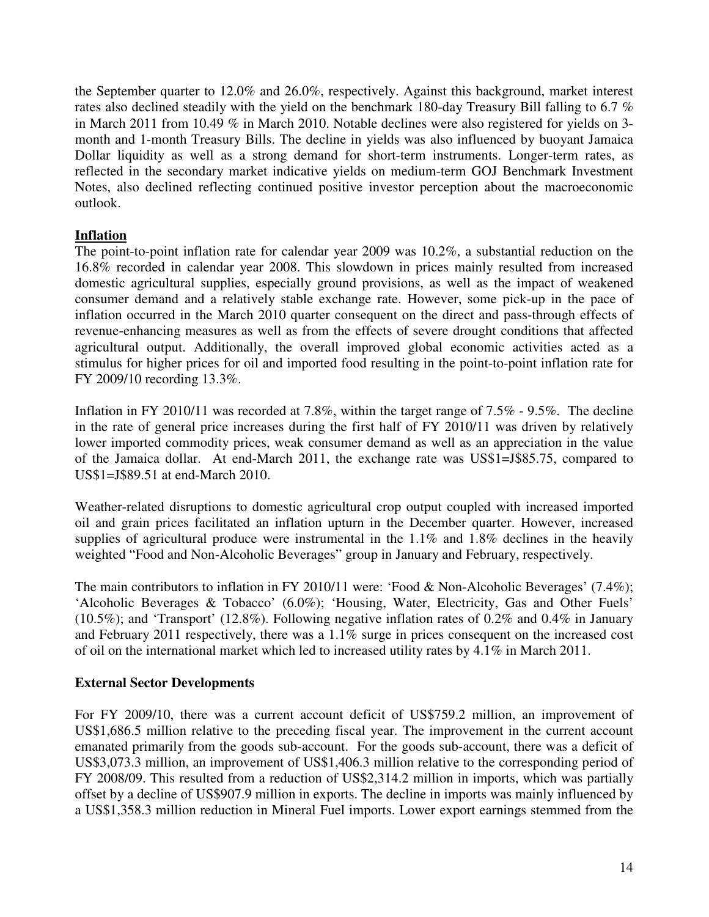the September quarter to 12.0% and 26.0%, respectively. Against this background, market interest rates also declined steadily with the yield on the benchmark 180-day Treasury Bill falling to 6.7 % in March 2011 from 10.49 % in March 2010. Notable declines were also registered for yields on 3-month and 1-month Treasury Bills. The decline in yields was also influenced by buoyant Jamaica Dollar liquidity as well as a strong demand for short-term instruments. Longer-term rates, as reflected in the secondary market indicative yields on medium-term GOJ Benchmark Investment Notes, also declined reflecting continued positive investor perception about the macroeconomic outlook.

## Inflation

The point-to-point inflation rate for calendar year 2009 was 10.2%, a substantial reduction on the 16.8% recorded in calendar year 2008. This slowdown in prices mainly resulted from increased domestic agricultural supplies, especially ground provisions, as well as the impact of weakened consumer demand and a relatively stable exchange rate. However, some pick-up in the pace of inflation occurred in the March 2010 quarter consequent on the direct and pass-through effects of revenue-enhancing measures as well as from the effects of severe drought conditions that affected agricultural output. Additionally, the overall improved global economic activities acted as a stimulus for higher prices for oil and imported food resulting in the point-to-point inflation rate for FY 2009/10 recording 13.3%.

Inflation in FY 2010/11 was recorded at 7.8%, within the target range of 7.5% - 9.5%. The decline in the rate of general price increases during the first half of FY 2010/11 was driven by relatively lower imported commodity prices, weak consumer demand as well as an appreciation in the value of the Jamaica dollar. At end-March 2011, the exchange rate was US$1=J$85.75, compared to US$1=J$89.51 at end-March 2010.

Weather-related disruptions to domestic agricultural crop output coupled with increased imported oil and grain prices facilitated an inflation upturn in the December quarter. However, increased supplies of agricultural produce were instrumental in the 1.1% and 1.8% declines in the heavily weighted "Food and Non-Alcoholic Beverages" group in January and February, respectively.

The main contributors to inflation in FY 2010/11 were: 'Food & Non-Alcoholic Beverages' (7.4%); 'Alcoholic Beverages & Tobacco' (6.0%); 'Housing, Water, Electricity, Gas and Other Fuels' (10.5%); and 'Transport' (12.8%). Following negative inflation rates of 0.2% and 0.4% in January and February 2011 respectively, there was a 1.1% surge in prices consequent on the increased cost of oil on the international market which led to increased utility rates by 4.1% in March 2011.

## External Sector Developments

For FY 2009/10, there was a current account deficit of US$759.2 million, an improvement of US$1,686.5 million relative to the preceding fiscal year. The improvement in the current account emanated primarily from the goods sub-account. For the goods sub-account, there was a deficit of US$3,073.3 million, an improvement of US$1,406.3 million relative to the corresponding period of FY 2008/09. This resulted from a reduction of US$2,314.2 million in imports, which was partially offset by a decline of US$907.9 million in exports. The decline in imports was mainly influenced by a US$1,358.3 million reduction in Mineral Fuel imports. Lower export earnings stemmed from the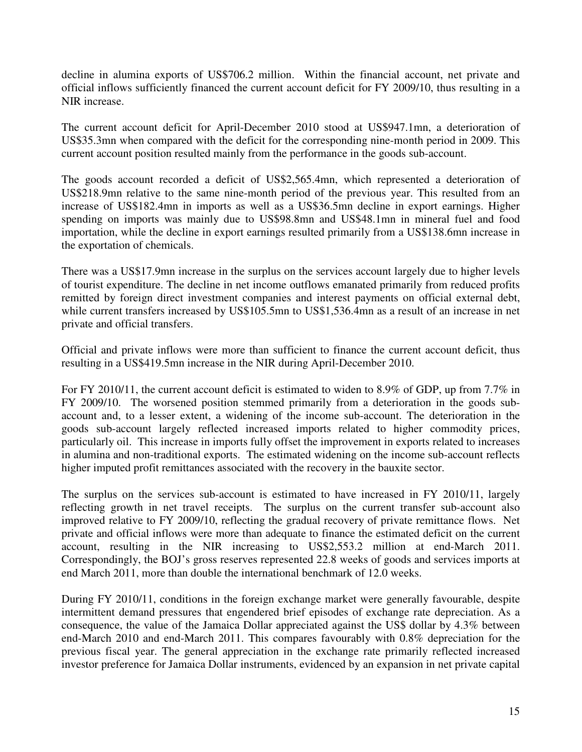decline in alumina exports of US$706.2 million. Within the financial account, net private and official inflows sufficiently financed the current account deficit for FY 2009/10, thus resulting in a NIR increase.

The current account deficit for April-December 2010 stood at US$947.1mn, a deterioration of US$35.3mn when compared with the deficit for the corresponding nine-month period in 2009. This current account position resulted mainly from the performance in the goods sub-account.

The goods account recorded a deficit of US$2,565.4mn, which represented a deterioration of US$218.9mn relative to the same nine-month period of the previous year. This resulted from an increase of US$182.4mn in imports as well as a US$36.5mn decline in export earnings. Higher spending on imports was mainly due to US$98.8mn and US$48.1mn in mineral fuel and food importation, while the decline in export earnings resulted primarily from a US$138.6mn increase in the exportation of chemicals.

There was a US$17.9mn increase in the surplus on the services account largely due to higher levels of tourist expenditure. The decline in net income outflows emanated primarily from reduced profits remitted by foreign direct investment companies and interest payments on official external debt, while current transfers increased by US$105.5mn to US$1,536.4mn as a result of an increase in net private and official transfers.

Official and private inflows were more than sufficient to finance the current account deficit, thus resulting in a US$419.5mn increase in the NIR during April-December 2010.

For FY 2010/11, the current account deficit is estimated to widen to 8.9% of GDP, up from 7.7% in FY 2009/10. The worsened position stemmed primarily from a deterioration in the goods sub-account and, to a lesser extent, a widening of the income sub-account. The deterioration in the goods sub-account largely reflected increased imports related to higher commodity prices, particularly oil. This increase in imports fully offset the improvement in exports related to increases in alumina and non-traditional exports. The estimated widening on the income sub-account reflects higher imputed profit remittances associated with the recovery in the bauxite sector.

The surplus on the services sub-account is estimated to have increased in FY 2010/11, largely reflecting growth in net travel receipts. The surplus on the current transfer sub-account also improved relative to FY 2009/10, reflecting the gradual recovery of private remittance flows. Net private and official inflows were more than adequate to finance the estimated deficit on the current account, resulting in the NIR increasing to US$2,553.2 million at end-March 2011. Correspondingly, the BOJ's gross reserves represented 22.8 weeks of goods and services imports at end March 2011, more than double the international benchmark of 12.0 weeks.

During FY 2010/11, conditions in the foreign exchange market were generally favourable, despite intermittent demand pressures that engendered brief episodes of exchange rate depreciation. As a consequence, the value of the Jamaica Dollar appreciated against the US$ dollar by 4.3% between end-March 2010 and end-March 2011. This compares favourably with 0.8% depreciation for the previous fiscal year. The general appreciation in the exchange rate primarily reflected increased investor preference for Jamaica Dollar instruments, evidenced by an expansion in net private capital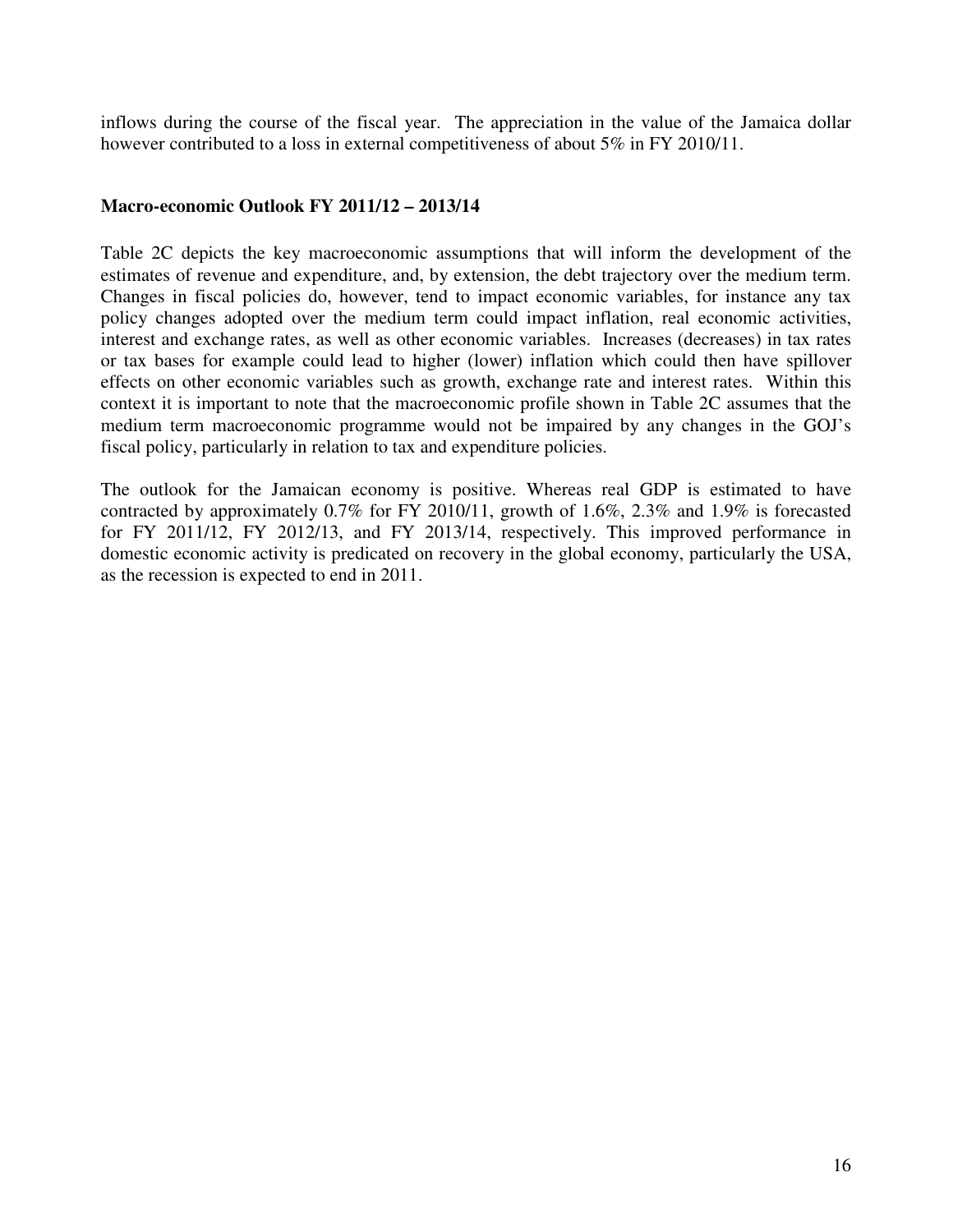inflows during the course of the fiscal year. The appreciation in the value of the Jamaica dollar however contributed to a loss in external competitiveness of about 5% in FY 2010/11.

**Macro-economic Outlook FY 2011/12 – 2013/14**

Table 2C depicts the key macroeconomic assumptions that will inform the development of the estimates of revenue and expenditure, and, by extension, the debt trajectory over the medium term. Changes in fiscal policies do, however, tend to impact economic variables, for instance any tax policy changes adopted over the medium term could impact inflation, real economic activities, interest and exchange rates, as well as other economic variables. Increases (decreases) in tax rates or tax bases for example could lead to higher (lower) inflation which could then have spillover effects on other economic variables such as growth, exchange rate and interest rates. Within this context it is important to note that the macroeconomic profile shown in Table 2C assumes that the medium term macroeconomic programme would not be impaired by any changes in the GOJ's fiscal policy, particularly in relation to tax and expenditure policies.

The outlook for the Jamaican economy is positive. Whereas real GDP is estimated to have contracted by approximately 0.7% for FY 2010/11, growth of 1.6%, 2.3% and 1.9% is forecasted for FY 2011/12, FY 2012/13, and FY 2013/14, respectively. This improved performance in domestic economic activity is predicated on recovery in the global economy, particularly the USA, as the recession is expected to end in 2011.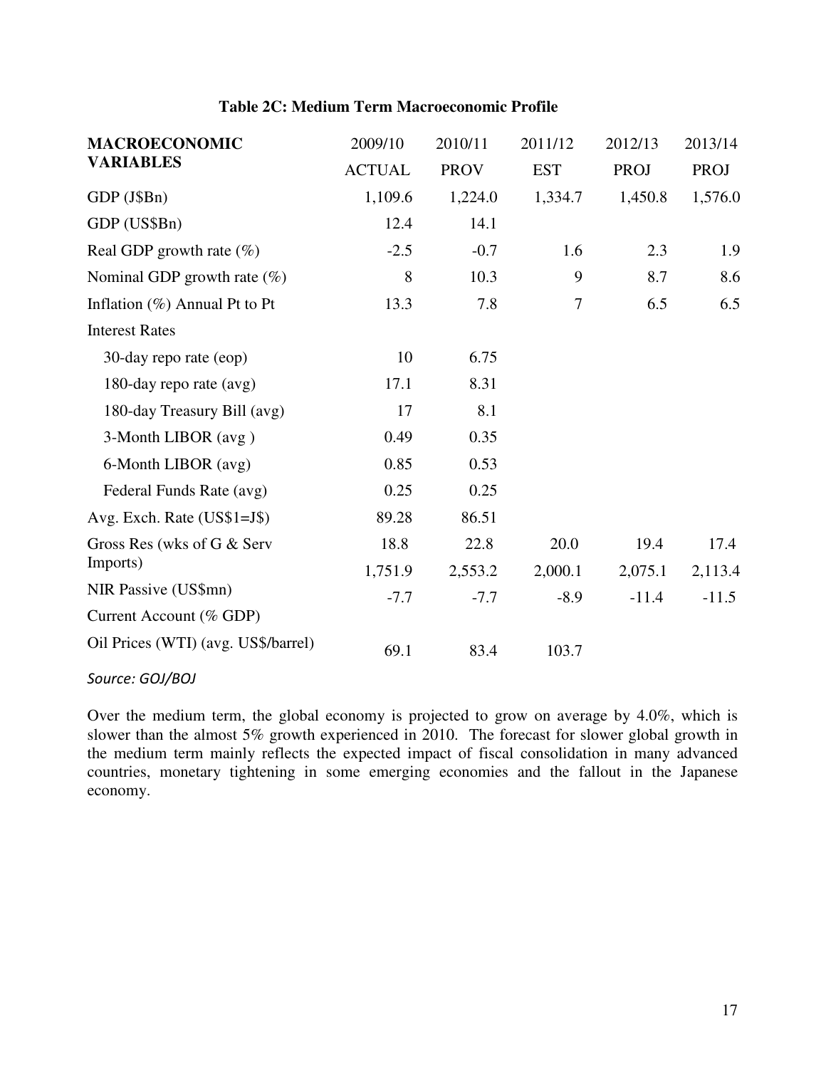**Table 2C: Medium Term Macroeconomic Profile**

| MACROECONOMIC VARIABLES | 2009/10 ACTUAL | 2010/11 PROV | 2011/12 EST | 2012/13 PROJ | 2013/14 PROJ |
|---|---|---|---|---|---|
| GDP (J$Bn) | 1,109.6 | 1,224.0 | 1,334.7 | 1,450.8 | 1,576.0 |
| GDP (US$Bn) | 12.4 | 14.1 | | | |
| Real GDP growth rate (%) | -2.5 | -0.7 | 1.6 | 2.3 | 1.9 |
| Nominal GDP growth rate (%) | 8 | 10.3 | 9 | 8.7 | 8.6 |
| Inflation (%) Annual Pt to Pt | 13.3 | 7.8 | 7 | 6.5 | 6.5 |
| Interest Rates | | | | | |
| 30-day repo rate (eop) | 10 | 6.75 | | | |
| 180-day repo rate (avg) | 17.1 | 8.31 | | | |
| 180-day Treasury Bill (avg) | 17 | 8.1 | | | |
| 3-Month LIBOR (avg ) | 0.49 | 0.35 | | | |
| 6-Month LIBOR (avg) | 0.85 | 0.53 | | | |
| Federal Funds Rate (avg) | 0.25 | 0.25 | | | |
| Avg. Exch. Rate (US$1=J$) | 89.28 | 86.51 | | | |
| Gross Res (wks of G & Serv Imports) | 18.8 | 22.8 | 20.0 | 19.4 | 17.4 |
| NIR Passive (US$mn) | 1,751.9 | 2,553.2 | 2,000.1 | 2,075.1 | 2,113.4 |
| Current Account (% GDP) | -7.7 | -7.7 | -8.9 | -11.4 | -11.5 |
| Oil Prices (WTI) (avg. US$/barrel) | 69.1 | 83.4 | 103.7 | | |

*Source: GOJ/BOJ*

Over the medium term, the global economy is projected to grow on average by 4.0%, which is slower than the almost 5% growth experienced in 2010. The forecast for slower global growth in the medium term mainly reflects the expected impact of fiscal consolidation in many advanced countries, monetary tightening in some emerging economies and the fallout in the Japanese economy.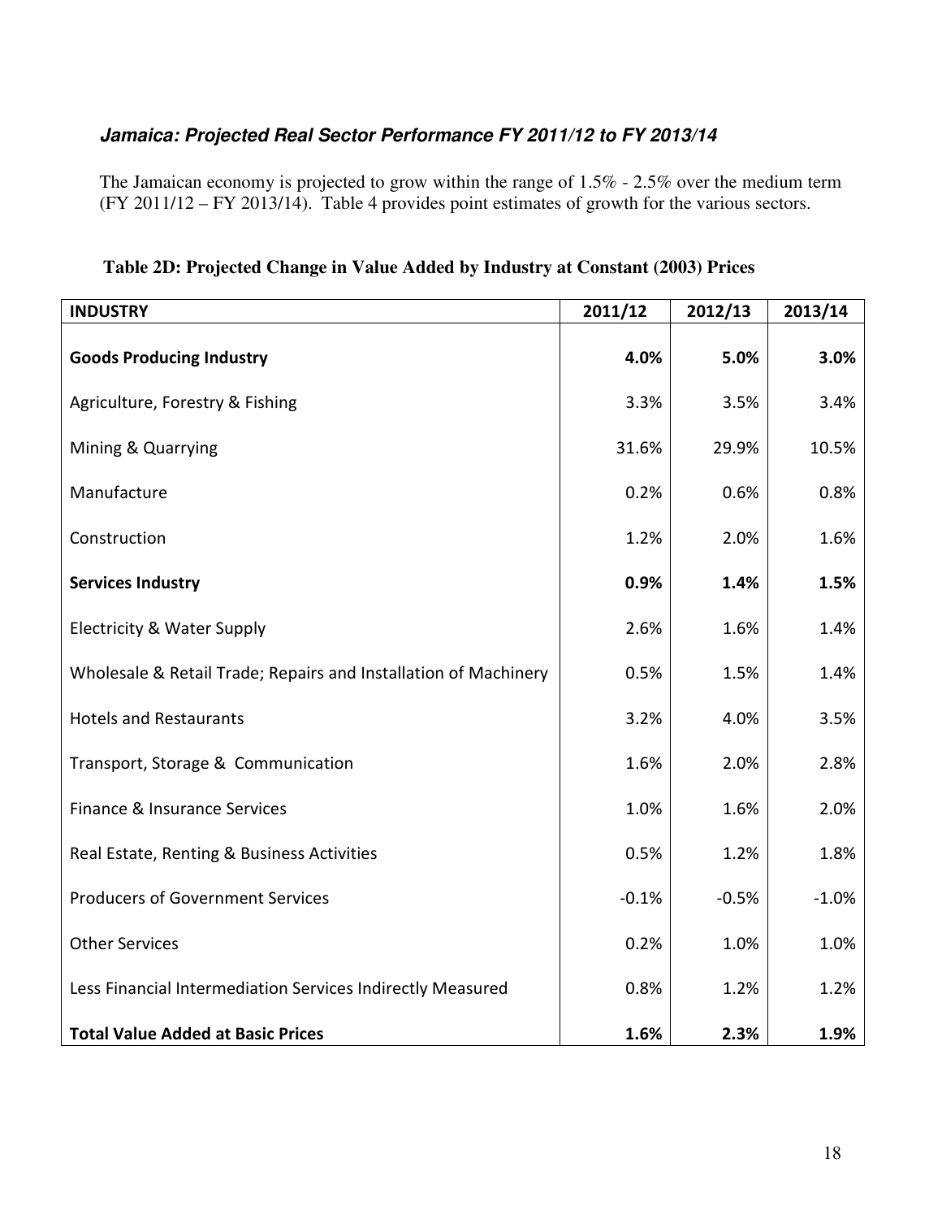### *Jamaica: Projected Real Sector Performance FY 2011/12 to FY 2013/14*

The Jamaican economy is projected to grow within the range of 1.5% - 2.5% over the medium term (FY 2011/12 – FY 2013/14). Table 4 provides point estimates of growth for the various sectors.

**Table 2D: Projected Change in Value Added by Industry at Constant (2003) Prices**

| INDUSTRY | 2011/12 | 2012/13 | 2013/14 |
|---|---|---|---|
| **Goods Producing Industry** | **4.0%** | **5.0%** | **3.0%** |
| Agriculture, Forestry & Fishing | 3.3% | 3.5% | 3.4% |
| Mining & Quarrying | 31.6% | 29.9% | 10.5% |
| Manufacture | 0.2% | 0.6% | 0.8% |
| Construction | 1.2% | 2.0% | 1.6% |
| **Services Industry** | **0.9%** | **1.4%** | **1.5%** |
| Electricity & Water Supply | 2.6% | 1.6% | 1.4% |
| Wholesale & Retail Trade; Repairs and Installation of Machinery | 0.5% | 1.5% | 1.4% |
| Hotels and Restaurants | 3.2% | 4.0% | 3.5% |
| Transport, Storage & Communication | 1.6% | 2.0% | 2.8% |
| Finance & Insurance Services | 1.0% | 1.6% | 2.0% |
| Real Estate, Renting & Business Activities | 0.5% | 1.2% | 1.8% |
| Producers of Government Services | -0.1% | -0.5% | -1.0% |
| Other Services | 0.2% | 1.0% | 1.0% |
| Less Financial Intermediation Services Indirectly Measured | 0.8% | 1.2% | 1.2% |
| **Total Value Added at Basic Prices** | **1.6%** | **2.3%** | **1.9%** |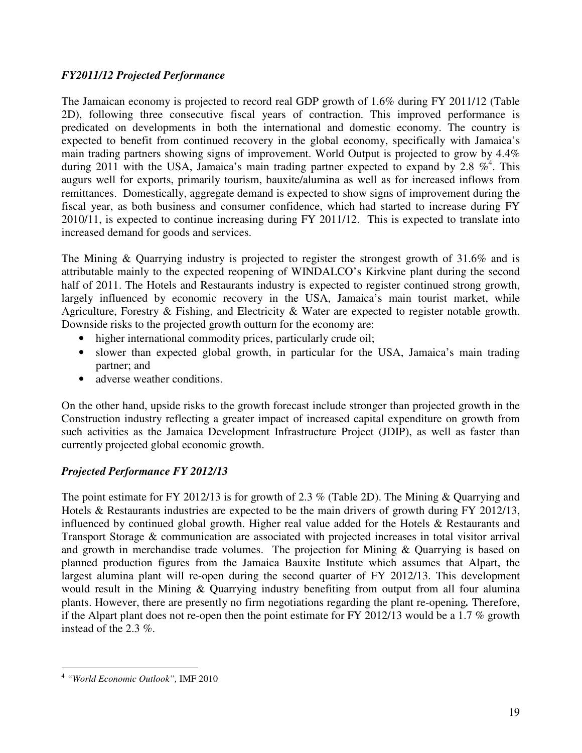### *FY2011/12 Projected Performance*

The Jamaican economy is projected to record real GDP growth of 1.6% during FY 2011/12 (Table 2D), following three consecutive fiscal years of contraction. This improved performance is predicated on developments in both the international and domestic economy. The country is expected to benefit from continued recovery in the global economy, specifically with Jamaica's main trading partners showing signs of improvement. World Output is projected to grow by 4.4% during 2011 with the USA, Jamaica's main trading partner expected to expand by 2.8 %[4]. This augurs well for exports, primarily tourism, bauxite/alumina as well as for increased inflows from remittances. Domestically, aggregate demand is expected to show signs of improvement during the fiscal year, as both business and consumer confidence, which had started to increase during FY 2010/11, is expected to continue increasing during FY 2011/12. This is expected to translate into increased demand for goods and services.

The Mining & Quarrying industry is projected to register the strongest growth of 31.6% and is attributable mainly to the expected reopening of WINDALCO's Kirkvine plant during the second half of 2011. The Hotels and Restaurants industry is expected to register continued strong growth, largely influenced by economic recovery in the USA, Jamaica's main tourist market, while Agriculture, Forestry & Fishing, and Electricity & Water are expected to register notable growth. Downside risks to the projected growth outturn for the economy are:

- higher international commodity prices, particularly crude oil;
- slower than expected global growth, in particular for the USA, Jamaica's main trading partner; and
- adverse weather conditions.

On the other hand, upside risks to the growth forecast include stronger than projected growth in the Construction industry reflecting a greater impact of increased capital expenditure on growth from such activities as the Jamaica Development Infrastructure Project (JDIP), as well as faster than currently projected global economic growth.

### *Projected Performance FY 2012/13*

The point estimate for FY 2012/13 is for growth of 2.3 % (Table 2D). The Mining & Quarrying and Hotels & Restaurants industries are expected to be the main drivers of growth during FY 2012/13, influenced by continued global growth. Higher real value added for the Hotels & Restaurants and Transport Storage & communication are associated with projected increases in total visitor arrival and growth in merchandise trade volumes. The projection for Mining & Quarrying is based on planned production figures from the Jamaica Bauxite Institute which assumes that Alpart, the largest alumina plant will re-open during the second quarter of FY 2012/13. This development would result in the Mining & Quarrying industry benefiting from output from all four alumina plants. However, there are presently no firm negotiations regarding the plant re-opening. Therefore, if the Alpart plant does not re-open then the point estimate for FY 2012/13 would be a 1.7 % growth instead of the 2.3 %.

---

[4] *"World Economic Outlook",* IMF 2010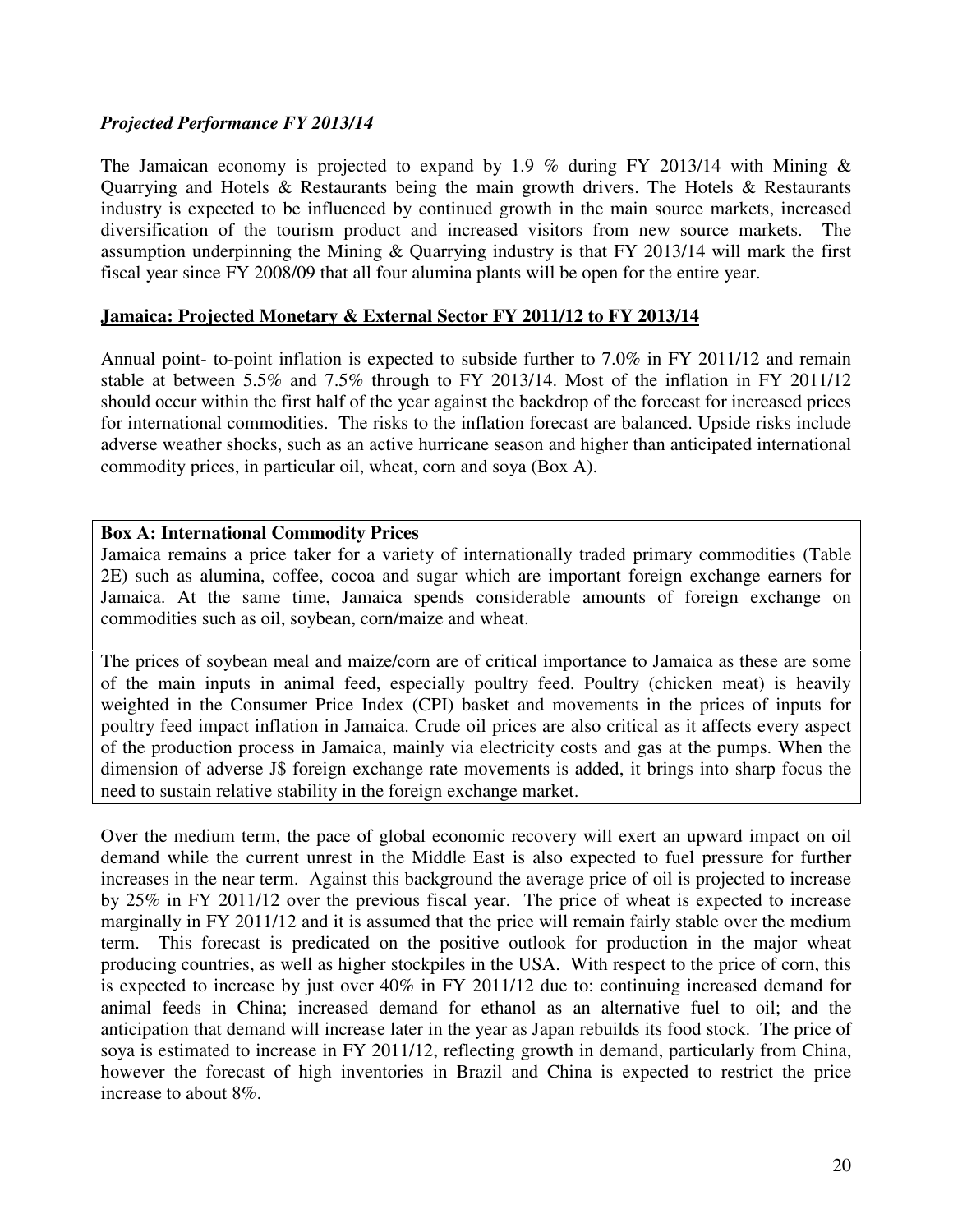### *Projected Performance FY 2013/14*

The Jamaican economy is projected to expand by 1.9 % during FY 2013/14 with Mining & Quarrying and Hotels & Restaurants being the main growth drivers. The Hotels & Restaurants industry is expected to be influenced by continued growth in the main source markets, increased diversification of the tourism product and increased visitors from new source markets. The assumption underpinning the Mining & Quarrying industry is that FY 2013/14 will mark the first fiscal year since FY 2008/09 that all four alumina plants will be open for the entire year.

### **Jamaica: Projected Monetary & External Sector FY 2011/12 to FY 2013/14**

Annual point- to-point inflation is expected to subside further to 7.0% in FY 2011/12 and remain stable at between 5.5% and 7.5% through to FY 2013/14. Most of the inflation in FY 2011/12 should occur within the first half of the year against the backdrop of the forecast for increased prices for international commodities. The risks to the inflation forecast are balanced. Upside risks include adverse weather shocks, such as an active hurricane season and higher than anticipated international commodity prices, in particular oil, wheat, corn and soya (Box A).

**Box A: International Commodity Prices**

Jamaica remains a price taker for a variety of internationally traded primary commodities (Table 2E) such as alumina, coffee, cocoa and sugar which are important foreign exchange earners for Jamaica. At the same time, Jamaica spends considerable amounts of foreign exchange on commodities such as oil, soybean, corn/maize and wheat.

The prices of soybean meal and maize/corn are of critical importance to Jamaica as these are some of the main inputs in animal feed, especially poultry feed. Poultry (chicken meat) is heavily weighted in the Consumer Price Index (CPI) basket and movements in the prices of inputs for poultry feed impact inflation in Jamaica. Crude oil prices are also critical as it affects every aspect of the production process in Jamaica, mainly via electricity costs and gas at the pumps. When the dimension of adverse J$ foreign exchange rate movements is added, it brings into sharp focus the need to sustain relative stability in the foreign exchange market.

Over the medium term, the pace of global economic recovery will exert an upward impact on oil demand while the current unrest in the Middle East is also expected to fuel pressure for further increases in the near term. Against this background the average price of oil is projected to increase by 25% in FY 2011/12 over the previous fiscal year. The price of wheat is expected to increase marginally in FY 2011/12 and it is assumed that the price will remain fairly stable over the medium term. This forecast is predicated on the positive outlook for production in the major wheat producing countries, as well as higher stockpiles in the USA. With respect to the price of corn, this is expected to increase by just over 40% in FY 2011/12 due to: continuing increased demand for animal feeds in China; increased demand for ethanol as an alternative fuel to oil; and the anticipation that demand will increase later in the year as Japan rebuilds its food stock. The price of soya is estimated to increase in FY 2011/12, reflecting growth in demand, particularly from China, however the forecast of high inventories in Brazil and China is expected to restrict the price increase to about 8%.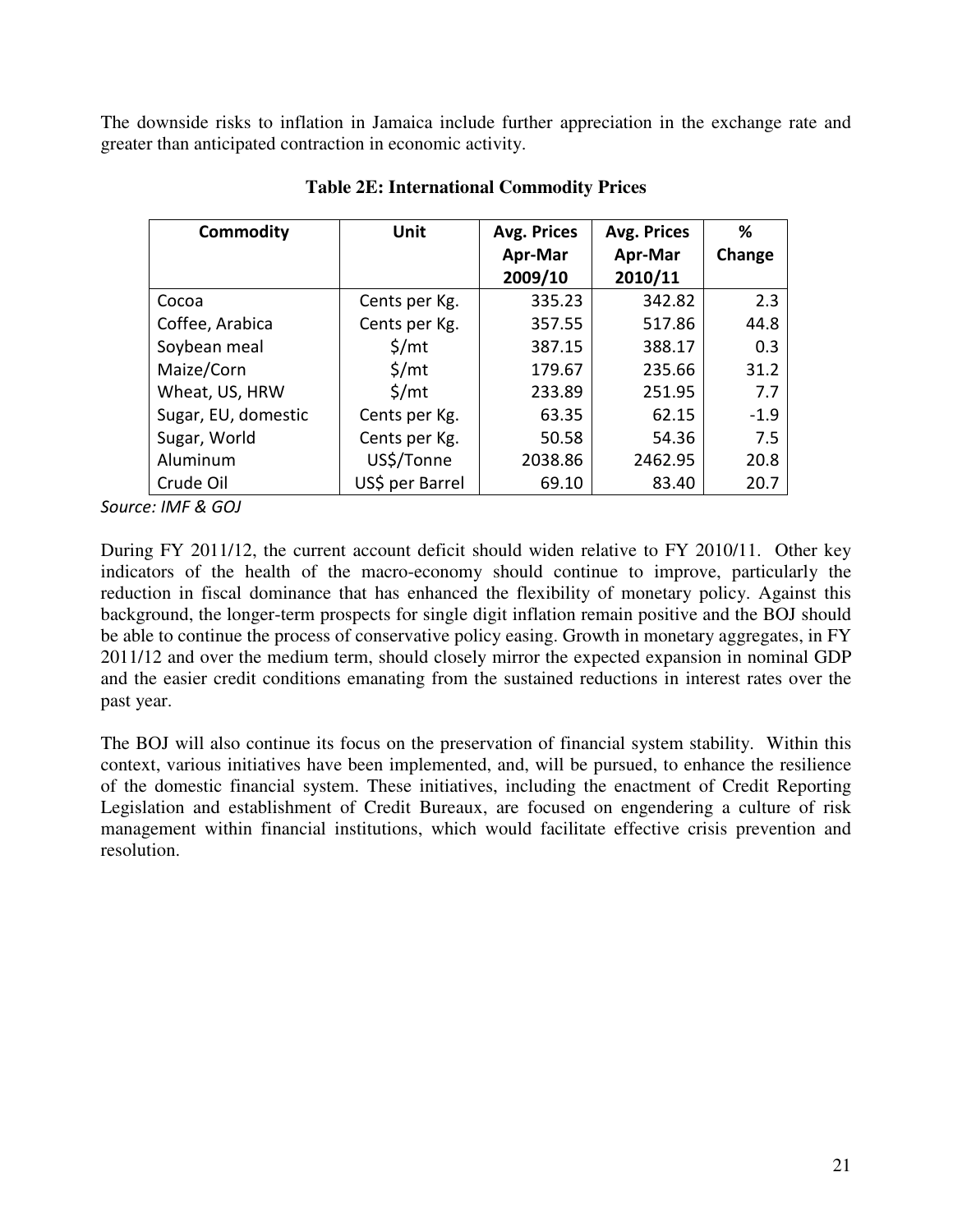The downside risks to inflation in Jamaica include further appreciation in the exchange rate and greater than anticipated contraction in economic activity.

**Table 2E: International Commodity Prices**

| Commodity | Unit | Avg. Prices Apr-Mar 2009/10 | Avg. Prices Apr-Mar 2010/11 | % Change |
|---|---|---|---|---|
| Cocoa | Cents per Kg. | 335.23 | 342.82 | 2.3 |
| Coffee, Arabica | Cents per Kg. | 357.55 | 517.86 | 44.8 |
| Soybean meal | $/mt | 387.15 | 388.17 | 0.3 |
| Maize/Corn | $/mt | 179.67 | 235.66 | 31.2 |
| Wheat, US, HRW | $/mt | 233.89 | 251.95 | 7.7 |
| Sugar, EU, domestic | Cents per Kg. | 63.35 | 62.15 | -1.9 |
| Sugar, World | Cents per Kg. | 50.58 | 54.36 | 7.5 |
| Aluminum | US$/Tonne | 2038.86 | 2462.95 | 20.8 |
| Crude Oil | US$ per Barrel | 69.10 | 83.40 | 20.7 |

*Source: IMF & GOJ*

During FY 2011/12, the current account deficit should widen relative to FY 2010/11. Other key indicators of the health of the macro-economy should continue to improve, particularly the reduction in fiscal dominance that has enhanced the flexibility of monetary policy. Against this background, the longer-term prospects for single digit inflation remain positive and the BOJ should be able to continue the process of conservative policy easing. Growth in monetary aggregates, in FY 2011/12 and over the medium term, should closely mirror the expected expansion in nominal GDP and the easier credit conditions emanating from the sustained reductions in interest rates over the past year.

The BOJ will also continue its focus on the preservation of financial system stability. Within this context, various initiatives have been implemented, and, will be pursued, to enhance the resilience of the domestic financial system. These initiatives, including the enactment of Credit Reporting Legislation and establishment of Credit Bureaux, are focused on engendering a culture of risk management within financial institutions, which would facilitate effective crisis prevention and resolution.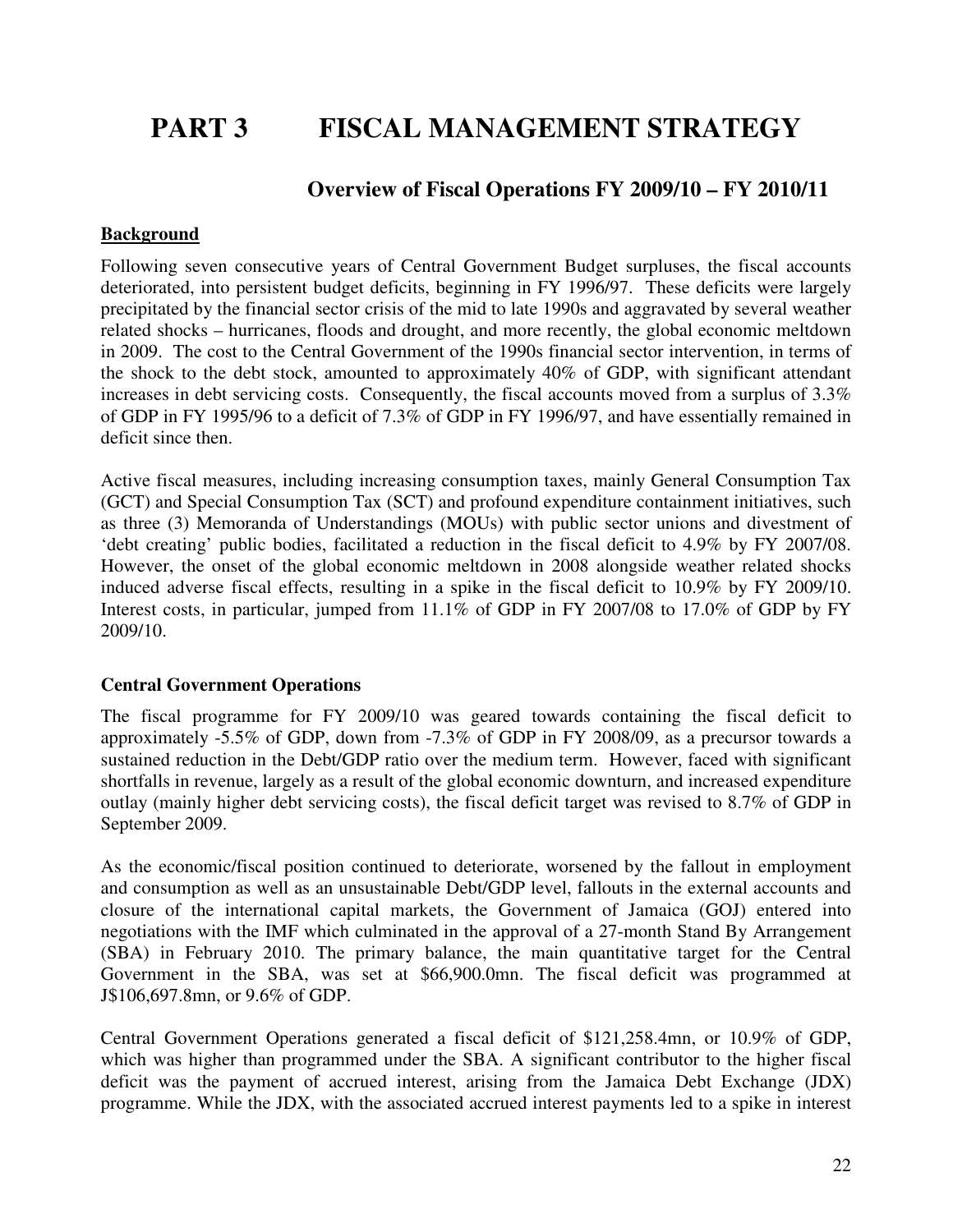# PART 3 FISCAL MANAGEMENT STRATEGY

## Overview of Fiscal Operations FY 2009/10 – FY 2010/11

**Background**

Following seven consecutive years of Central Government Budget surpluses, the fiscal accounts deteriorated, into persistent budget deficits, beginning in FY 1996/97. These deficits were largely precipitated by the financial sector crisis of the mid to late 1990s and aggravated by several weather related shocks – hurricanes, floods and drought, and more recently, the global economic meltdown in 2009. The cost to the Central Government of the 1990s financial sector intervention, in terms of the shock to the debt stock, amounted to approximately 40% of GDP, with significant attendant increases in debt servicing costs. Consequently, the fiscal accounts moved from a surplus of 3.3% of GDP in FY 1995/96 to a deficit of 7.3% of GDP in FY 1996/97, and have essentially remained in deficit since then.

Active fiscal measures, including increasing consumption taxes, mainly General Consumption Tax (GCT) and Special Consumption Tax (SCT) and profound expenditure containment initiatives, such as three (3) Memoranda of Understandings (MOUs) with public sector unions and divestment of 'debt creating' public bodies, facilitated a reduction in the fiscal deficit to 4.9% by FY 2007/08. However, the onset of the global economic meltdown in 2008 alongside weather related shocks induced adverse fiscal effects, resulting in a spike in the fiscal deficit to 10.9% by FY 2009/10. Interest costs, in particular, jumped from 11.1% of GDP in FY 2007/08 to 17.0% of GDP by FY 2009/10.

**Central Government Operations**

The fiscal programme for FY 2009/10 was geared towards containing the fiscal deficit to approximately -5.5% of GDP, down from -7.3% of GDP in FY 2008/09, as a precursor towards a sustained reduction in the Debt/GDP ratio over the medium term. However, faced with significant shortfalls in revenue, largely as a result of the global economic downturn, and increased expenditure outlay (mainly higher debt servicing costs), the fiscal deficit target was revised to 8.7% of GDP in September 2009.

As the economic/fiscal position continued to deteriorate, worsened by the fallout in employment and consumption as well as an unsustainable Debt/GDP level, fallouts in the external accounts and closure of the international capital markets, the Government of Jamaica (GOJ) entered into negotiations with the IMF which culminated in the approval of a 27-month Stand By Arrangement (SBA) in February 2010. The primary balance, the main quantitative target for the Central Government in the SBA, was set at $66,900.0mn. The fiscal deficit was programmed at J$106,697.8mn, or 9.6% of GDP.

Central Government Operations generated a fiscal deficit of $121,258.4mn, or 10.9% of GDP, which was higher than programmed under the SBA. A significant contributor to the higher fiscal deficit was the payment of accrued interest, arising from the Jamaica Debt Exchange (JDX) programme. While the JDX, with the associated accrued interest payments led to a spike in interest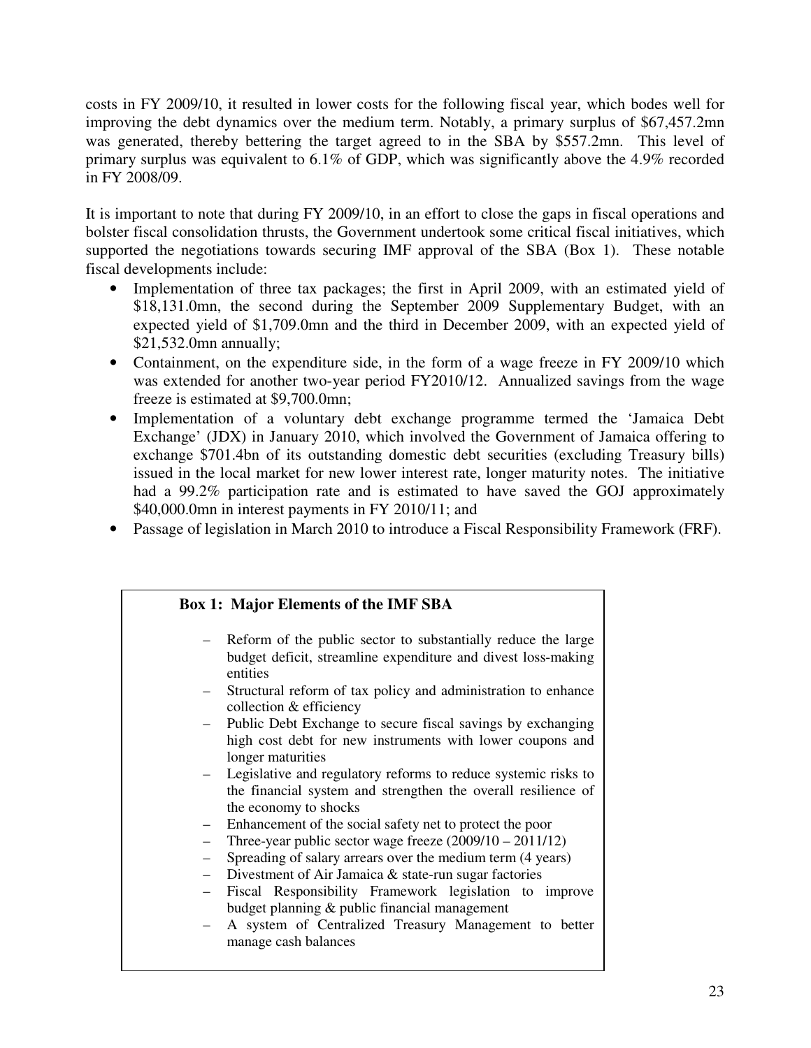costs in FY 2009/10, it resulted in lower costs for the following fiscal year, which bodes well for improving the debt dynamics over the medium term. Notably, a primary surplus of $67,457.2mn was generated, thereby bettering the target agreed to in the SBA by $557.2mn. This level of primary surplus was equivalent to 6.1% of GDP, which was significantly above the 4.9% recorded in FY 2008/09.

It is important to note that during FY 2009/10, in an effort to close the gaps in fiscal operations and bolster fiscal consolidation thrusts, the Government undertook some critical fiscal initiatives, which supported the negotiations towards securing IMF approval of the SBA (Box 1). These notable fiscal developments include:

- Implementation of three tax packages; the first in April 2009, with an estimated yield of $18,131.0mn, the second during the September 2009 Supplementary Budget, with an expected yield of $1,709.0mn and the third in December 2009, with an expected yield of $21,532.0mn annually;
- Containment, on the expenditure side, in the form of a wage freeze in FY 2009/10 which was extended for another two-year period FY2010/12. Annualized savings from the wage freeze is estimated at $9,700.0mn;
- Implementation of a voluntary debt exchange programme termed the 'Jamaica Debt Exchange' (JDX) in January 2010, which involved the Government of Jamaica offering to exchange $701.4bn of its outstanding domestic debt securities (excluding Treasury bills) issued in the local market for new lower interest rate, longer maturity notes. The initiative had a 99.2% participation rate and is estimated to have saved the GOJ approximately $40,000.0mn in interest payments in FY 2010/11; and
- Passage of legislation in March 2010 to introduce a Fiscal Responsibility Framework (FRF).

**Box 1: Major Elements of the IMF SBA**

- Reform of the public sector to substantially reduce the large budget deficit, streamline expenditure and divest loss-making entities
- Structural reform of tax policy and administration to enhance collection & efficiency
- Public Debt Exchange to secure fiscal savings by exchanging high cost debt for new instruments with lower coupons and longer maturities
- Legislative and regulatory reforms to reduce systemic risks to the financial system and strengthen the overall resilience of the economy to shocks
- Enhancement of the social safety net to protect the poor
- Three-year public sector wage freeze (2009/10 – 2011/12)
- Spreading of salary arrears over the medium term (4 years)
- Divestment of Air Jamaica & state-run sugar factories
- Fiscal Responsibility Framework legislation to improve budget planning & public financial management
- A system of Centralized Treasury Management to better manage cash balances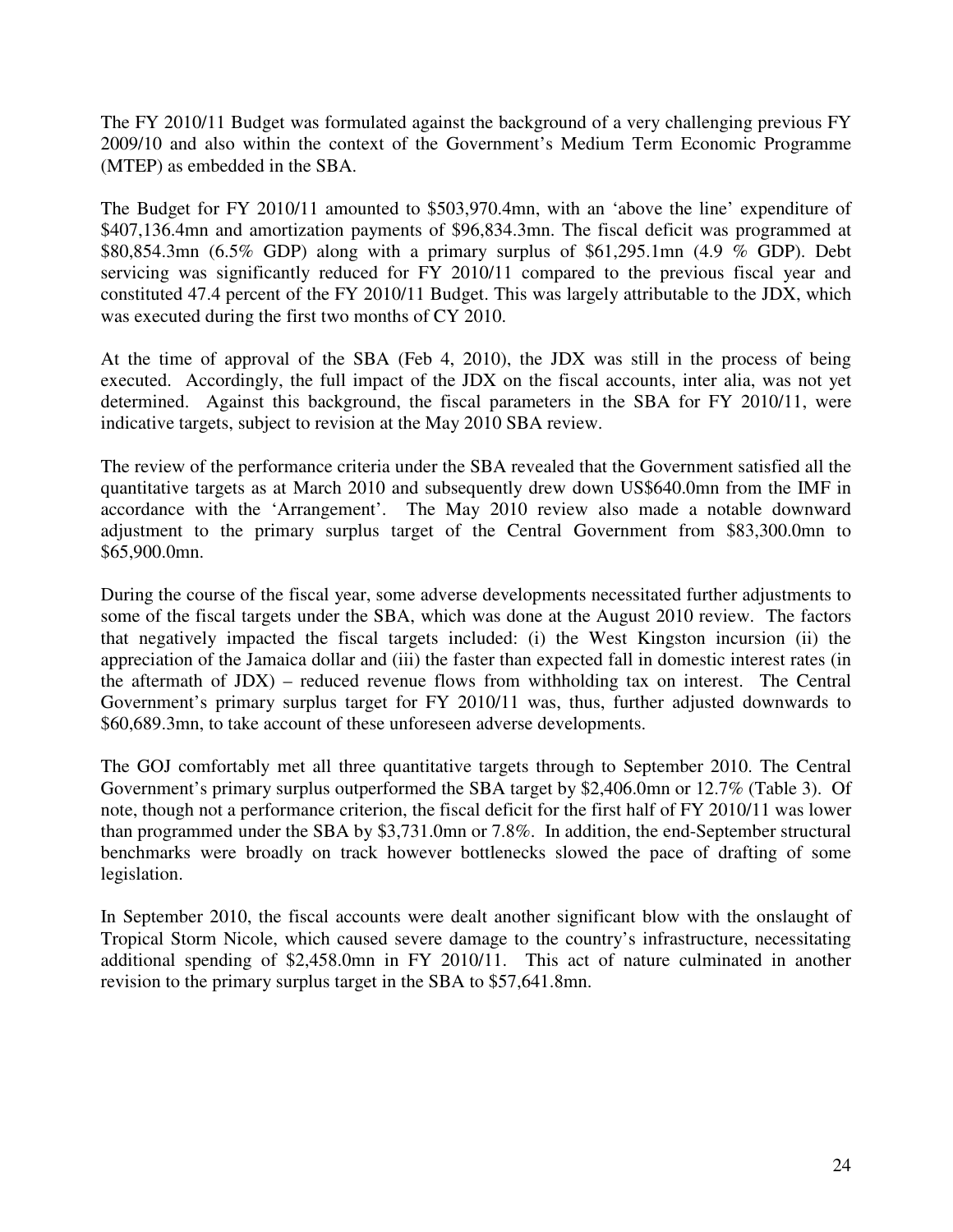The FY 2010/11 Budget was formulated against the background of a very challenging previous FY 2009/10 and also within the context of the Government's Medium Term Economic Programme (MTEP) as embedded in the SBA.

The Budget for FY 2010/11 amounted to $503,970.4mn, with an 'above the line' expenditure of $407,136.4mn and amortization payments of $96,834.3mn. The fiscal deficit was programmed at $80,854.3mn (6.5% GDP) along with a primary surplus of $61,295.1mn (4.9 % GDP). Debt servicing was significantly reduced for FY 2010/11 compared to the previous fiscal year and constituted 47.4 percent of the FY 2010/11 Budget. This was largely attributable to the JDX, which was executed during the first two months of CY 2010.

At the time of approval of the SBA (Feb 4, 2010), the JDX was still in the process of being executed. Accordingly, the full impact of the JDX on the fiscal accounts, inter alia, was not yet determined. Against this background, the fiscal parameters in the SBA for FY 2010/11, were indicative targets, subject to revision at the May 2010 SBA review.

The review of the performance criteria under the SBA revealed that the Government satisfied all the quantitative targets as at March 2010 and subsequently drew down US$640.0mn from the IMF in accordance with the 'Arrangement'. The May 2010 review also made a notable downward adjustment to the primary surplus target of the Central Government from $83,300.0mn to $65,900.0mn.

During the course of the fiscal year, some adverse developments necessitated further adjustments to some of the fiscal targets under the SBA, which was done at the August 2010 review. The factors that negatively impacted the fiscal targets included: (i) the West Kingston incursion (ii) the appreciation of the Jamaica dollar and (iii) the faster than expected fall in domestic interest rates (in the aftermath of JDX) – reduced revenue flows from withholding tax on interest. The Central Government's primary surplus target for FY 2010/11 was, thus, further adjusted downwards to $60,689.3mn, to take account of these unforeseen adverse developments.

The GOJ comfortably met all three quantitative targets through to September 2010. The Central Government's primary surplus outperformed the SBA target by $2,406.0mn or 12.7% (Table 3). Of note, though not a performance criterion, the fiscal deficit for the first half of FY 2010/11 was lower than programmed under the SBA by $3,731.0mn or 7.8%. In addition, the end-September structural benchmarks were broadly on track however bottlenecks slowed the pace of drafting of some legislation.

In September 2010, the fiscal accounts were dealt another significant blow with the onslaught of Tropical Storm Nicole, which caused severe damage to the country's infrastructure, necessitating additional spending of $2,458.0mn in FY 2010/11. This act of nature culminated in another revision to the primary surplus target in the SBA to $57,641.8mn.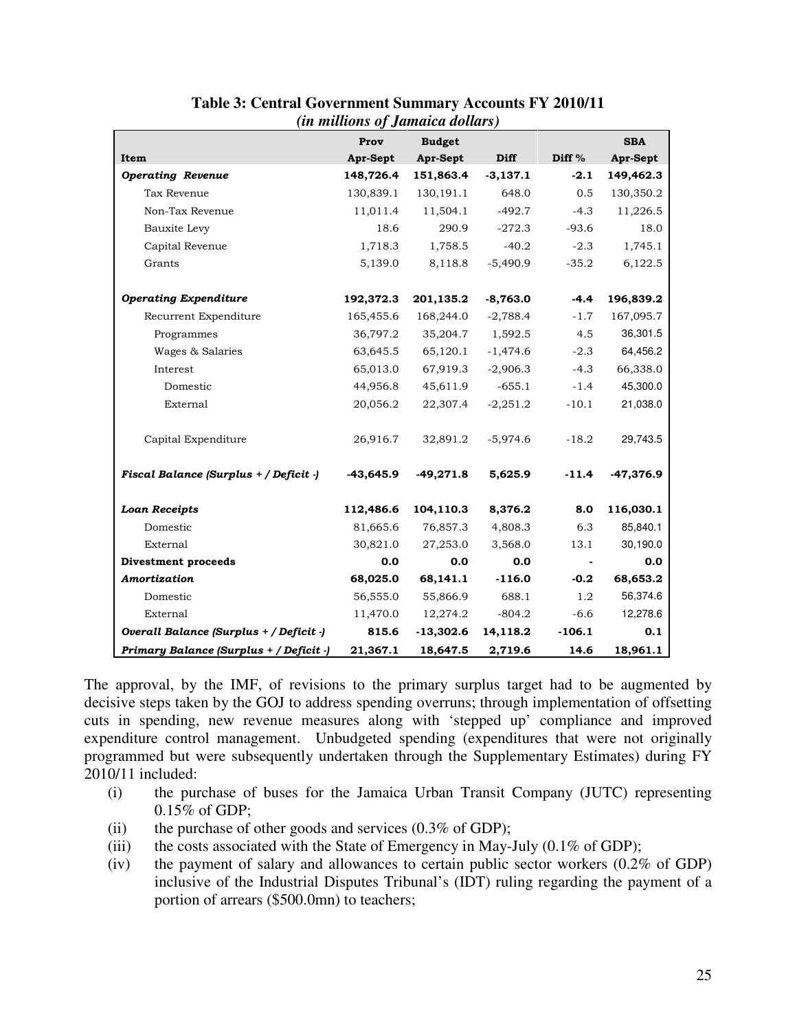**Table 3: Central Government Summary Accounts FY 2010/11**
*(in millions of Jamaica dollars)*

| Item | Prov Apr-Sept | Budget Apr-Sept | Diff | Diff % | SBA Apr-Sept |
|---|---|---|---|---|---|
| ***Operating Revenue*** | **148,726.4** | **151,863.4** | **-3,137.1** | **-2.1** | **149,462.3** |
| Tax Revenue | 130,839.1 | 130,191.1 | 648.0 | 0.5 | 130,350.2 |
| Non-Tax Revenue | 11,011.4 | 11,504.1 | -492.7 | -4.3 | 11,226.5 |
| Bauxite Levy | 18.6 | 290.9 | -272.3 | -93.6 | 18.0 |
| Capital Revenue | 1,718.3 | 1,758.5 | -40.2 | -2.3 | 1,745.1 |
| Grants | 5,139.0 | 8,118.8 | -5,490.9 | -35.2 | 6,122.5 |
| ***Operating Expenditure*** | **192,372.3** | **201,135.2** | **-8,763.0** | **-4.4** | **196,839.2** |
| Recurrent Expenditure | 165,455.6 | 168,244.0 | -2,788.4 | -1.7 | 167,095.7 |
| Programmes | 36,797.2 | 35,204.7 | 1,592.5 | 4.5 | 36,301.5 |
| Wages & Salaries | 63,645.5 | 65,120.1 | -1,474.6 | -2.3 | 64,456.2 |
| Interest | 65,013.0 | 67,919.3 | -2,906.3 | -4.3 | 66,338.0 |
| Domestic | 44,956.8 | 45,611.9 | -655.1 | -1.4 | 45,300.0 |
| External | 20,056.2 | 22,307.4 | -2,251.2 | -10.1 | 21,038.0 |
| Capital Expenditure | 26,916.7 | 32,891.2 | -5,974.6 | -18.2 | 29,743.5 |
| ***Fiscal Balance (Surplus + / Deficit -)*** | **-43,645.9** | **-49,271.8** | **5,625.9** | **-11.4** | **-47,376.9** |
| ***Loan Receipts*** | **112,486.6** | **104,110.3** | **8,376.2** | **8.0** | **116,030.1** |
| Domestic | 81,665.6 | 76,857.3 | 4,808.3 | 6.3 | 85,840.1 |
| External | 30,821.0 | 27,253.0 | 3,568.0 | 13.1 | 30,190.0 |
| **Divestment proceeds** | **0.0** | **0.0** | **0.0** | **-** | **0.0** |
| ***Amortization*** | **68,025.0** | **68,141.1** | **-116.0** | **-0.2** | **68,653.2** |
| Domestic | 56,555.0 | 55,866.9 | 688.1 | 1.2 | 56,374.6 |
| External | 11,470.0 | 12,274.2 | -804.2 | -6.6 | 12,278.6 |
| ***Overall Balance (Surplus + / Deficit -)*** | **815.6** | **-13,302.6** | **14,118.2** | **-106.1** | **0.1** |
| ***Primary Balance (Surplus + / Deficit -)*** | **21,367.1** | **18,647.5** | **2,719.6** | **14.6** | **18,961.1** |

The approval, by the IMF, of revisions to the primary surplus target had to be augmented by decisive steps taken by the GOJ to address spending overruns; through implementation of offsetting cuts in spending, new revenue measures along with 'stepped up' compliance and improved expenditure control management. Unbudgeted spending (expenditures that were not originally programmed but were subsequently undertaken through the Supplementary Estimates) during FY 2010/11 included:

(i) the purchase of buses for the Jamaica Urban Transit Company (JUTC) representing 0.15% of GDP;

(ii) the purchase of other goods and services (0.3% of GDP);

(iii) the costs associated with the State of Emergency in May-July (0.1% of GDP);

(iv) the payment of salary and allowances to certain public sector workers (0.2% of GDP) inclusive of the Industrial Disputes Tribunal's (IDT) ruling regarding the payment of a portion of arrears ($500.0mn) to teachers;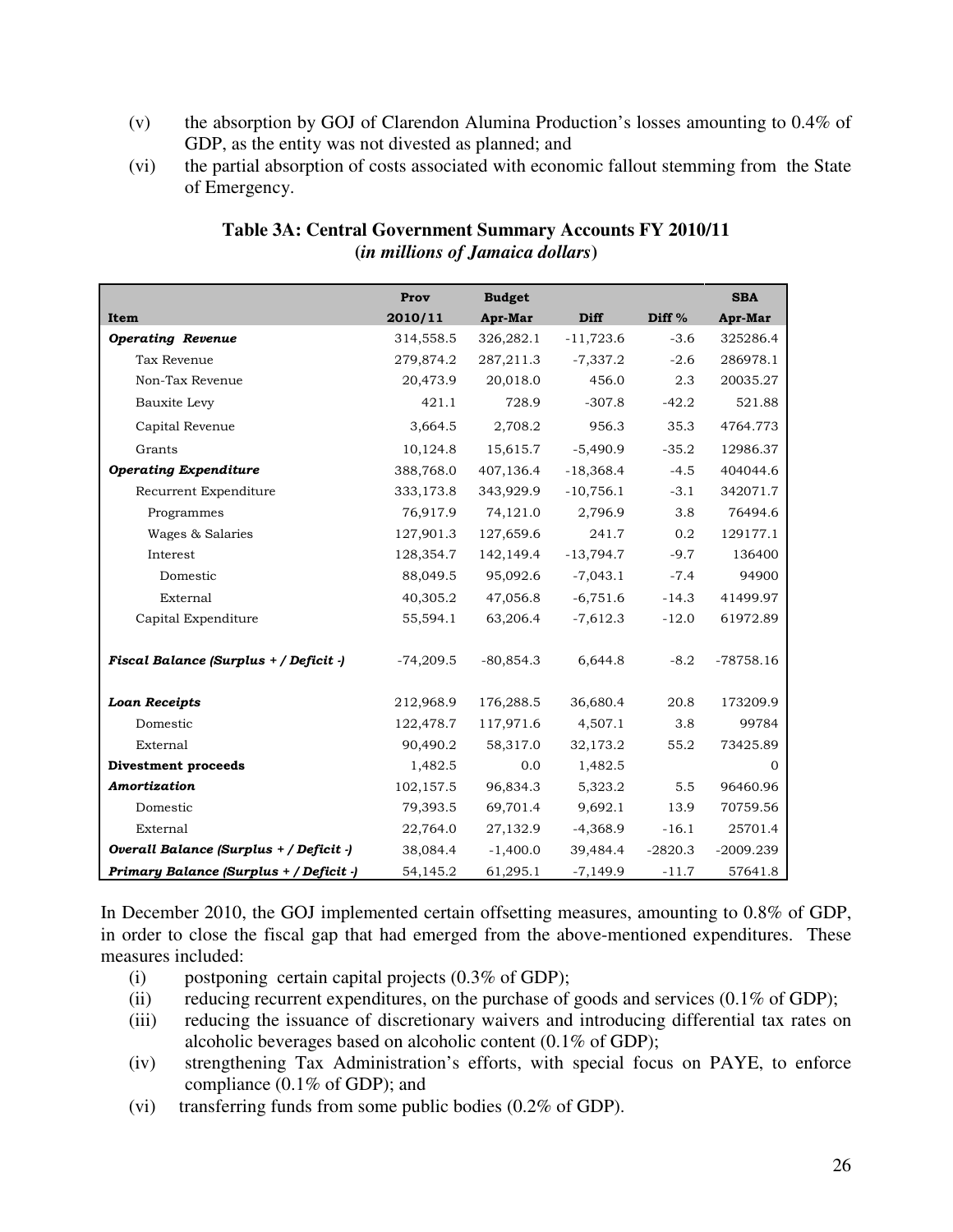(v) the absorption by GOJ of Clarendon Alumina Production's losses amounting to 0.4% of GDP, as the entity was not divested as planned; and

(vi) the partial absorption of costs associated with economic fallout stemming from the State of Emergency.

**Table 3A: Central Government Summary Accounts FY 2010/11**
**(*in millions of Jamaica dollars*)**

| Item | Prov 2010/11 | Budget Apr-Mar | Diff | Diff % | SBA Apr-Mar |
|---|---|---|---|---|---|
| ***Operating Revenue*** | 314,558.5 | 326,282.1 | -11,723.6 | -3.6 | 325286.4 |
| Tax Revenue | 279,874.2 | 287,211.3 | -7,337.2 | -2.6 | 286978.1 |
| Non-Tax Revenue | 20,473.9 | 20,018.0 | 456.0 | 2.3 | 20035.27 |
| Bauxite Levy | 421.1 | 728.9 | -307.8 | -42.2 | 521.88 |
| Capital Revenue | 3,664.5 | 2,708.2 | 956.3 | 35.3 | 4764.773 |
| Grants | 10,124.8 | 15,615.7 | -5,490.9 | -35.2 | 12986.37 |
| ***Operating Expenditure*** | 388,768.0 | 407,136.4 | -18,368.4 | -4.5 | 404044.6 |
| Recurrent Expenditure | 333,173.8 | 343,929.9 | -10,756.1 | -3.1 | 342071.7 |
| Programmes | 76,917.9 | 74,121.0 | 2,796.9 | 3.8 | 76494.6 |
| Wages & Salaries | 127,901.3 | 127,659.6 | 241.7 | 0.2 | 129177.1 |
| Interest | 128,354.7 | 142,149.4 | -13,794.7 | -9.7 | 136400 |
| Domestic | 88,049.5 | 95,092.6 | -7,043.1 | -7.4 | 94900 |
| External | 40,305.2 | 47,056.8 | -6,751.6 | -14.3 | 41499.97 |
| Capital Expenditure | 55,594.1 | 63,206.4 | -7,612.3 | -12.0 | 61972.89 |
| ***Fiscal Balance (Surplus + / Deficit -)*** | -74,209.5 | -80,854.3 | 6,644.8 | -8.2 | -78758.16 |
| ***Loan Receipts*** | 212,968.9 | 176,288.5 | 36,680.4 | 20.8 | 173209.9 |
| Domestic | 122,478.7 | 117,971.6 | 4,507.1 | 3.8 | 99784 |
| External | 90,490.2 | 58,317.0 | 32,173.2 | 55.2 | 73425.89 |
| **Divestment proceeds** | 1,482.5 | 0.0 | 1,482.5 | | 0 |
| ***Amortization*** | 102,157.5 | 96,834.3 | 5,323.2 | 5.5 | 96460.96 |
| Domestic | 79,393.5 | 69,701.4 | 9,692.1 | 13.9 | 70759.56 |
| External | 22,764.0 | 27,132.9 | -4,368.9 | -16.1 | 25701.4 |
| ***Overall Balance (Surplus + / Deficit -)*** | 38,084.4 | -1,400.0 | 39,484.4 | -2820.3 | -2009.239 |
| ***Primary Balance (Surplus + / Deficit -)*** | 54,145.2 | 61,295.1 | -7,149.9 | -11.7 | 57641.8 |

In December 2010, the GOJ implemented certain offsetting measures, amounting to 0.8% of GDP, in order to close the fiscal gap that had emerged from the above-mentioned expenditures. These measures included:

(i) postponing certain capital projects (0.3% of GDP);

(ii) reducing recurrent expenditures, on the purchase of goods and services (0.1% of GDP);

(iii) reducing the issuance of discretionary waivers and introducing differential tax rates on alcoholic beverages based on alcoholic content (0.1% of GDP);

(iv) strengthening Tax Administration's efforts, with special focus on PAYE, to enforce compliance (0.1% of GDP); and

(vi) transferring funds from some public bodies (0.2% of GDP).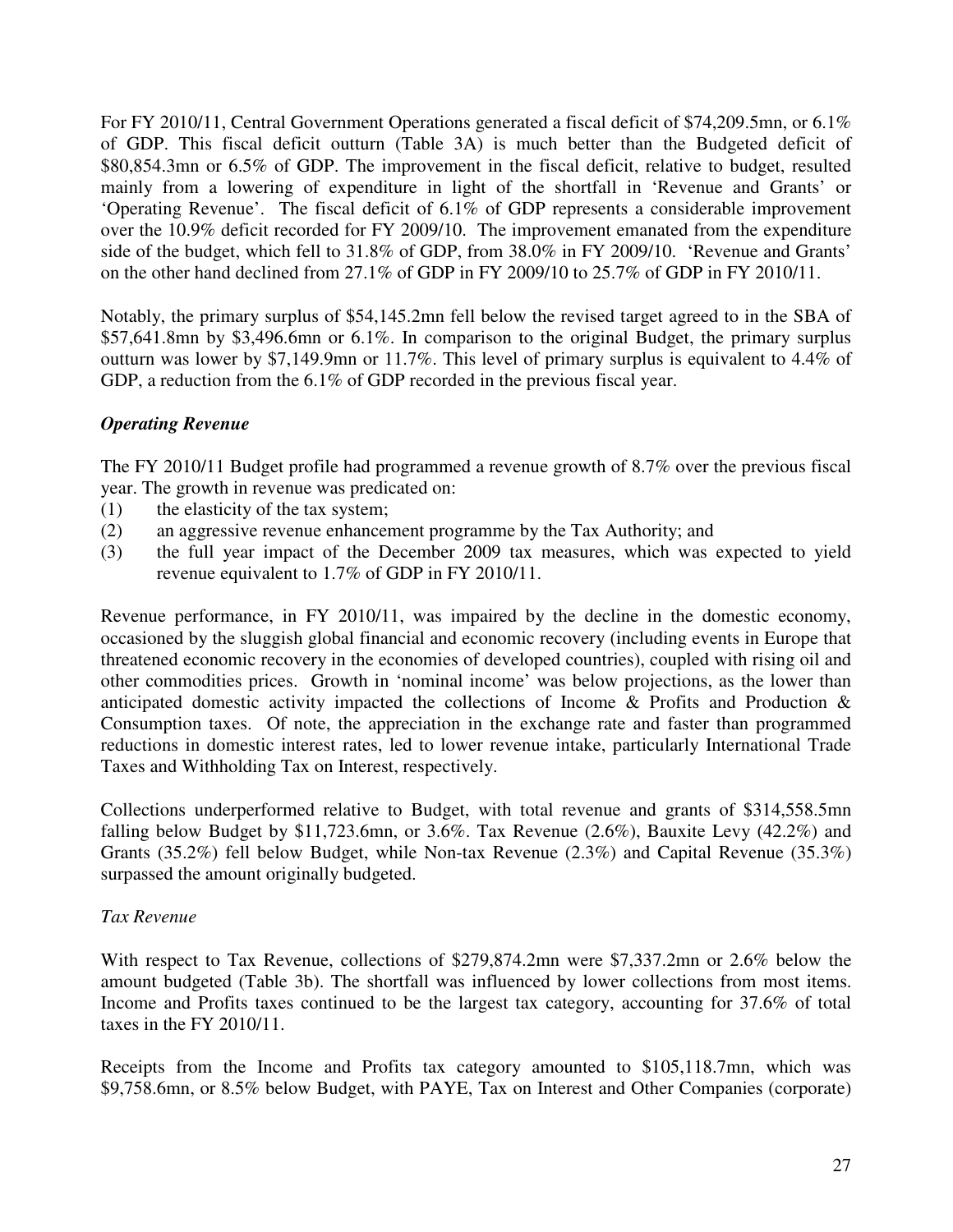For FY 2010/11, Central Government Operations generated a fiscal deficit of $74,209.5mn, or 6.1% of GDP. This fiscal deficit outturn (Table 3A) is much better than the Budgeted deficit of $80,854.3mn or 6.5% of GDP. The improvement in the fiscal deficit, relative to budget, resulted mainly from a lowering of expenditure in light of the shortfall in 'Revenue and Grants' or 'Operating Revenue'. The fiscal deficit of 6.1% of GDP represents a considerable improvement over the 10.9% deficit recorded for FY 2009/10. The improvement emanated from the expenditure side of the budget, which fell to 31.8% of GDP, from 38.0% in FY 2009/10. 'Revenue and Grants' on the other hand declined from 27.1% of GDP in FY 2009/10 to 25.7% of GDP in FY 2010/11.

Notably, the primary surplus of $54,145.2mn fell below the revised target agreed to in the SBA of $57,641.8mn by $3,496.6mn or 6.1%. In comparison to the original Budget, the primary surplus outturn was lower by $7,149.9mn or 11.7%. This level of primary surplus is equivalent to 4.4% of GDP, a reduction from the 6.1% of GDP recorded in the previous fiscal year.

### ***Operating Revenue***

The FY 2010/11 Budget profile had programmed a revenue growth of 8.7% over the previous fiscal year. The growth in revenue was predicated on:

(1) the elasticity of the tax system;
(2) an aggressive revenue enhancement programme by the Tax Authority; and
(3) the full year impact of the December 2009 tax measures, which was expected to yield revenue equivalent to 1.7% of GDP in FY 2010/11.

Revenue performance, in FY 2010/11, was impaired by the decline in the domestic economy, occasioned by the sluggish global financial and economic recovery (including events in Europe that threatened economic recovery in the economies of developed countries), coupled with rising oil and other commodities prices. Growth in 'nominal income' was below projections, as the lower than anticipated domestic activity impacted the collections of Income & Profits and Production & Consumption taxes. Of note, the appreciation in the exchange rate and faster than programmed reductions in domestic interest rates, led to lower revenue intake, particularly International Trade Taxes and Withholding Tax on Interest, respectively.

Collections underperformed relative to Budget, with total revenue and grants of $314,558.5mn falling below Budget by $11,723.6mn, or 3.6%. Tax Revenue (2.6%), Bauxite Levy (42.2%) and Grants (35.2%) fell below Budget, while Non-tax Revenue (2.3%) and Capital Revenue (35.3%) surpassed the amount originally budgeted.

#### *Tax Revenue*

With respect to Tax Revenue, collections of $279,874.2mn were $7,337.2mn or 2.6% below the amount budgeted (Table 3b). The shortfall was influenced by lower collections from most items. Income and Profits taxes continued to be the largest tax category, accounting for 37.6% of total taxes in the FY 2010/11.

Receipts from the Income and Profits tax category amounted to $105,118.7mn, which was $9,758.6mn, or 8.5% below Budget, with PAYE, Tax on Interest and Other Companies (corporate)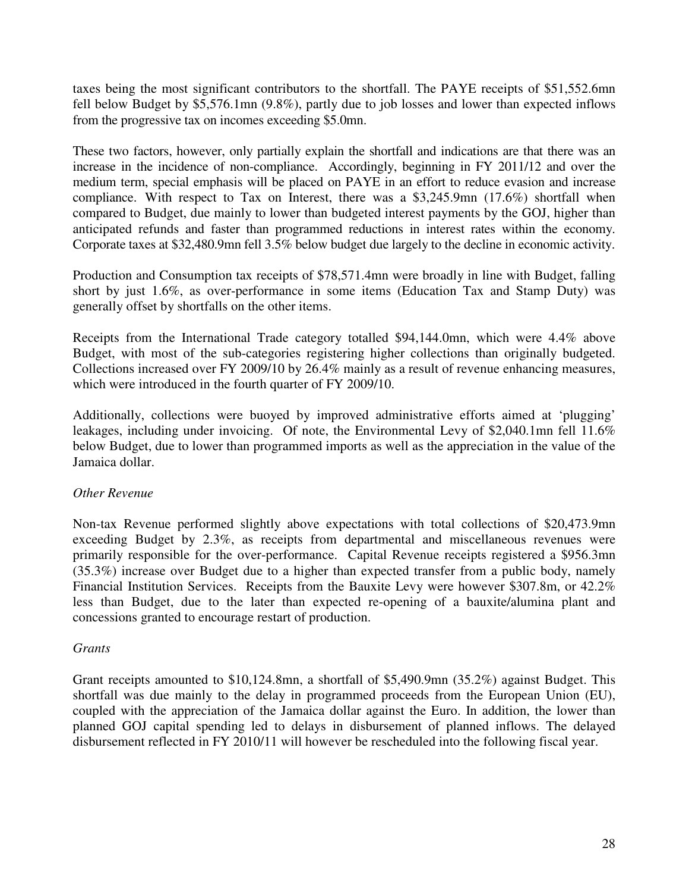taxes being the most significant contributors to the shortfall. The PAYE receipts of $51,552.6mn fell below Budget by $5,576.1mn (9.8%), partly due to job losses and lower than expected inflows from the progressive tax on incomes exceeding $5.0mn.

These two factors, however, only partially explain the shortfall and indications are that there was an increase in the incidence of non-compliance. Accordingly, beginning in FY 2011/12 and over the medium term, special emphasis will be placed on PAYE in an effort to reduce evasion and increase compliance. With respect to Tax on Interest, there was a $3,245.9mn (17.6%) shortfall when compared to Budget, due mainly to lower than budgeted interest payments by the GOJ, higher than anticipated refunds and faster than programmed reductions in interest rates within the economy. Corporate taxes at $32,480.9mn fell 3.5% below budget due largely to the decline in economic activity.

Production and Consumption tax receipts of $78,571.4mn were broadly in line with Budget, falling short by just 1.6%, as over-performance in some items (Education Tax and Stamp Duty) was generally offset by shortfalls on the other items.

Receipts from the International Trade category totalled $94,144.0mn, which were 4.4% above Budget, with most of the sub-categories registering higher collections than originally budgeted. Collections increased over FY 2009/10 by 26.4% mainly as a result of revenue enhancing measures, which were introduced in the fourth quarter of FY 2009/10.

Additionally, collections were buoyed by improved administrative efforts aimed at 'plugging' leakages, including under invoicing. Of note, the Environmental Levy of $2,040.1mn fell 11.6% below Budget, due to lower than programmed imports as well as the appreciation in the value of the Jamaica dollar.

*Other Revenue*

Non-tax Revenue performed slightly above expectations with total collections of $20,473.9mn exceeding Budget by 2.3%, as receipts from departmental and miscellaneous revenues were primarily responsible for the over-performance. Capital Revenue receipts registered a $956.3mn (35.3%) increase over Budget due to a higher than expected transfer from a public body, namely Financial Institution Services. Receipts from the Bauxite Levy were however $307.8m, or 42.2% less than Budget, due to the later than expected re-opening of a bauxite/alumina plant and concessions granted to encourage restart of production.

*Grants*

Grant receipts amounted to $10,124.8mn, a shortfall of $5,490.9mn (35.2%) against Budget. This shortfall was due mainly to the delay in programmed proceeds from the European Union (EU), coupled with the appreciation of the Jamaica dollar against the Euro. In addition, the lower than planned GOJ capital spending led to delays in disbursement of planned inflows. The delayed disbursement reflected in FY 2010/11 will however be rescheduled into the following fiscal year.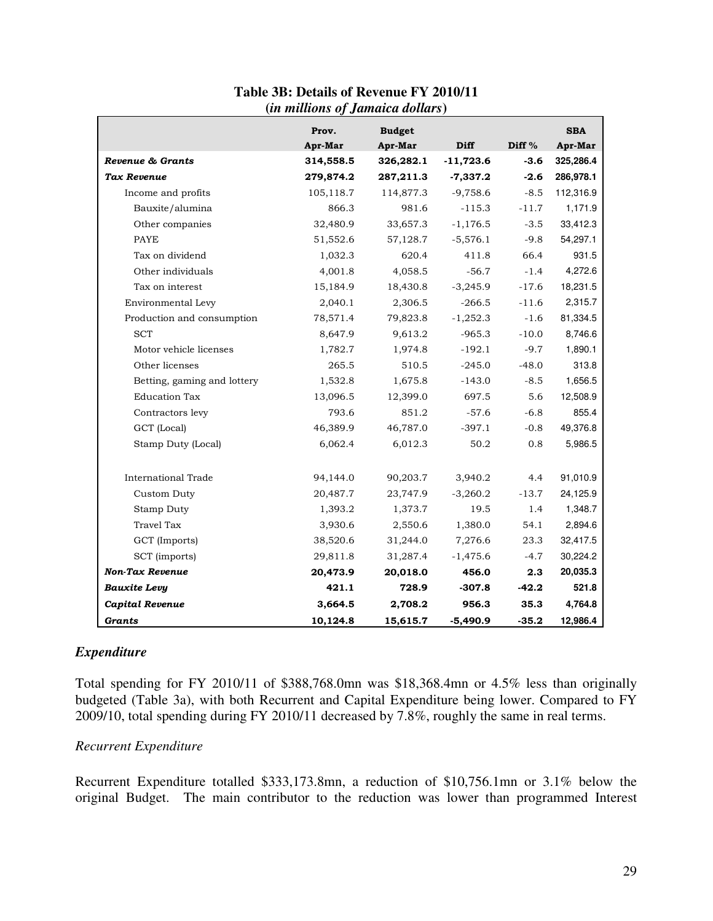**Table 3B: Details of Revenue FY 2010/11**
**(*in millions of Jamaica dollars*)**

| | Prov. Apr-Mar | Budget Apr-Mar | Diff | Diff % | SBA Apr-Mar |
|---|---|---|---|---|---|
| ***Revenue & Grants*** | **314,558.5** | **326,282.1** | **-11,723.6** | **-3.6** | **325,286.4** |
| ***Tax Revenue*** | **279,874.2** | **287,211.3** | **-7,337.2** | **-2.6** | **286,978.1** |
| Income and profits | 105,118.7 | 114,877.3 | -9,758.6 | -8.5 | 112,316.9 |
| Bauxite/alumina | 866.3 | 981.6 | -115.3 | -11.7 | 1,171.9 |
| Other companies | 32,480.9 | 33,657.3 | -1,176.5 | -3.5 | 33,412.3 |
| PAYE | 51,552.6 | 57,128.7 | -5,576.1 | -9.8 | 54,297.1 |
| Tax on dividend | 1,032.3 | 620.4 | 411.8 | 66.4 | 931.5 |
| Other individuals | 4,001.8 | 4,058.5 | -56.7 | -1.4 | 4,272.6 |
| Tax on interest | 15,184.9 | 18,430.8 | -3,245.9 | -17.6 | 18,231.5 |
| Environmental Levy | 2,040.1 | 2,306.5 | -266.5 | -11.6 | 2,315.7 |
| Production and consumption | 78,571.4 | 79,823.8 | -1,252.3 | -1.6 | 81,334.5 |
| SCT | 8,647.9 | 9,613.2 | -965.3 | -10.0 | 8,746.6 |
| Motor vehicle licenses | 1,782.7 | 1,974.8 | -192.1 | -9.7 | 1,890.1 |
| Other licenses | 265.5 | 510.5 | -245.0 | -48.0 | 313.8 |
| Betting, gaming and lottery | 1,532.8 | 1,675.8 | -143.0 | -8.5 | 1,656.5 |
| Education Tax | 13,096.5 | 12,399.0 | 697.5 | 5.6 | 12,508.9 |
| Contractors levy | 793.6 | 851.2 | -57.6 | -6.8 | 855.4 |
| GCT (Local) | 46,389.9 | 46,787.0 | -397.1 | -0.8 | 49,376.8 |
| Stamp Duty (Local) | 6,062.4 | 6,012.3 | 50.2 | 0.8 | 5,986.5 |
| International Trade | 94,144.0 | 90,203.7 | 3,940.2 | 4.4 | 91,010.9 |
| Custom Duty | 20,487.7 | 23,747.9 | -3,260.2 | -13.7 | 24,125.9 |
| Stamp Duty | 1,393.2 | 1,373.7 | 19.5 | 1.4 | 1,348.7 |
| Travel Tax | 3,930.6 | 2,550.6 | 1,380.0 | 54.1 | 2,894.6 |
| GCT (Imports) | 38,520.6 | 31,244.0 | 7,276.6 | 23.3 | 32,417.5 |
| SCT (imports) | 29,811.8 | 31,287.4 | -1,475.6 | -4.7 | 30,224.2 |
| ***Non-Tax Revenue*** | **20,473.9** | **20,018.0** | **456.0** | **2.3** | **20,035.3** |
| ***Bauxite Levy*** | **421.1** | **728.9** | **-307.8** | **-42.2** | **521.8** |
| ***Capital Revenue*** | **3,664.5** | **2,708.2** | **956.3** | **35.3** | **4,764.8** |
| ***Grants*** | **10,124.8** | **15,615.7** | **-5,490.9** | **-35.2** | **12,986.4** |

### *Expenditure*

Total spending for FY 2010/11 of $388,768.0mn was $18,368.4mn or 4.5% less than originally budgeted (Table 3a), with both Recurrent and Capital Expenditure being lower. Compared to FY 2009/10, total spending during FY 2010/11 decreased by 7.8%, roughly the same in real terms.

#### *Recurrent Expenditure*

Recurrent Expenditure totalled $333,173.8mn, a reduction of $10,756.1mn or 3.1% below the original Budget. The main contributor to the reduction was lower than programmed Interest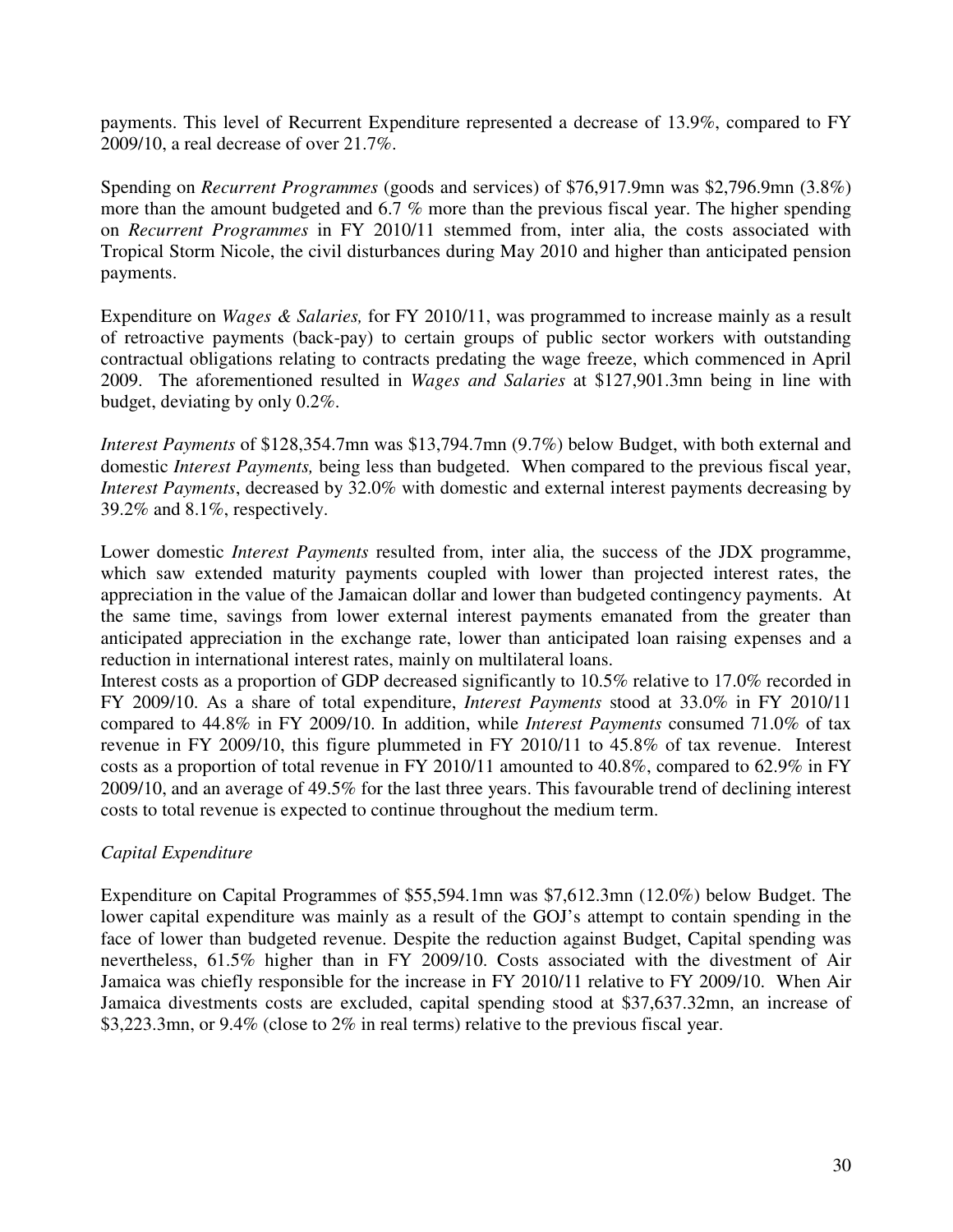payments. This level of Recurrent Expenditure represented a decrease of 13.9%, compared to FY 2009/10, a real decrease of over 21.7%.

Spending on *Recurrent Programmes* (goods and services) of $76,917.9mn was $2,796.9mn (3.8%) more than the amount budgeted and 6.7 % more than the previous fiscal year. The higher spending on *Recurrent Programmes* in FY 2010/11 stemmed from, inter alia, the costs associated with Tropical Storm Nicole, the civil disturbances during May 2010 and higher than anticipated pension payments.

Expenditure on *Wages & Salaries,* for FY 2010/11, was programmed to increase mainly as a result of retroactive payments (back-pay) to certain groups of public sector workers with outstanding contractual obligations relating to contracts predating the wage freeze, which commenced in April 2009. The aforementioned resulted in *Wages and Salaries* at $127,901.3mn being in line with budget, deviating by only 0.2%.

*Interest Payments* of $128,354.7mn was $13,794.7mn (9.7%) below Budget, with both external and domestic *Interest Payments,* being less than budgeted. When compared to the previous fiscal year, *Interest Payments*, decreased by 32.0% with domestic and external interest payments decreasing by 39.2% and 8.1%, respectively.

Lower domestic *Interest Payments* resulted from, inter alia, the success of the JDX programme, which saw extended maturity payments coupled with lower than projected interest rates, the appreciation in the value of the Jamaican dollar and lower than budgeted contingency payments. At the same time, savings from lower external interest payments emanated from the greater than anticipated appreciation in the exchange rate, lower than anticipated loan raising expenses and a reduction in international interest rates, mainly on multilateral loans.

Interest costs as a proportion of GDP decreased significantly to 10.5% relative to 17.0% recorded in FY 2009/10. As a share of total expenditure, *Interest Payments* stood at 33.0% in FY 2010/11 compared to 44.8% in FY 2009/10. In addition, while *Interest Payments* consumed 71.0% of tax revenue in FY 2009/10, this figure plummeted in FY 2010/11 to 45.8% of tax revenue. Interest costs as a proportion of total revenue in FY 2010/11 amounted to 40.8%, compared to 62.9% in FY 2009/10, and an average of 49.5% for the last three years. This favourable trend of declining interest costs to total revenue is expected to continue throughout the medium term.

*Capital Expenditure*

Expenditure on Capital Programmes of $55,594.1mn was $7,612.3mn (12.0%) below Budget. The lower capital expenditure was mainly as a result of the GOJ's attempt to contain spending in the face of lower than budgeted revenue. Despite the reduction against Budget, Capital spending was nevertheless, 61.5% higher than in FY 2009/10. Costs associated with the divestment of Air Jamaica was chiefly responsible for the increase in FY 2010/11 relative to FY 2009/10. When Air Jamaica divestments costs are excluded, capital spending stood at $37,637.32mn, an increase of $3,223.3mn, or 9.4% (close to 2% in real terms) relative to the previous fiscal year.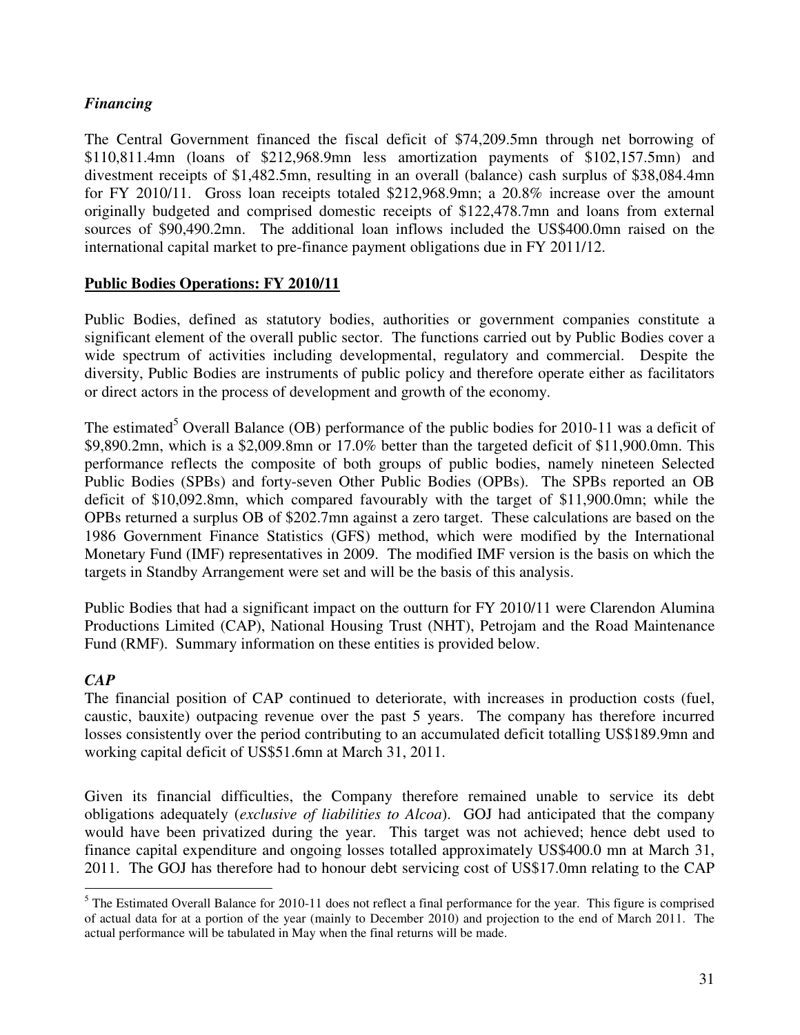### *Financing*

The Central Government financed the fiscal deficit of $74,209.5mn through net borrowing of $110,811.4mn (loans of $212,968.9mn less amortization payments of $102,157.5mn) and divestment receipts of $1,482.5mn, resulting in an overall (balance) cash surplus of $38,084.4mn for FY 2010/11. Gross loan receipts totaled $212,968.9mn; a 20.8% increase over the amount originally budgeted and comprised domestic receipts of $122,478.7mn and loans from external sources of $90,490.2mn. The additional loan inflows included the US$400.0mn raised on the international capital market to pre-finance payment obligations due in FY 2011/12.

## **Public Bodies Operations: FY 2010/11**

Public Bodies, defined as statutory bodies, authorities or government companies constitute a significant element of the overall public sector. The functions carried out by Public Bodies cover a wide spectrum of activities including developmental, regulatory and commercial. Despite the diversity, Public Bodies are instruments of public policy and therefore operate either as facilitators or direct actors in the process of development and growth of the economy.

The estimated[5] Overall Balance (OB) performance of the public bodies for 2010-11 was a deficit of $9,890.2mn, which is a $2,009.8mn or 17.0% better than the targeted deficit of $11,900.0mn. This performance reflects the composite of both groups of public bodies, namely nineteen Selected Public Bodies (SPBs) and forty-seven Other Public Bodies (OPBs). The SPBs reported an OB deficit of $10,092.8mn, which compared favourably with the target of $11,900.0mn; while the OPBs returned a surplus OB of $202.7mn against a zero target. These calculations are based on the 1986 Government Finance Statistics (GFS) method, which were modified by the International Monetary Fund (IMF) representatives in 2009. The modified IMF version is the basis on which the targets in Standby Arrangement were set and will be the basis of this analysis.

Public Bodies that had a significant impact on the outturn for FY 2010/11 were Clarendon Alumina Productions Limited (CAP), National Housing Trust (NHT), Petrojam and the Road Maintenance Fund (RMF). Summary information on these entities is provided below.

### *CAP*

The financial position of CAP continued to deteriorate, with increases in production costs (fuel, caustic, bauxite) outpacing revenue over the past 5 years. The company has therefore incurred losses consistently over the period contributing to an accumulated deficit totalling US$189.9mn and working capital deficit of US$51.6mn at March 31, 2011.

Given its financial difficulties, the Company therefore remained unable to service its debt obligations adequately (*exclusive of liabilities to Alcoa*). GOJ had anticipated that the company would have been privatized during the year. This target was not achieved; hence debt used to finance capital expenditure and ongoing losses totalled approximately US$400.0 mn at March 31, 2011. The GOJ has therefore had to honour debt servicing cost of US$17.0mn relating to the CAP

---

[5] The Estimated Overall Balance for 2010-11 does not reflect a final performance for the year. This figure is comprised of actual data for at a portion of the year (mainly to December 2010) and projection to the end of March 2011. The actual performance will be tabulated in May when the final returns will be made.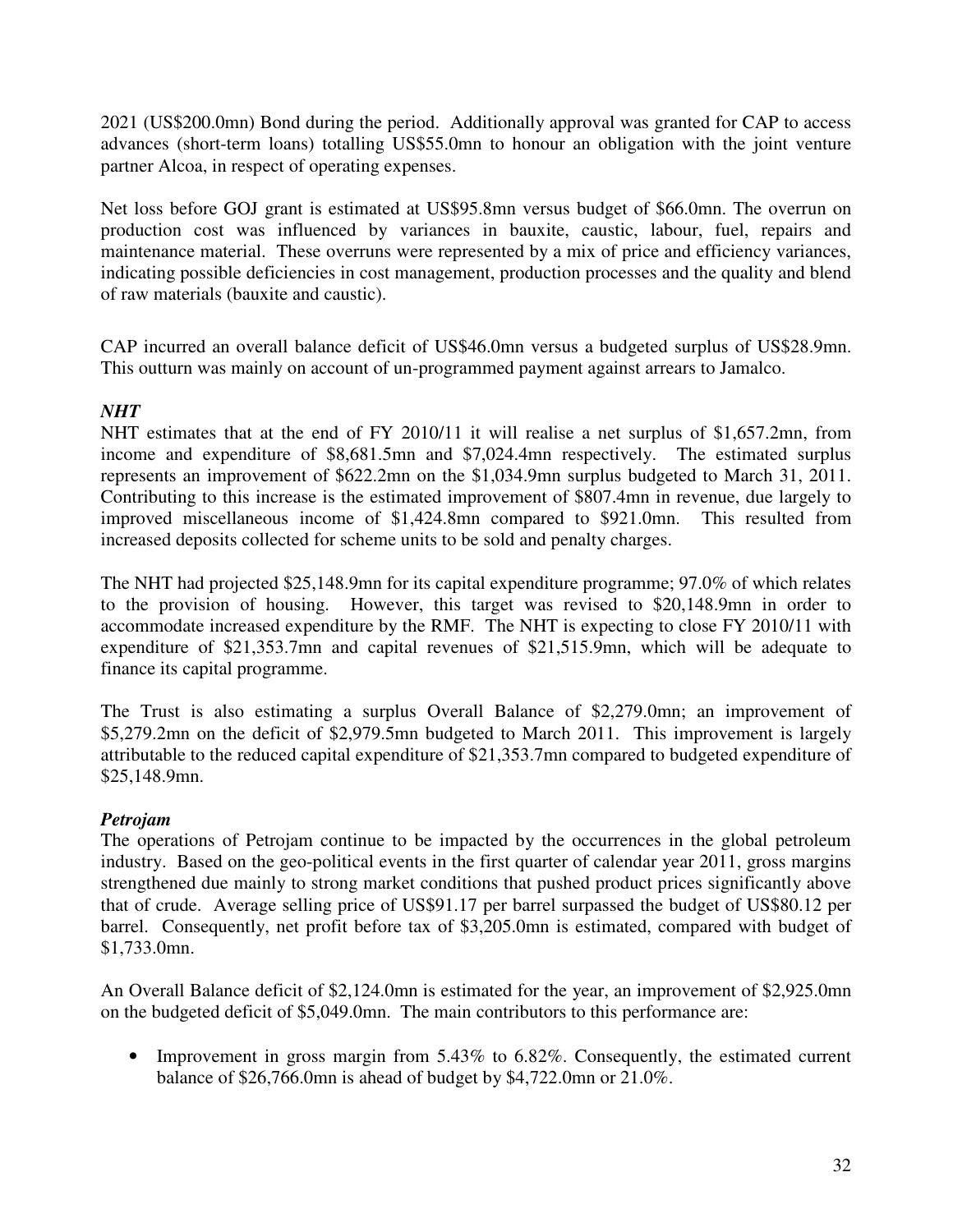2021 (US$200.0mn) Bond during the period. Additionally approval was granted for CAP to access advances (short-term loans) totalling US$55.0mn to honour an obligation with the joint venture partner Alcoa, in respect of operating expenses.

Net loss before GOJ grant is estimated at US$95.8mn versus budget of $66.0mn. The overrun on production cost was influenced by variances in bauxite, caustic, labour, fuel, repairs and maintenance material. These overruns were represented by a mix of price and efficiency variances, indicating possible deficiencies in cost management, production processes and the quality and blend of raw materials (bauxite and caustic).

CAP incurred an overall balance deficit of US$46.0mn versus a budgeted surplus of US$28.9mn. This outturn was mainly on account of un-programmed payment against arrears to Jamalco.

***NHT***

NHT estimates that at the end of FY 2010/11 it will realise a net surplus of $1,657.2mn, from income and expenditure of $8,681.5mn and $7,024.4mn respectively. The estimated surplus represents an improvement of $622.2mn on the $1,034.9mn surplus budgeted to March 31, 2011. Contributing to this increase is the estimated improvement of $807.4mn in revenue, due largely to improved miscellaneous income of $1,424.8mn compared to $921.0mn. This resulted from increased deposits collected for scheme units to be sold and penalty charges.

The NHT had projected $25,148.9mn for its capital expenditure programme; 97.0% of which relates to the provision of housing. However, this target was revised to $20,148.9mn in order to accommodate increased expenditure by the RMF. The NHT is expecting to close FY 2010/11 with expenditure of $21,353.7mn and capital revenues of $21,515.9mn, which will be adequate to finance its capital programme.

The Trust is also estimating a surplus Overall Balance of $2,279.0mn; an improvement of $5,279.2mn on the deficit of $2,979.5mn budgeted to March 2011. This improvement is largely attributable to the reduced capital expenditure of $21,353.7mn compared to budgeted expenditure of $25,148.9mn.

***Petrojam***

The operations of Petrojam continue to be impacted by the occurrences in the global petroleum industry. Based on the geo-political events in the first quarter of calendar year 2011, gross margins strengthened due mainly to strong market conditions that pushed product prices significantly above that of crude. Average selling price of US$91.17 per barrel surpassed the budget of US$80.12 per barrel. Consequently, net profit before tax of $3,205.0mn is estimated, compared with budget of $1,733.0mn.

An Overall Balance deficit of $2,124.0mn is estimated for the year, an improvement of $2,925.0mn on the budgeted deficit of $5,049.0mn. The main contributors to this performance are:

- Improvement in gross margin from 5.43% to 6.82%. Consequently, the estimated current balance of $26,766.0mn is ahead of budget by $4,722.0mn or 21.0%.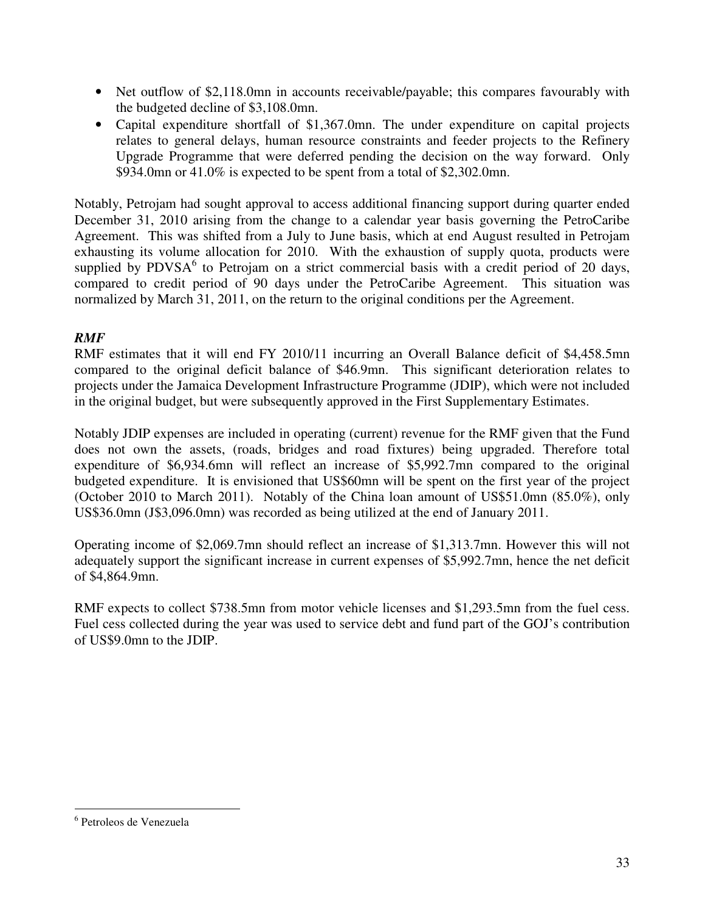- Net outflow of $2,118.0mn in accounts receivable/payable; this compares favourably with the budgeted decline of $3,108.0mn.
- Capital expenditure shortfall of $1,367.0mn. The under expenditure on capital projects relates to general delays, human resource constraints and feeder projects to the Refinery Upgrade Programme that were deferred pending the decision on the way forward. Only $934.0mn or 41.0% is expected to be spent from a total of $2,302.0mn.

Notably, Petrojam had sought approval to access additional financing support during quarter ended December 31, 2010 arising from the change to a calendar year basis governing the PetroCaribe Agreement. This was shifted from a July to June basis, which at end August resulted in Petrojam exhausting its volume allocation for 2010. With the exhaustion of supply quota, products were supplied by PDVSA[6] to Petrojam on a strict commercial basis with a credit period of 20 days, compared to credit period of 90 days under the PetroCaribe Agreement. This situation was normalized by March 31, 2011, on the return to the original conditions per the Agreement.

***RMF***

RMF estimates that it will end FY 2010/11 incurring an Overall Balance deficit of $4,458.5mn compared to the original deficit balance of $46.9mn. This significant deterioration relates to projects under the Jamaica Development Infrastructure Programme (JDIP), which were not included in the original budget, but were subsequently approved in the First Supplementary Estimates.

Notably JDIP expenses are included in operating (current) revenue for the RMF given that the Fund does not own the assets, (roads, bridges and road fixtures) being upgraded. Therefore total expenditure of $6,934.6mn will reflect an increase of $5,992.7mn compared to the original budgeted expenditure. It is envisioned that US$60mn will be spent on the first year of the project (October 2010 to March 2011). Notably of the China loan amount of US$51.0mn (85.0%), only US$36.0mn (J$3,096.0mn) was recorded as being utilized at the end of January 2011.

Operating income of $2,069.7mn should reflect an increase of $1,313.7mn. However this will not adequately support the significant increase in current expenses of $5,992.7mn, hence the net deficit of $4,864.9mn.

RMF expects to collect $738.5mn from motor vehicle licenses and $1,293.5mn from the fuel cess. Fuel cess collected during the year was used to service debt and fund part of the GOJ's contribution of US$9.0mn to the JDIP.

[6] Petroleos de Venezuela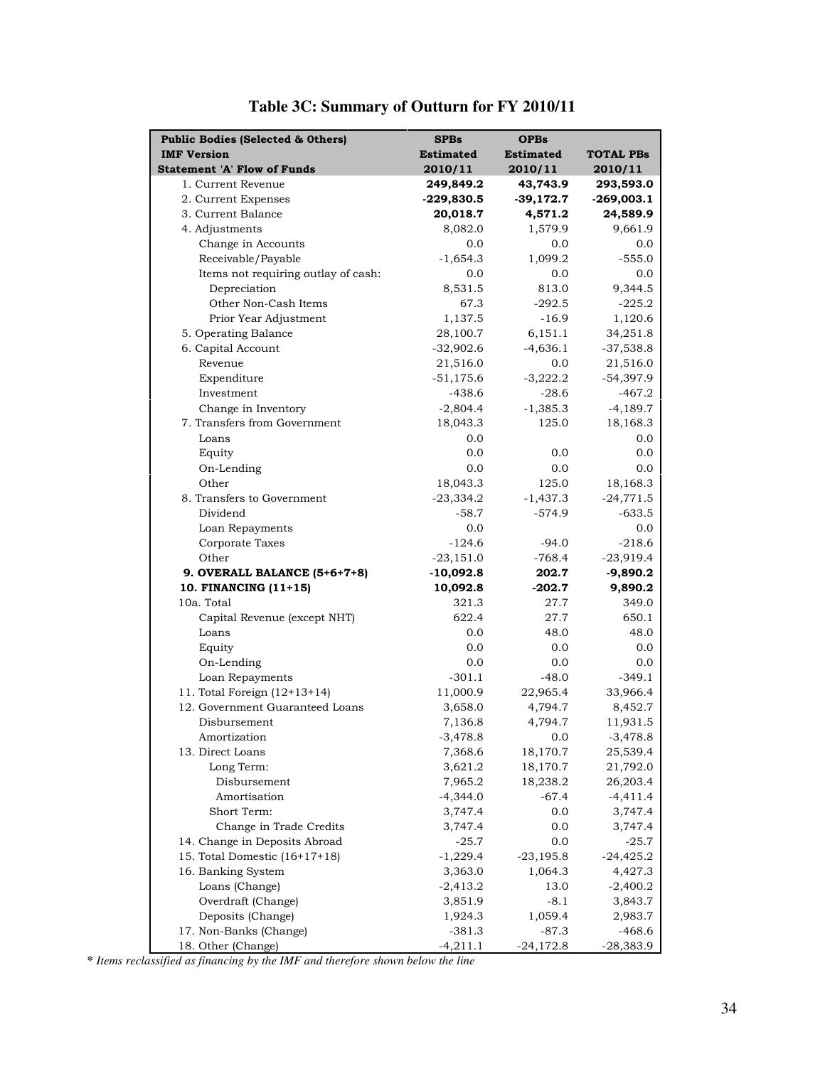# Table 3C: Summary of Outturn for FY 2010/11

| Public Bodies (Selected & Others) IMF Version Statement 'A' Flow of Funds | SPBs Estimated 2010/11 | OPBs Estimated 2010/11 | TOTAL PBs 2010/11 |
|---|---|---|---|
| 1. Current Revenue | **249,849.2** | **43,743.9** | **293,593.0** |
| 2. Current Expenses | **-229,830.5** | **-39,172.7** | **-269,003.1** |
| 3. Current Balance | **20,018.7** | **4,571.2** | **24,589.9** |
| 4. Adjustments | 8,082.0 | 1,579.9 | 9,661.9 |
| Change in Accounts | 0.0 | 0.0 | 0.0 |
| Receivable/Payable | -1,654.3 | 1,099.2 | -555.0 |
| Items not requiring outlay of cash: | 0.0 | 0.0 | 0.0 |
| Depreciation | 8,531.5 | 813.0 | 9,344.5 |
| Other Non-Cash Items | 67.3 | -292.5 | -225.2 |
| Prior Year Adjustment | 1,137.5 | -16.9 | 1,120.6 |
| 5. Operating Balance | 28,100.7 | 6,151.1 | 34,251.8 |
| 6. Capital Account | -32,902.6 | -4,636.1 | -37,538.8 |
| Revenue | 21,516.0 | 0.0 | 21,516.0 |
| Expenditure | -51,175.6 | -3,222.2 | -54,397.9 |
| Investment | -438.6 | -28.6 | -467.2 |
| Change in Inventory | -2,804.4 | -1,385.3 | -4,189.7 |
| 7. Transfers from Government | 18,043.3 | 125.0 | 18,168.3 |
| Loans | 0.0 | | 0.0 |
| Equity | 0.0 | 0.0 | 0.0 |
| On-Lending | 0.0 | 0.0 | 0.0 |
| Other | 18,043.3 | 125.0 | 18,168.3 |
| 8. Transfers to Government | -23,334.2 | -1,437.3 | -24,771.5 |
| Dividend | -58.7 | -574.9 | -633.5 |
| Loan Repayments | 0.0 | | 0.0 |
| Corporate Taxes | -124.6 | -94.0 | -218.6 |
| Other | -23,151.0 | -768.4 | -23,919.4 |
| **9. OVERALL BALANCE (5+6+7+8)** | **-10,092.8** | **202.7** | **-9,890.2** |
| **10. FINANCING (11+15)** | **10,092.8** | **-202.7** | **9,890.2** |
| 10a. Total | 321.3 | 27.7 | 349.0 |
| Capital Revenue (except NHT) | 622.4 | 27.7 | 650.1 |
| Loans | 0.0 | 48.0 | 48.0 |
| Equity | 0.0 | 0.0 | 0.0 |
| On-Lending | 0.0 | 0.0 | 0.0 |
| Loan Repayments | -301.1 | -48.0 | -349.1 |
| 11. Total Foreign (12+13+14) | 11,000.9 | 22,965.4 | 33,966.4 |
| 12. Government Guaranteed Loans | 3,658.0 | 4,794.7 | 8,452.7 |
| Disbursement | 7,136.8 | 4,794.7 | 11,931.5 |
| Amortization | -3,478.8 | 0.0 | -3,478.8 |
| 13. Direct Loans | 7,368.6 | 18,170.7 | 25,539.4 |
| Long Term: | 3,621.2 | 18,170.7 | 21,792.0 |
| Disbursement | 7,965.2 | 18,238.2 | 26,203.4 |
| Amortisation | -4,344.0 | -67.4 | -4,411.4 |
| Short Term: | 3,747.4 | 0.0 | 3,747.4 |
| Change in Trade Credits | 3,747.4 | 0.0 | 3,747.4 |
| 14. Change in Deposits Abroad | -25.7 | 0.0 | -25.7 |
| 15. Total Domestic (16+17+18) | -1,229.4 | -23,195.8 | -24,425.2 |
| 16. Banking System | 3,363.0 | 1,064.3 | 4,427.3 |
| Loans (Change) | -2,413.2 | 13.0 | -2,400.2 |
| Overdraft (Change) | 3,851.9 | -8.1 | 3,843.7 |
| Deposits (Change) | 1,924.3 | 1,059.4 | 2,983.7 |
| 17. Non-Banks (Change) | -381.3 | -87.3 | -468.6 |
| 18. Other (Change) | -4,211.1 | -24,172.8 | -28,383.9 |

*\* Items reclassified as financing by the IMF and therefore shown below the line*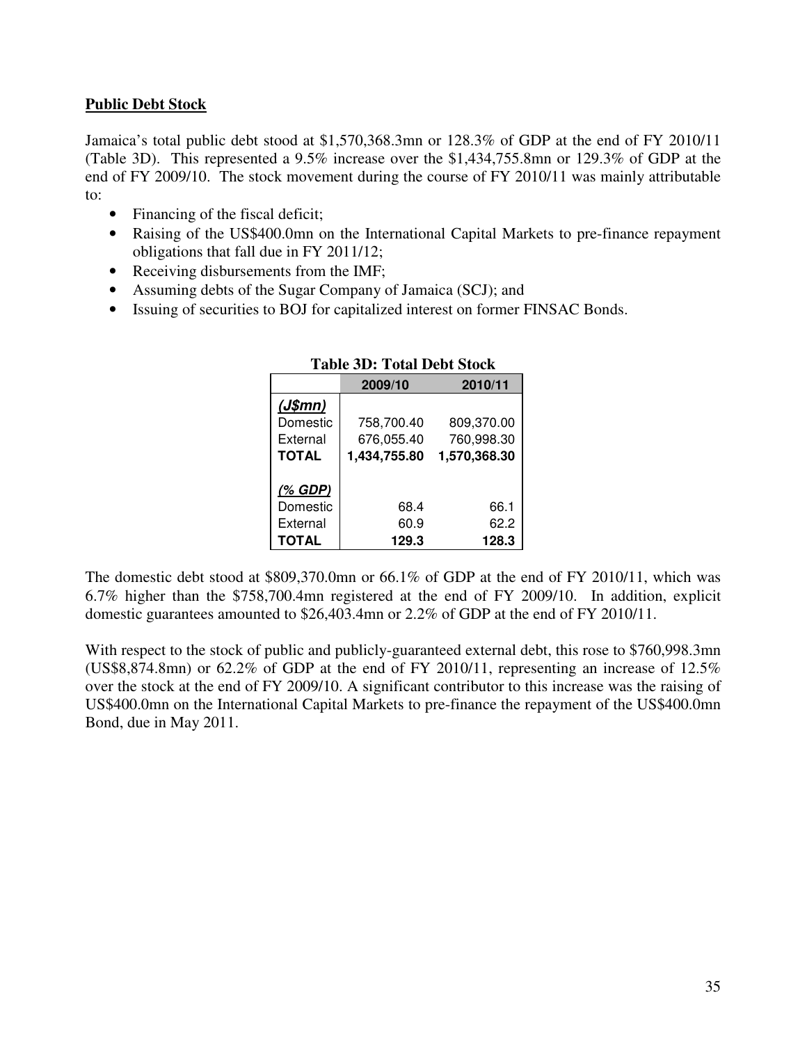**Public Debt Stock**

Jamaica's total public debt stood at $1,570,368.3mn or 128.3% of GDP at the end of FY 2010/11 (Table 3D). This represented a 9.5% increase over the $1,434,755.8mn or 129.3% of GDP at the end of FY 2009/10. The stock movement during the course of FY 2010/11 was mainly attributable to:

- Financing of the fiscal deficit;
- Raising of the US$400.0mn on the International Capital Markets to pre-finance repayment obligations that fall due in FY 2011/12;
- Receiving disbursements from the IMF;
- Assuming debts of the Sugar Company of Jamaica (SCJ); and
- Issuing of securities to BOJ for capitalized interest on former FINSAC Bonds.

**Table 3D: Total Debt Stock**

| | **2009/10** | **2010/11** |
|---|---|---|
| ***(J$mn)*** | | |
| Domestic | 758,700.40 | 809,370.00 |
| External | 676,055.40 | 760,998.30 |
| **TOTAL** | **1,434,755.80** | **1,570,368.30** |
| ***(% GDP)*** | | |
| Domestic | 68.4 | 66.1 |
| External | 60.9 | 62.2 |
| **TOTAL** | **129.3** | **128.3** |

The domestic debt stood at $809,370.0mn or 66.1% of GDP at the end of FY 2010/11, which was 6.7% higher than the $758,700.4mn registered at the end of FY 2009/10. In addition, explicit domestic guarantees amounted to $26,403.4mn or 2.2% of GDP at the end of FY 2010/11.

With respect to the stock of public and publicly-guaranteed external debt, this rose to $760,998.3mn (US$8,874.8mn) or 62.2% of GDP at the end of FY 2010/11, representing an increase of 12.5% over the stock at the end of FY 2009/10. A significant contributor to this increase was the raising of US$400.0mn on the International Capital Markets to pre-finance the repayment of the US$400.0mn Bond, due in May 2011.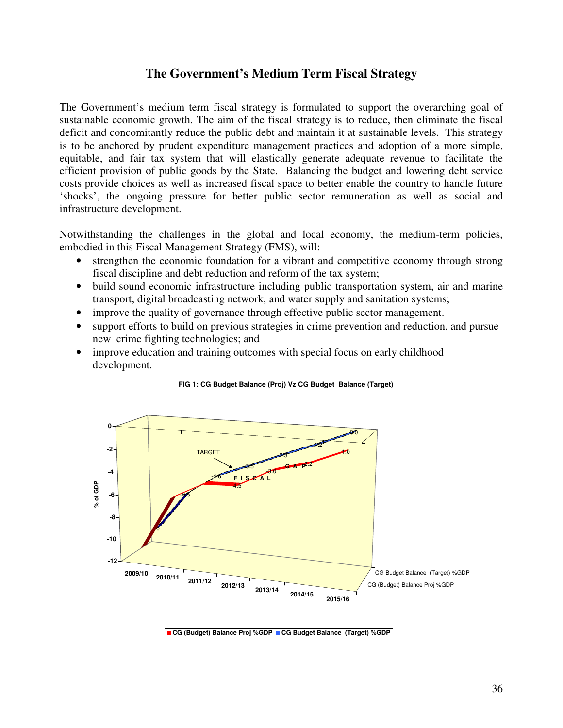# The Government's Medium Term Fiscal Strategy

The Government's medium term fiscal strategy is formulated to support the overarching goal of sustainable economic growth. The aim of the fiscal strategy is to reduce, then eliminate the fiscal deficit and concomitantly reduce the public debt and maintain it at sustainable levels. This strategy is to be anchored by prudent expenditure management practices and adoption of a more simple, equitable, and fair tax system that will elastically generate adequate revenue to facilitate the efficient provision of public goods by the State. Balancing the budget and lowering debt service costs provide choices as well as increased fiscal space to better enable the country to handle future 'shocks', the ongoing pressure for better public sector remuneration as well as social and infrastructure development.

Notwithstanding the challenges in the global and local economy, the medium-term policies, embodied in this Fiscal Management Strategy (FMS), will:

- strengthen the economic foundation for a vibrant and competitive economy through strong fiscal discipline and debt reduction and reform of the tax system;
- build sound economic infrastructure including public transportation system, air and marine transport, digital broadcasting network, and water supply and sanitation systems;
- improve the quality of governance through effective public sector management.
- support efforts to build on previous strategies in crime prevention and reduction, and pursue new crime fighting technologies; and
- improve education and training outcomes with special focus on early childhood development.

**FIG 1: CG Budget Balance (Proj) Vz CG Budget Balance (Target)**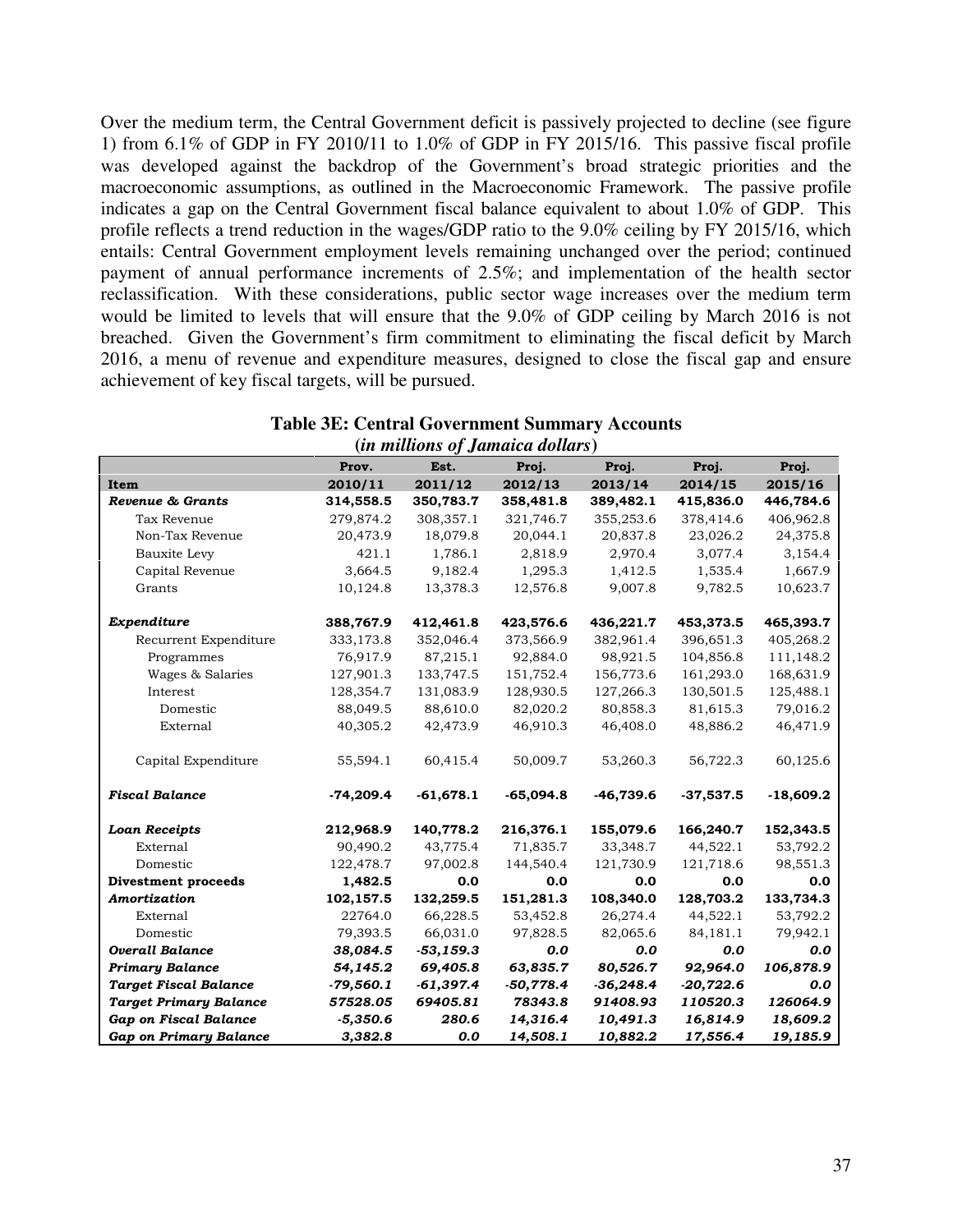Over the medium term, the Central Government deficit is passively projected to decline (see figure 1) from 6.1% of GDP in FY 2010/11 to 1.0% of GDP in FY 2015/16. This passive fiscal profile was developed against the backdrop of the Government's broad strategic priorities and the macroeconomic assumptions, as outlined in the Macroeconomic Framework. The passive profile indicates a gap on the Central Government fiscal balance equivalent to about 1.0% of GDP. This profile reflects a trend reduction in the wages/GDP ratio to the 9.0% ceiling by FY 2015/16, which entails: Central Government employment levels remaining unchanged over the period; continued payment of annual performance increments of 2.5%; and implementation of the health sector reclassification. With these considerations, public sector wage increases over the medium term would be limited to levels that will ensure that the 9.0% of GDP ceiling by March 2016 is not breached. Given the Government's firm commitment to eliminating the fiscal deficit by March 2016, a menu of revenue and expenditure measures, designed to close the fiscal gap and ensure achievement of key fiscal targets, will be pursued.

**Table 3E: Central Government Summary Accounts**
**(*in millions of Jamaica dollars*)**

| Item | Prov. 2010/11 | Est. 2011/12 | Proj. 2012/13 | Proj. 2013/14 | Proj. 2014/15 | Proj. 2015/16 |
|---|---|---|---|---|---|---|
| ***Revenue & Grants*** | **314,558.5** | **350,783.7** | **358,481.8** | **389,482.1** | **415,836.0** | **446,784.6** |
| Tax Revenue | 279,874.2 | 308,357.1 | 321,746.7 | 355,253.6 | 378,414.6 | 406,962.8 |
| Non-Tax Revenue | 20,473.9 | 18,079.8 | 20,044.1 | 20,837.8 | 23,026.2 | 24,375.8 |
| Bauxite Levy | 421.1 | 1,786.1 | 2,818.9 | 2,970.4 | 3,077.4 | 3,154.4 |
| Capital Revenue | 3,664.5 | 9,182.4 | 1,295.3 | 1,412.5 | 1,535.4 | 1,667.9 |
| Grants | 10,124.8 | 13,378.3 | 12,576.8 | 9,007.8 | 9,782.5 | 10,623.7 |
| ***Expenditure*** | **388,767.9** | **412,461.8** | **423,576.6** | **436,221.7** | **453,373.5** | **465,393.7** |
| Recurrent Expenditure | 333,173.8 | 352,046.4 | 373,566.9 | 382,961.4 | 396,651.3 | 405,268.2 |
| Programmes | 76,917.9 | 87,215.1 | 92,884.0 | 98,921.5 | 104,856.8 | 111,148.2 |
| Wages & Salaries | 127,901.3 | 133,747.5 | 151,752.4 | 156,773.6 | 161,293.0 | 168,631.9 |
| Interest | 128,354.7 | 131,083.9 | 128,930.5 | 127,266.3 | 130,501.5 | 125,488.1 |
| Domestic | 88,049.5 | 88,610.0 | 82,020.2 | 80,858.3 | 81,615.3 | 79,016.2 |
| External | 40,305.2 | 42,473.9 | 46,910.3 | 46,408.0 | 48,886.2 | 46,471.9 |
| Capital Expenditure | 55,594.1 | 60,415.4 | 50,009.7 | 53,260.3 | 56,722.3 | 60,125.6 |
| ***Fiscal Balance*** | **-74,209.4** | **-61,678.1** | **-65,094.8** | **-46,739.6** | **-37,537.5** | **-18,609.2** |
| ***Loan Receipts*** | **212,968.9** | **140,778.2** | **216,376.1** | **155,079.6** | **166,240.7** | **152,343.5** |
| External | 90,490.2 | 43,775.4 | 71,835.7 | 33,348.7 | 44,522.1 | 53,792.2 |
| Domestic | 122,478.7 | 97,002.8 | 144,540.4 | 121,730.9 | 121,718.6 | 98,551.3 |
| **Divestment proceeds** | **1,482.5** | **0.0** | **0.0** | **0.0** | **0.0** | **0.0** |
| ***Amortization*** | **102,157.5** | **132,259.5** | **151,281.3** | **108,340.0** | **128,703.2** | **133,734.3** |
| External | 22764.0 | 66,228.5 | 53,452.8 | 26,274.4 | 44,522.1 | 53,792.2 |
| Domestic | 79,393.5 | 66,031.0 | 97,828.5 | 82,065.6 | 84,181.1 | 79,942.1 |
| ***Overall Balance*** | ***38,084.5*** | ***-53,159.3*** | ***0.0*** | ***0.0*** | ***0.0*** | ***0.0*** |
| ***Primary Balance*** | ***54,145.2*** | ***69,405.8*** | ***63,835.7*** | ***80,526.7*** | ***92,964.0*** | ***106,878.9*** |
| ***Target Fiscal Balance*** | ***-79,560.1*** | ***-61,397.4*** | ***-50,778.4*** | ***-36,248.4*** | ***-20,722.6*** | ***0.0*** |
| ***Target Primary Balance*** | ***57528.05*** | ***69405.81*** | ***78343.8*** | ***91408.93*** | ***110520.3*** | ***126064.9*** |
| ***Gap on Fiscal Balance*** | ***-5,350.6*** | ***280.6*** | ***14,316.4*** | ***10,491.3*** | ***16,814.9*** | ***18,609.2*** |
| ***Gap on Primary Balance*** | ***3,382.8*** | ***0.0*** | ***14,508.1*** | ***10,882.2*** | ***17,556.4*** | ***19,185.9*** |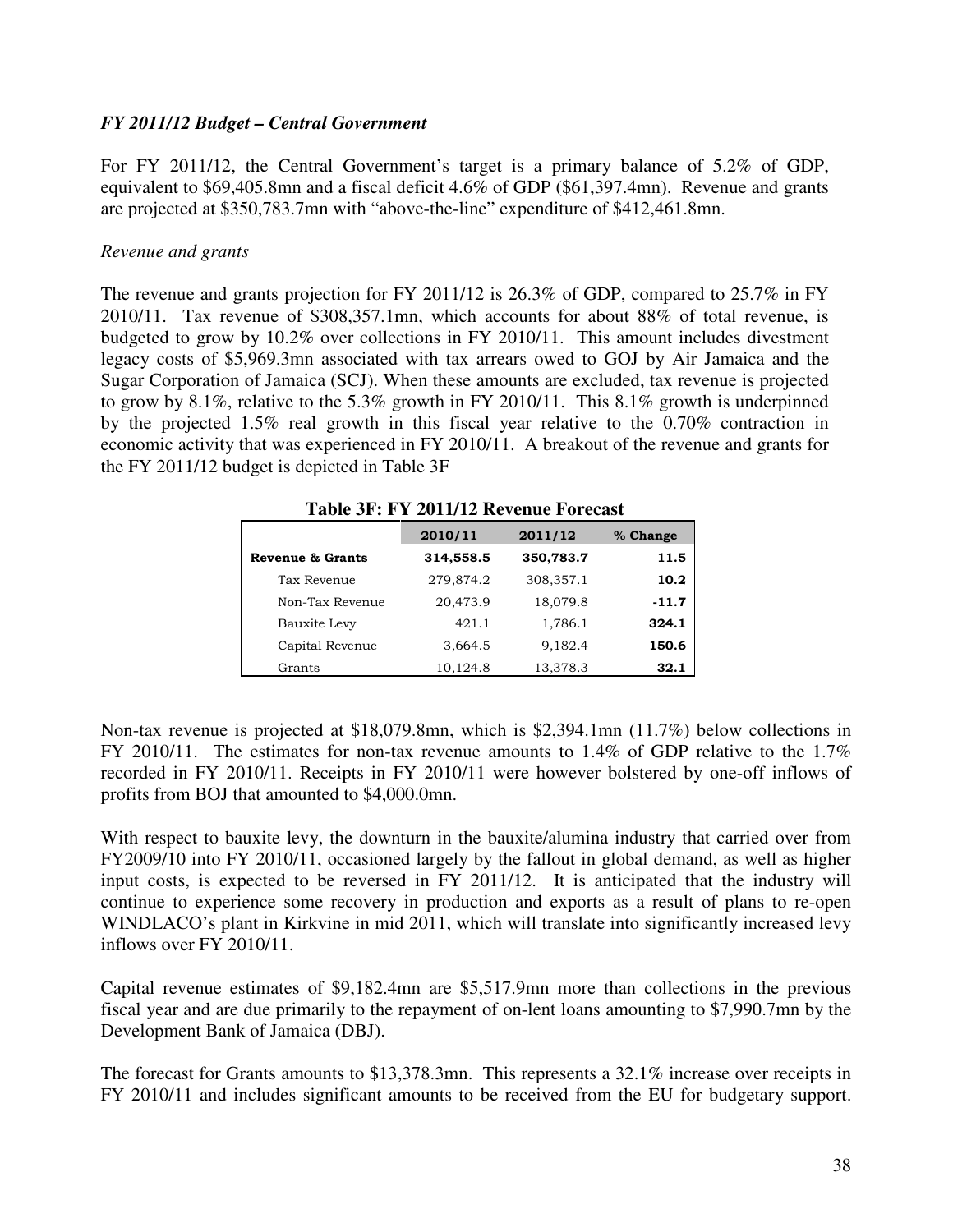### *FY 2011/12 Budget – Central Government*

For FY 2011/12, the Central Government's target is a primary balance of 5.2% of GDP, equivalent to $69,405.8mn and a fiscal deficit 4.6% of GDP ($61,397.4mn). Revenue and grants are projected at $350,783.7mn with "above-the-line" expenditure of $412,461.8mn.

*Revenue and grants*

The revenue and grants projection for FY 2011/12 is 26.3% of GDP, compared to 25.7% in FY 2010/11. Tax revenue of $308,357.1mn, which accounts for about 88% of total revenue, is budgeted to grow by 10.2% over collections in FY 2010/11. This amount includes divestment legacy costs of $5,969.3mn associated with tax arrears owed to GOJ by Air Jamaica and the Sugar Corporation of Jamaica (SCJ). When these amounts are excluded, tax revenue is projected to grow by 8.1%, relative to the 5.3% growth in FY 2010/11. This 8.1% growth is underpinned by the projected 1.5% real growth in this fiscal year relative to the 0.70% contraction in economic activity that was experienced in FY 2010/11. A breakout of the revenue and grants for the FY 2011/12 budget is depicted in Table 3F

**Table 3F: FY 2011/12 Revenue Forecast**

| | 2010/11 | 2011/12 | % Change |
|---|---|---|---|
| **Revenue & Grants** | **314,558.5** | **350,783.7** | **11.5** |
| Tax Revenue | 279,874.2 | 308,357.1 | **10.2** |
| Non-Tax Revenue | 20,473.9 | 18,079.8 | **-11.7** |
| Bauxite Levy | 421.1 | 1,786.1 | **324.1** |
| Capital Revenue | 3,664.5 | 9,182.4 | **150.6** |
| Grants | 10,124.8 | 13,378.3 | **32.1** |

Non-tax revenue is projected at $18,079.8mn, which is $2,394.1mn (11.7%) below collections in FY 2010/11. The estimates for non-tax revenue amounts to 1.4% of GDP relative to the 1.7% recorded in FY 2010/11. Receipts in FY 2010/11 were however bolstered by one-off inflows of profits from BOJ that amounted to $4,000.0mn.

With respect to bauxite levy, the downturn in the bauxite/alumina industry that carried over from FY2009/10 into FY 2010/11, occasioned largely by the fallout in global demand, as well as higher input costs, is expected to be reversed in FY 2011/12. It is anticipated that the industry will continue to experience some recovery in production and exports as a result of plans to re-open WINDLACO's plant in Kirkvine in mid 2011, which will translate into significantly increased levy inflows over FY 2010/11.

Capital revenue estimates of $9,182.4mn are $5,517.9mn more than collections in the previous fiscal year and are due primarily to the repayment of on-lent loans amounting to $7,990.7mn by the Development Bank of Jamaica (DBJ).

The forecast for Grants amounts to $13,378.3mn. This represents a 32.1% increase over receipts in FY 2010/11 and includes significant amounts to be received from the EU for budgetary support.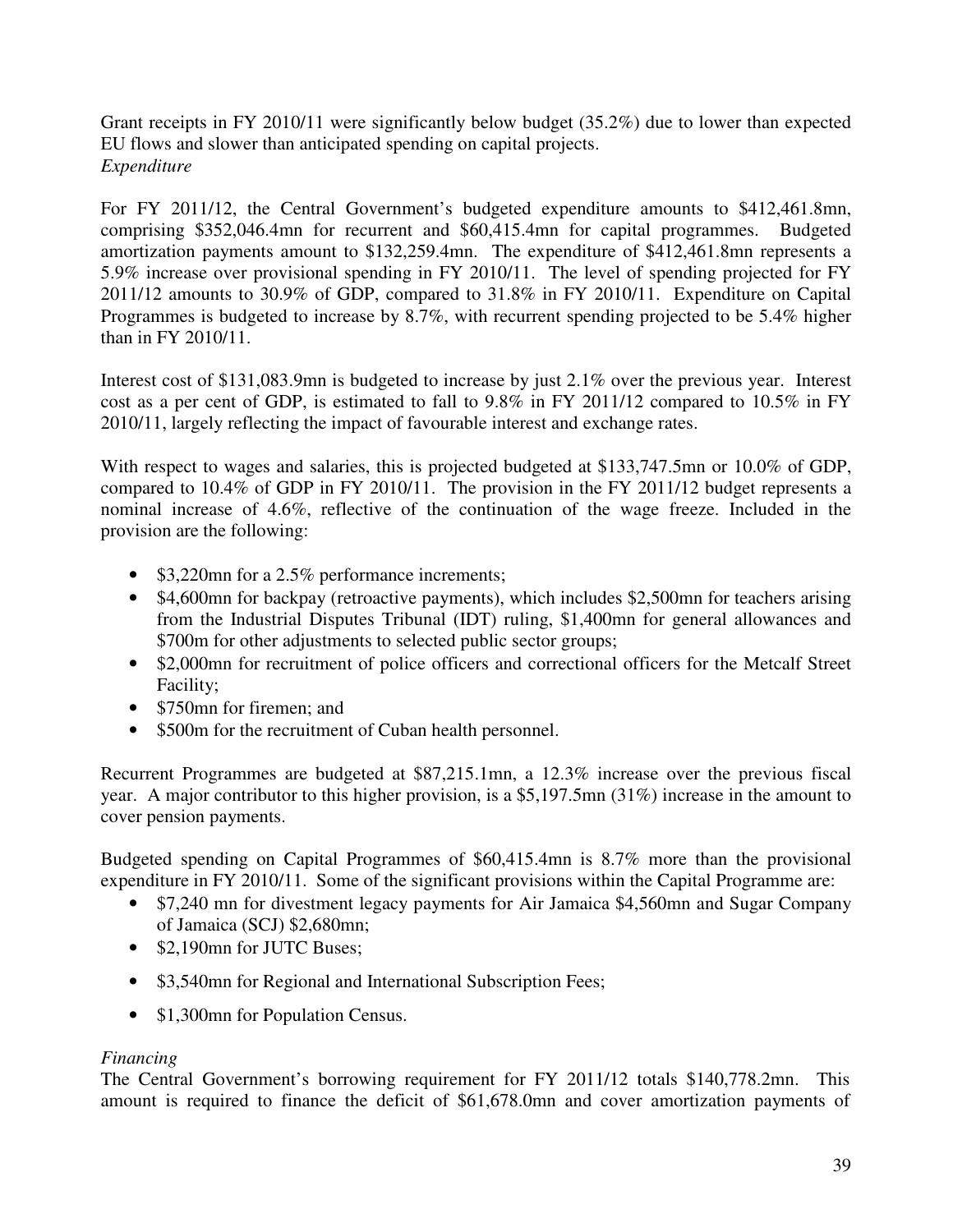Grant receipts in FY 2010/11 were significantly below budget (35.2%) due to lower than expected EU flows and slower than anticipated spending on capital projects.

*Expenditure*

For FY 2011/12, the Central Government's budgeted expenditure amounts to $412,461.8mn, comprising $352,046.4mn for recurrent and $60,415.4mn for capital programmes. Budgeted amortization payments amount to $132,259.4mn. The expenditure of $412,461.8mn represents a 5.9% increase over provisional spending in FY 2010/11. The level of spending projected for FY 2011/12 amounts to 30.9% of GDP, compared to 31.8% in FY 2010/11. Expenditure on Capital Programmes is budgeted to increase by 8.7%, with recurrent spending projected to be 5.4% higher than in FY 2010/11.

Interest cost of $131,083.9mn is budgeted to increase by just 2.1% over the previous year. Interest cost as a per cent of GDP, is estimated to fall to 9.8% in FY 2011/12 compared to 10.5% in FY 2010/11, largely reflecting the impact of favourable interest and exchange rates.

With respect to wages and salaries, this is projected budgeted at $133,747.5mn or 10.0% of GDP, compared to 10.4% of GDP in FY 2010/11. The provision in the FY 2011/12 budget represents a nominal increase of 4.6%, reflective of the continuation of the wage freeze. Included in the provision are the following:

- $3,220mn for a 2.5% performance increments;
- $4,600mn for backpay (retroactive payments), which includes $2,500mn for teachers arising from the Industrial Disputes Tribunal (IDT) ruling, $1,400mn for general allowances and $700m for other adjustments to selected public sector groups;
- $2,000mn for recruitment of police officers and correctional officers for the Metcalf Street Facility;
- $750mn for firemen; and
- $500m for the recruitment of Cuban health personnel.

Recurrent Programmes are budgeted at $87,215.1mn, a 12.3% increase over the previous fiscal year. A major contributor to this higher provision, is a $5,197.5mn (31%) increase in the amount to cover pension payments.

Budgeted spending on Capital Programmes of $60,415.4mn is 8.7% more than the provisional expenditure in FY 2010/11. Some of the significant provisions within the Capital Programme are:

- $7,240 mn for divestment legacy payments for Air Jamaica $4,560mn and Sugar Company of Jamaica (SCJ) $2,680mn;
- $2,190mn for JUTC Buses;
- $3,540mn for Regional and International Subscription Fees;
- $1,300mn for Population Census.

*Financing*

The Central Government's borrowing requirement for FY 2011/12 totals $140,778.2mn. This amount is required to finance the deficit of $61,678.0mn and cover amortization payments of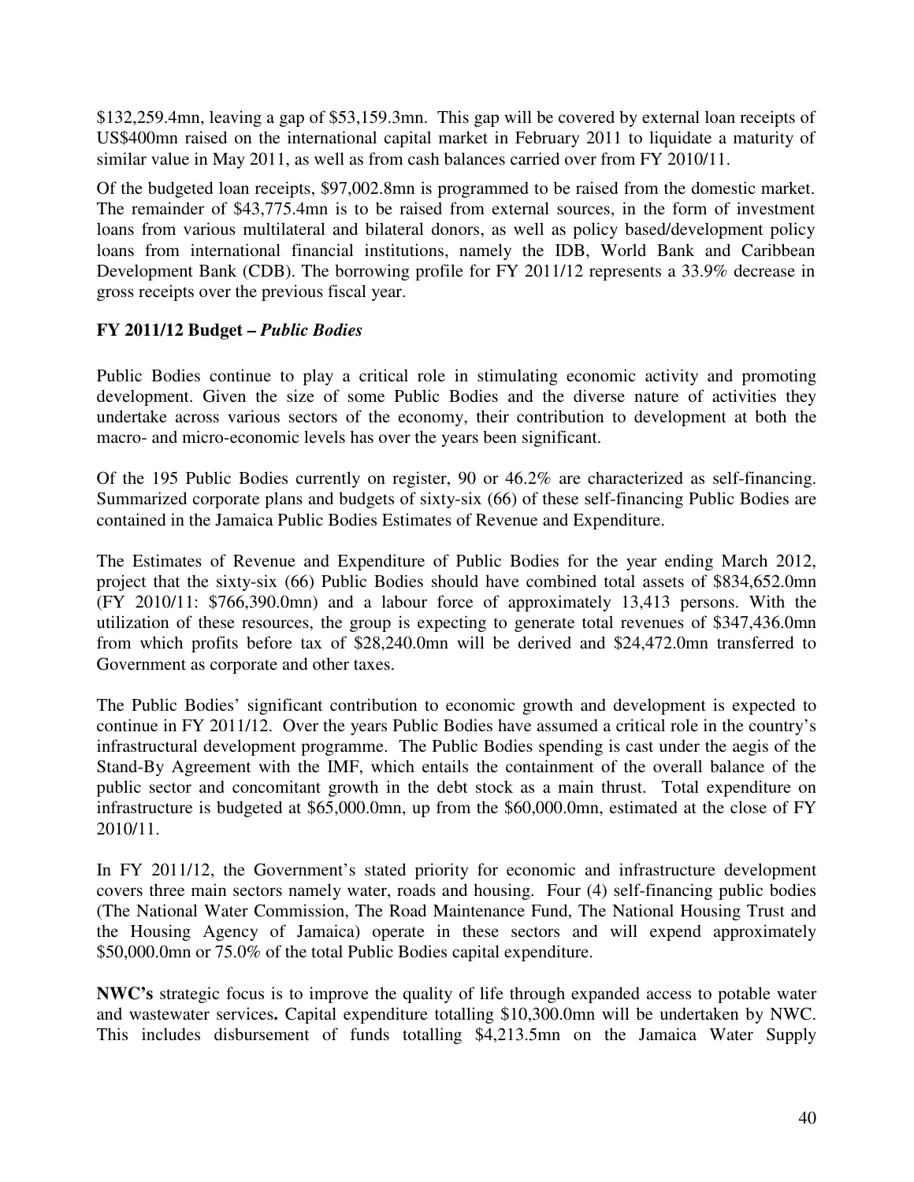$132,259.4mn, leaving a gap of $53,159.3mn. This gap will be covered by external loan receipts of US$400mn raised on the international capital market in February 2011 to liquidate a maturity of similar value in May 2011, as well as from cash balances carried over from FY 2010/11.

Of the budgeted loan receipts, $97,002.8mn is programmed to be raised from the domestic market. The remainder of $43,775.4mn is to be raised from external sources, in the form of investment loans from various multilateral and bilateral donors, as well as policy based/development policy loans from international financial institutions, namely the IDB, World Bank and Caribbean Development Bank (CDB). The borrowing profile for FY 2011/12 represents a 33.9% decrease in gross receipts over the previous fiscal year.

**FY 2011/12 Budget – *Public Bodies***

Public Bodies continue to play a critical role in stimulating economic activity and promoting development. Given the size of some Public Bodies and the diverse nature of activities they undertake across various sectors of the economy, their contribution to development at both the macro- and micro-economic levels has over the years been significant.

Of the 195 Public Bodies currently on register, 90 or 46.2% are characterized as self-financing. Summarized corporate plans and budgets of sixty-six (66) of these self-financing Public Bodies are contained in the Jamaica Public Bodies Estimates of Revenue and Expenditure.

The Estimates of Revenue and Expenditure of Public Bodies for the year ending March 2012, project that the sixty-six (66) Public Bodies should have combined total assets of $834,652.0mn (FY 2010/11: $766,390.0mn) and a labour force of approximately 13,413 persons. With the utilization of these resources, the group is expecting to generate total revenues of $347,436.0mn from which profits before tax of $28,240.0mn will be derived and $24,472.0mn transferred to Government as corporate and other taxes.

The Public Bodies' significant contribution to economic growth and development is expected to continue in FY 2011/12. Over the years Public Bodies have assumed a critical role in the country's infrastructural development programme. The Public Bodies spending is cast under the aegis of the Stand-By Agreement with the IMF, which entails the containment of the overall balance of the public sector and concomitant growth in the debt stock as a main thrust. Total expenditure on infrastructure is budgeted at $65,000.0mn, up from the $60,000.0mn, estimated at the close of FY 2010/11.

In FY 2011/12, the Government's stated priority for economic and infrastructure development covers three main sectors namely water, roads and housing. Four (4) self-financing public bodies (The National Water Commission, The Road Maintenance Fund, The National Housing Trust and the Housing Agency of Jamaica) operate in these sectors and will expend approximately $50,000.0mn or 75.0% of the total Public Bodies capital expenditure.

**NWC's** strategic focus is to improve the quality of life through expanded access to potable water and wastewater services**.** Capital expenditure totalling $10,300.0mn will be undertaken by NWC. This includes disbursement of funds totalling $4,213.5mn on the Jamaica Water Supply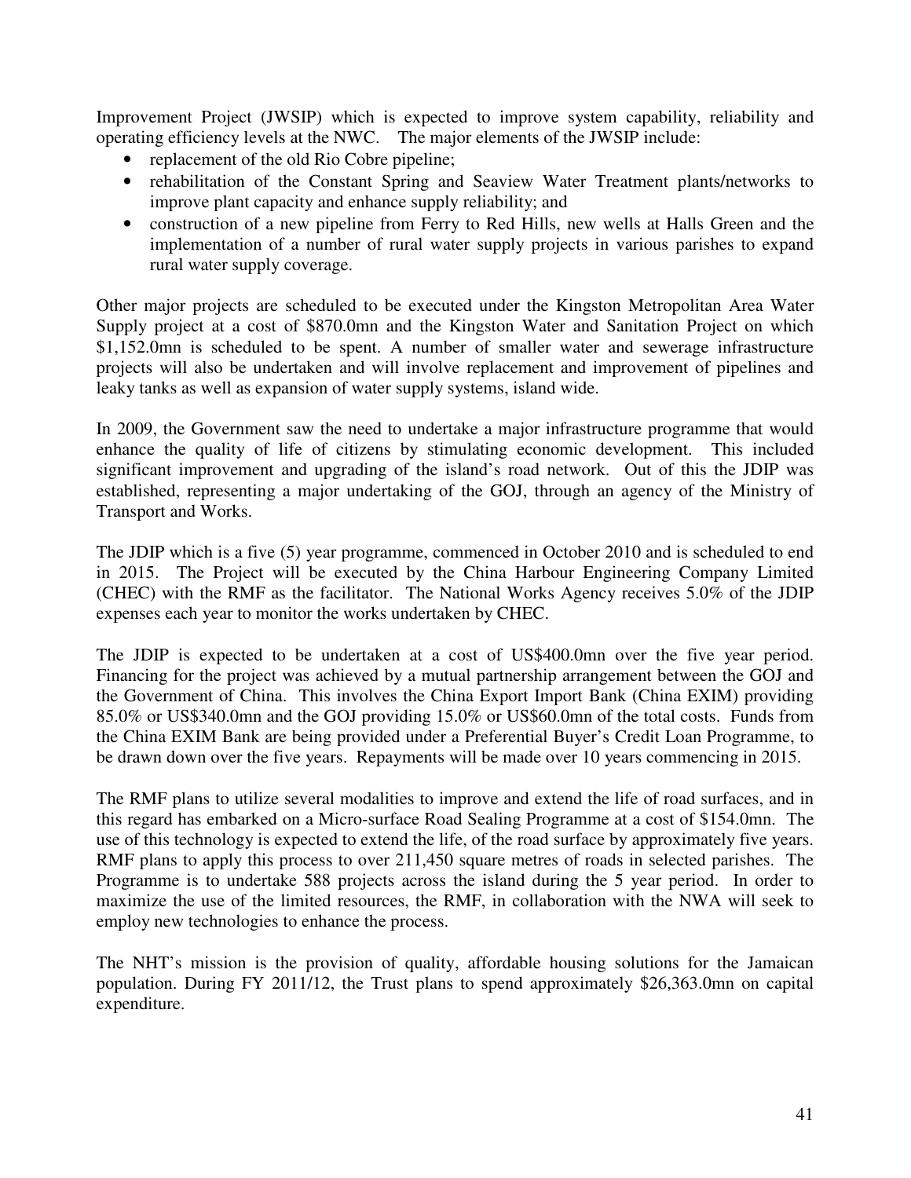Improvement Project (JWSIP) which is expected to improve system capability, reliability and operating efficiency levels at the NWC. The major elements of the JWSIP include:

- replacement of the old Rio Cobre pipeline;
- rehabilitation of the Constant Spring and Seaview Water Treatment plants/networks to improve plant capacity and enhance supply reliability; and
- construction of a new pipeline from Ferry to Red Hills, new wells at Halls Green and the implementation of a number of rural water supply projects in various parishes to expand rural water supply coverage.

Other major projects are scheduled to be executed under the Kingston Metropolitan Area Water Supply project at a cost of $870.0mn and the Kingston Water and Sanitation Project on which $1,152.0mn is scheduled to be spent. A number of smaller water and sewerage infrastructure projects will also be undertaken and will involve replacement and improvement of pipelines and leaky tanks as well as expansion of water supply systems, island wide.

In 2009, the Government saw the need to undertake a major infrastructure programme that would enhance the quality of life of citizens by stimulating economic development. This included significant improvement and upgrading of the island's road network. Out of this the JDIP was established, representing a major undertaking of the GOJ, through an agency of the Ministry of Transport and Works.

The JDIP which is a five (5) year programme, commenced in October 2010 and is scheduled to end in 2015. The Project will be executed by the China Harbour Engineering Company Limited (CHEC) with the RMF as the facilitator. The National Works Agency receives 5.0% of the JDIP expenses each year to monitor the works undertaken by CHEC.

The JDIP is expected to be undertaken at a cost of US$400.0mn over the five year period. Financing for the project was achieved by a mutual partnership arrangement between the GOJ and the Government of China. This involves the China Export Import Bank (China EXIM) providing 85.0% or US$340.0mn and the GOJ providing 15.0% or US$60.0mn of the total costs. Funds from the China EXIM Bank are being provided under a Preferential Buyer's Credit Loan Programme, to be drawn down over the five years. Repayments will be made over 10 years commencing in 2015.

The RMF plans to utilize several modalities to improve and extend the life of road surfaces, and in this regard has embarked on a Micro-surface Road Sealing Programme at a cost of $154.0mn. The use of this technology is expected to extend the life, of the road surface by approximately five years. RMF plans to apply this process to over 211,450 square metres of roads in selected parishes. The Programme is to undertake 588 projects across the island during the 5 year period. In order to maximize the use of the limited resources, the RMF, in collaboration with the NWA will seek to employ new technologies to enhance the process.

The NHT's mission is the provision of quality, affordable housing solutions for the Jamaican population. During FY 2011/12, the Trust plans to spend approximately $26,363.0mn on capital expenditure.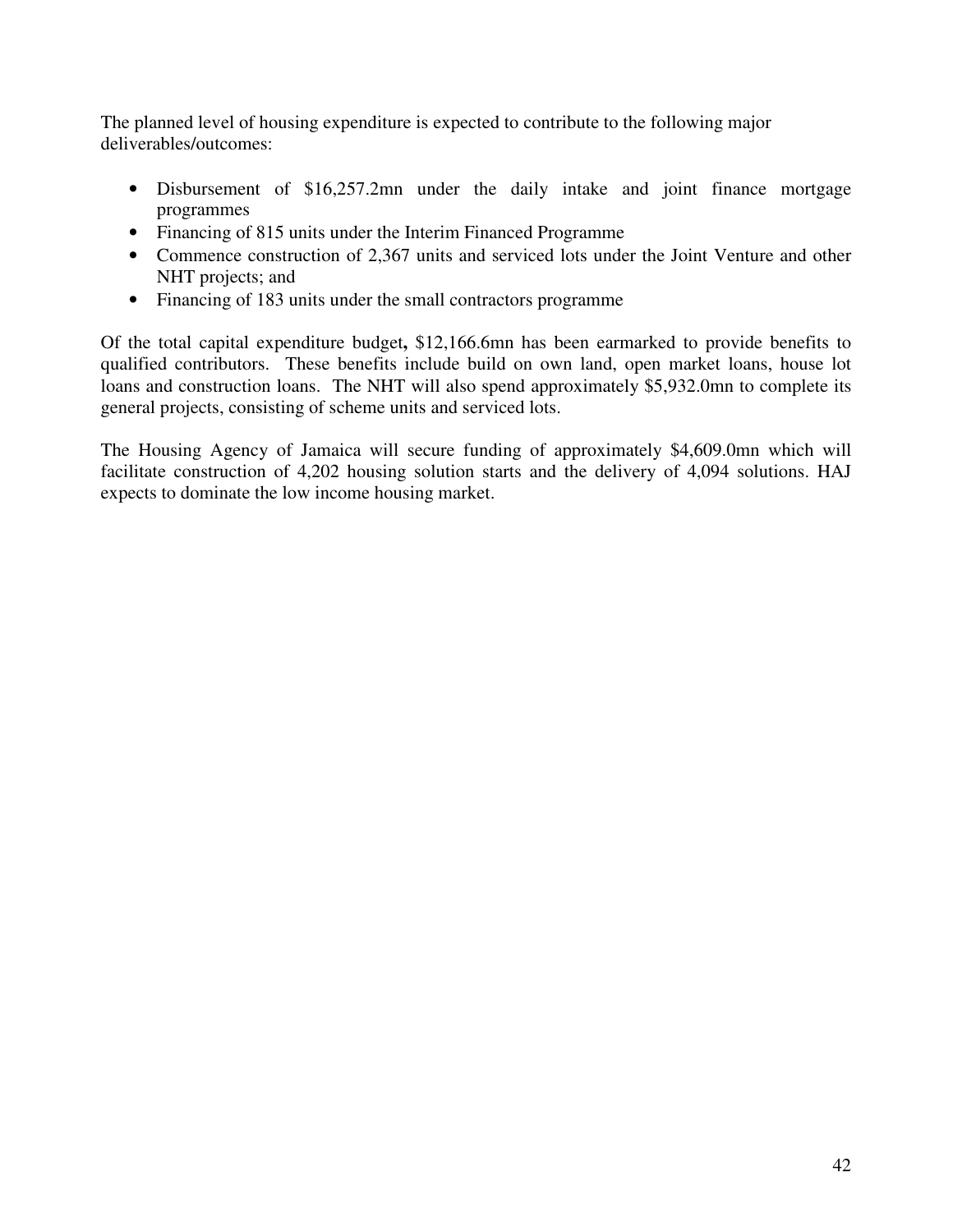The planned level of housing expenditure is expected to contribute to the following major deliverables/outcomes:

- Disbursement of $16,257.2mn under the daily intake and joint finance mortgage programmes
- Financing of 815 units under the Interim Financed Programme
- Commence construction of 2,367 units and serviced lots under the Joint Venture and other NHT projects; and
- Financing of 183 units under the small contractors programme

Of the total capital expenditure budget**,** $12,166.6mn has been earmarked to provide benefits to qualified contributors. These benefits include build on own land, open market loans, house lot loans and construction loans. The NHT will also spend approximately $5,932.0mn to complete its general projects, consisting of scheme units and serviced lots.

The Housing Agency of Jamaica will secure funding of approximately $4,609.0mn which will facilitate construction of 4,202 housing solution starts and the delivery of 4,094 solutions. HAJ expects to dominate the low income housing market.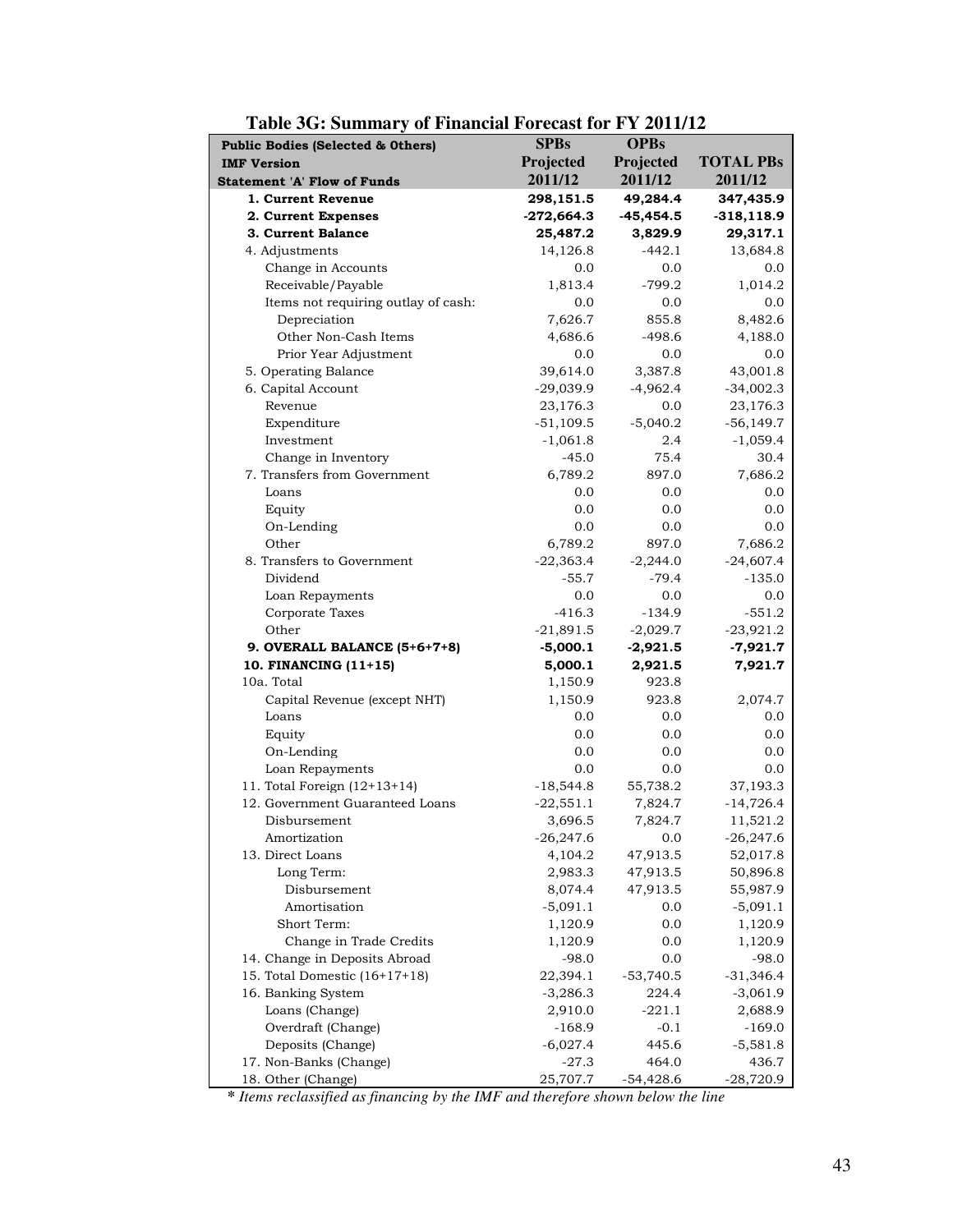**Table 3G: Summary of Financial Forecast for FY 2011/12**

| Public Bodies (Selected & Others)<br>IMF Version<br>Statement 'A' Flow of Funds | SPBs<br>Projected<br>2011/12 | OPBs<br>Projected<br>2011/12 | TOTAL PBs<br>2011/12 |
|---|---|---|---|
| **1. Current Revenue** | **298,151.5** | **49,284.4** | **347,435.9** |
| **2. Current Expenses** | **-272,664.3** | **-45,454.5** | **-318,118.9** |
| **3. Current Balance** | **25,487.2** | **3,829.9** | **29,317.1** |
| 4. Adjustments | 14,126.8 | -442.1 | 13,684.8 |
| Change in Accounts | 0.0 | 0.0 | 0.0 |
| Receivable/Payable | 1,813.4 | -799.2 | 1,014.2 |
| Items not requiring outlay of cash: | 0.0 | 0.0 | 0.0 |
| Depreciation | 7,626.7 | 855.8 | 8,482.6 |
| Other Non-Cash Items | 4,686.6 | -498.6 | 4,188.0 |
| Prior Year Adjustment | 0.0 | 0.0 | 0.0 |
| 5. Operating Balance | 39,614.0 | 3,387.8 | 43,001.8 |
| 6. Capital Account | -29,039.9 | -4,962.4 | -34,002.3 |
| Revenue | 23,176.3 | 0.0 | 23,176.3 |
| Expenditure | -51,109.5 | -5,040.2 | -56,149.7 |
| Investment | -1,061.8 | 2.4 | -1,059.4 |
| Change in Inventory | -45.0 | 75.4 | 30.4 |
| 7. Transfers from Government | 6,789.2 | 897.0 | 7,686.2 |
| Loans | 0.0 | 0.0 | 0.0 |
| Equity | 0.0 | 0.0 | 0.0 |
| On-Lending | 0.0 | 0.0 | 0.0 |
| Other | 6,789.2 | 897.0 | 7,686.2 |
| 8. Transfers to Government | -22,363.4 | -2,244.0 | -24,607.4 |
| Dividend | -55.7 | -79.4 | -135.0 |
| Loan Repayments | 0.0 | 0.0 | 0.0 |
| Corporate Taxes | -416.3 | -134.9 | -551.2 |
| Other | -21,891.5 | -2,029.7 | -23,921.2 |
| **9. OVERALL BALANCE (5+6+7+8)** | **-5,000.1** | **-2,921.5** | **-7,921.7** |
| **10. FINANCING (11+15)** | **5,000.1** | **2,921.5** | **7,921.7** |
| 10a. Total | 1,150.9 | 923.8 | |
| Capital Revenue (except NHT) | 1,150.9 | 923.8 | 2,074.7 |
| Loans | 0.0 | 0.0 | 0.0 |
| Equity | 0.0 | 0.0 | 0.0 |
| On-Lending | 0.0 | 0.0 | 0.0 |
| Loan Repayments | 0.0 | 0.0 | 0.0 |
| 11. Total Foreign (12+13+14) | -18,544.8 | 55,738.2 | 37,193.3 |
| 12. Government Guaranteed Loans | -22,551.1 | 7,824.7 | -14,726.4 |
| Disbursement | 3,696.5 | 7,824.7 | 11,521.2 |
| Amortization | -26,247.6 | 0.0 | -26,247.6 |
| 13. Direct Loans | 4,104.2 | 47,913.5 | 52,017.8 |
| Long Term: | 2,983.3 | 47,913.5 | 50,896.8 |
| Disbursement | 8,074.4 | 47,913.5 | 55,987.9 |
| Amortisation | -5,091.1 | 0.0 | -5,091.1 |
| Short Term: | 1,120.9 | 0.0 | 1,120.9 |
| Change in Trade Credits | 1,120.9 | 0.0 | 1,120.9 |
| 14. Change in Deposits Abroad | -98.0 | 0.0 | -98.0 |
| 15. Total Domestic (16+17+18) | 22,394.1 | -53,740.5 | -31,346.4 |
| 16. Banking System | -3,286.3 | 224.4 | -3,061.9 |
| Loans (Change) | 2,910.0 | -221.1 | 2,688.9 |
| Overdraft (Change) | -168.9 | -0.1 | -169.0 |
| Deposits (Change) | -6,027.4 | 445.6 | -5,581.8 |
| 17. Non-Banks (Change) | -27.3 | 464.0 | 436.7 |
| 18. Other (Change) | 25,707.7 | -54,428.6 | -28,720.9 |

*\* Items reclassified as financing by the IMF and therefore shown below the line*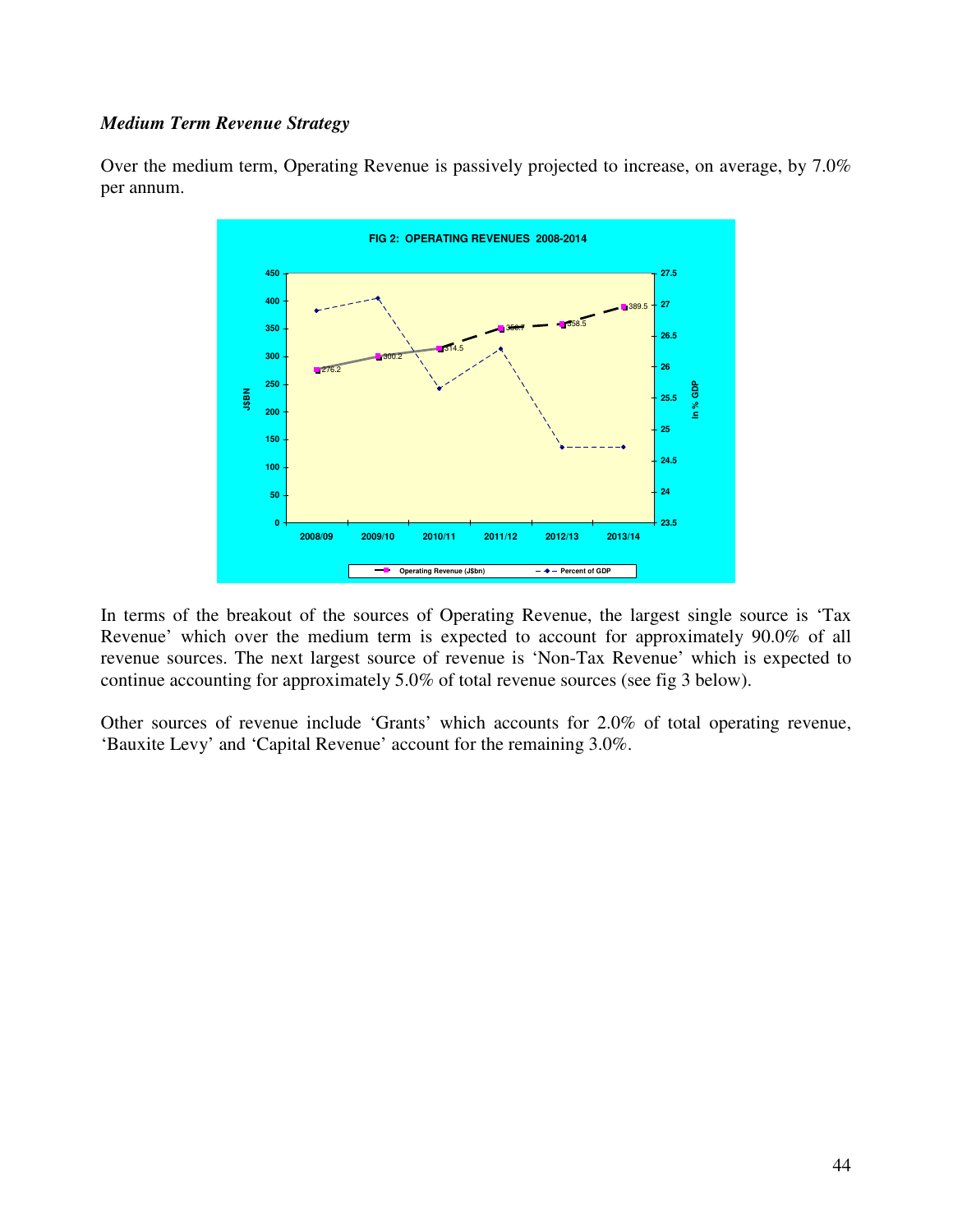### *Medium Term Revenue Strategy*

Over the medium term, Operating Revenue is passively projected to increase, on average, by 7.0% per annum.

**FIG 2: OPERATING REVENUES 2008-2014**

| | 2008/09 | 2009/10 | 2010/11 | 2011/12 | 2012/13 | 2013/14 |
|---|---|---|---|---|---|---|
| Operating Revenue (J$bn) | 276.2 | 300.2 | 314.5 | 350.7 | 358.5 | 389.5 |

In terms of the breakout of the sources of Operating Revenue, the largest single source is 'Tax Revenue' which over the medium term is expected to account for approximately 90.0% of all revenue sources. The next largest source of revenue is 'Non-Tax Revenue' which is expected to continue accounting for approximately 5.0% of total revenue sources (see fig 3 below).

Other sources of revenue include 'Grants' which accounts for 2.0% of total operating revenue, 'Bauxite Levy' and 'Capital Revenue' account for the remaining 3.0%.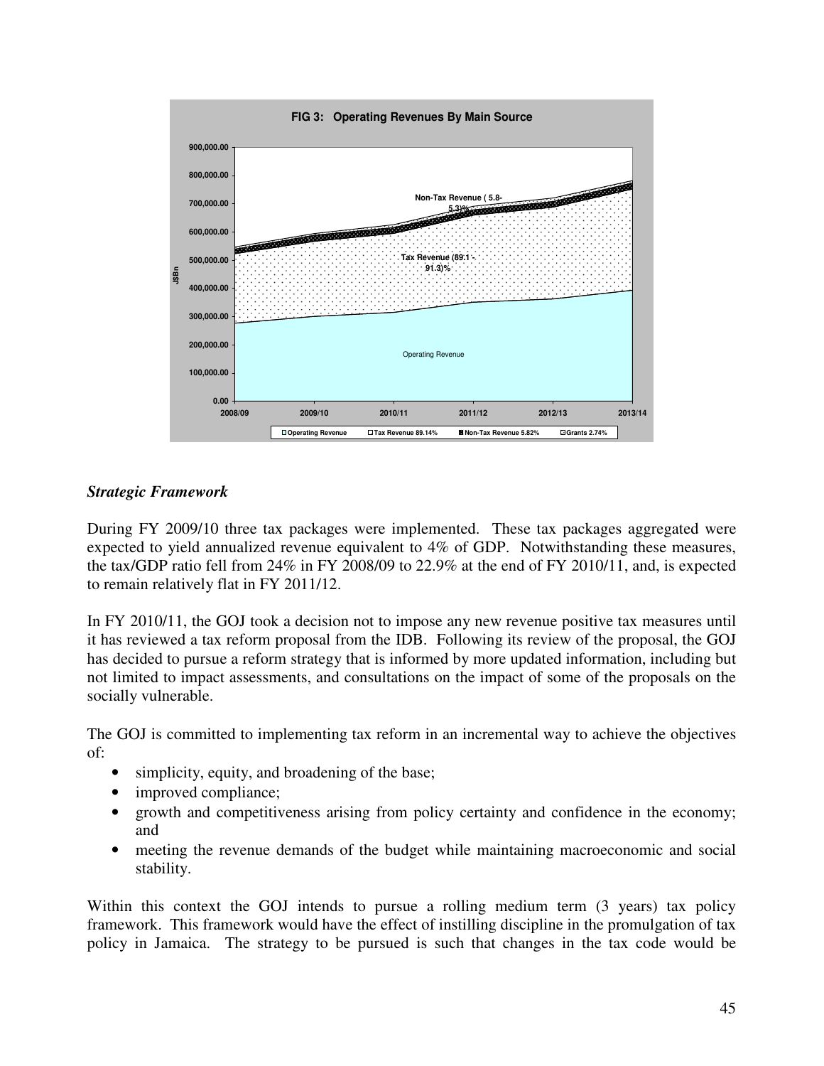**FIG 3: Operating Revenues By Main Source**

### *Strategic Framework*

During FY 2009/10 three tax packages were implemented. These tax packages aggregated were expected to yield annualized revenue equivalent to 4% of GDP. Notwithstanding these measures, the tax/GDP ratio fell from 24% in FY 2008/09 to 22.9% at the end of FY 2010/11, and, is expected to remain relatively flat in FY 2011/12.

In FY 2010/11, the GOJ took a decision not to impose any new revenue positive tax measures until it has reviewed a tax reform proposal from the IDB. Following its review of the proposal, the GOJ has decided to pursue a reform strategy that is informed by more updated information, including but not limited to impact assessments, and consultations on the impact of some of the proposals on the socially vulnerable.

The GOJ is committed to implementing tax reform in an incremental way to achieve the objectives of:

- simplicity, equity, and broadening of the base;
- improved compliance;
- growth and competitiveness arising from policy certainty and confidence in the economy; and
- meeting the revenue demands of the budget while maintaining macroeconomic and social stability.

Within this context the GOJ intends to pursue a rolling medium term (3 years) tax policy framework. This framework would have the effect of instilling discipline in the promulgation of tax policy in Jamaica. The strategy to be pursued is such that changes in the tax code would be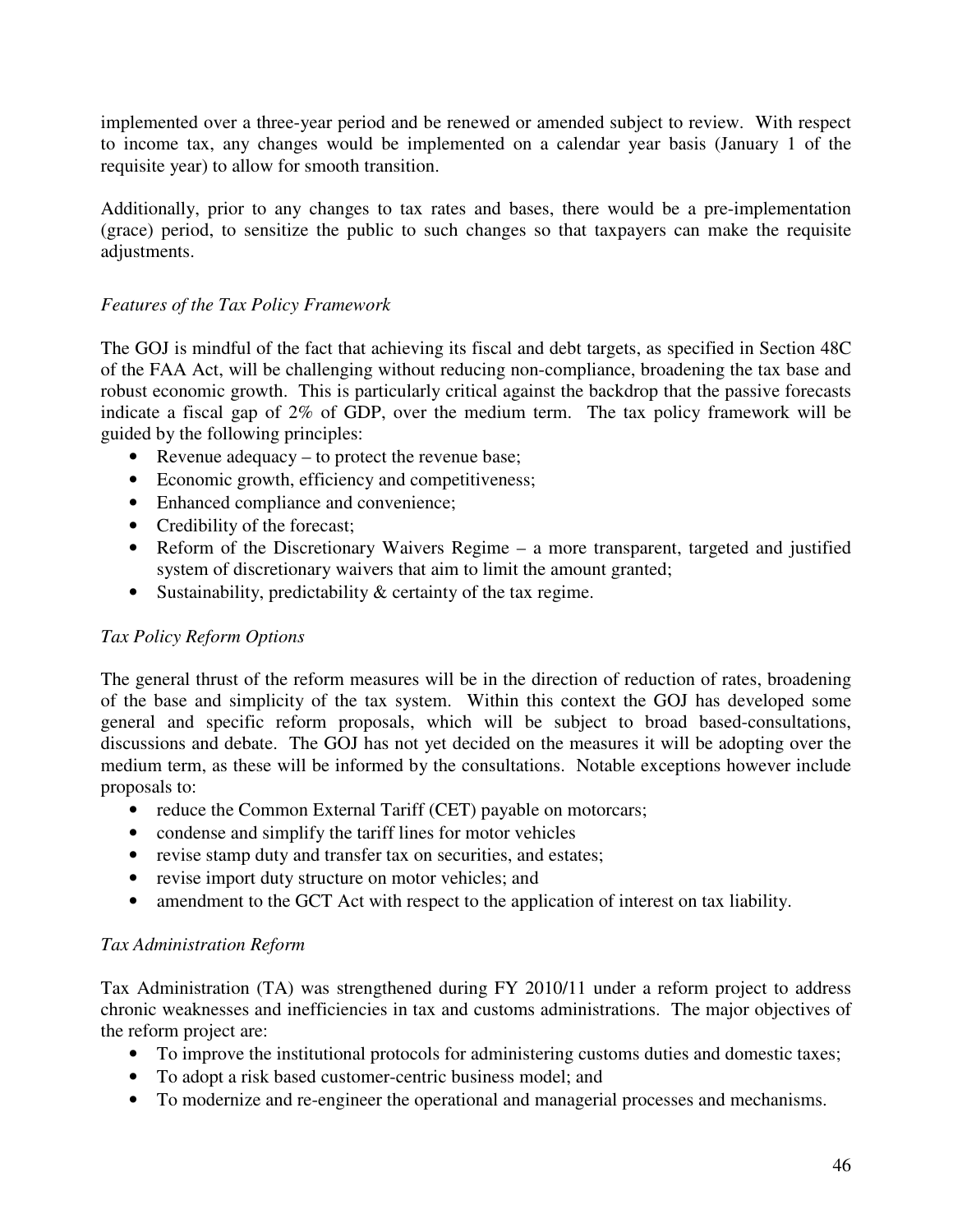implemented over a three-year period and be renewed or amended subject to review. With respect to income tax, any changes would be implemented on a calendar year basis (January 1 of the requisite year) to allow for smooth transition.

Additionally, prior to any changes to tax rates and bases, there would be a pre-implementation (grace) period, to sensitize the public to such changes so that taxpayers can make the requisite adjustments.

*Features of the Tax Policy Framework*

The GOJ is mindful of the fact that achieving its fiscal and debt targets, as specified in Section 48C of the FAA Act, will be challenging without reducing non-compliance, broadening the tax base and robust economic growth. This is particularly critical against the backdrop that the passive forecasts indicate a fiscal gap of 2% of GDP, over the medium term. The tax policy framework will be guided by the following principles:

- Revenue adequacy – to protect the revenue base;
- Economic growth, efficiency and competitiveness;
- Enhanced compliance and convenience;
- Credibility of the forecast;
- Reform of the Discretionary Waivers Regime – a more transparent, targeted and justified system of discretionary waivers that aim to limit the amount granted;
- Sustainability, predictability & certainty of the tax regime.

*Tax Policy Reform Options*

The general thrust of the reform measures will be in the direction of reduction of rates, broadening of the base and simplicity of the tax system. Within this context the GOJ has developed some general and specific reform proposals, which will be subject to broad based-consultations, discussions and debate. The GOJ has not yet decided on the measures it will be adopting over the medium term, as these will be informed by the consultations. Notable exceptions however include proposals to:

- reduce the Common External Tariff (CET) payable on motorcars;
- condense and simplify the tariff lines for motor vehicles
- revise stamp duty and transfer tax on securities, and estates;
- revise import duty structure on motor vehicles; and
- amendment to the GCT Act with respect to the application of interest on tax liability.

*Tax Administration Reform*

Tax Administration (TA) was strengthened during FY 2010/11 under a reform project to address chronic weaknesses and inefficiencies in tax and customs administrations. The major objectives of the reform project are:

- To improve the institutional protocols for administering customs duties and domestic taxes;
- To adopt a risk based customer-centric business model; and
- To modernize and re-engineer the operational and managerial processes and mechanisms.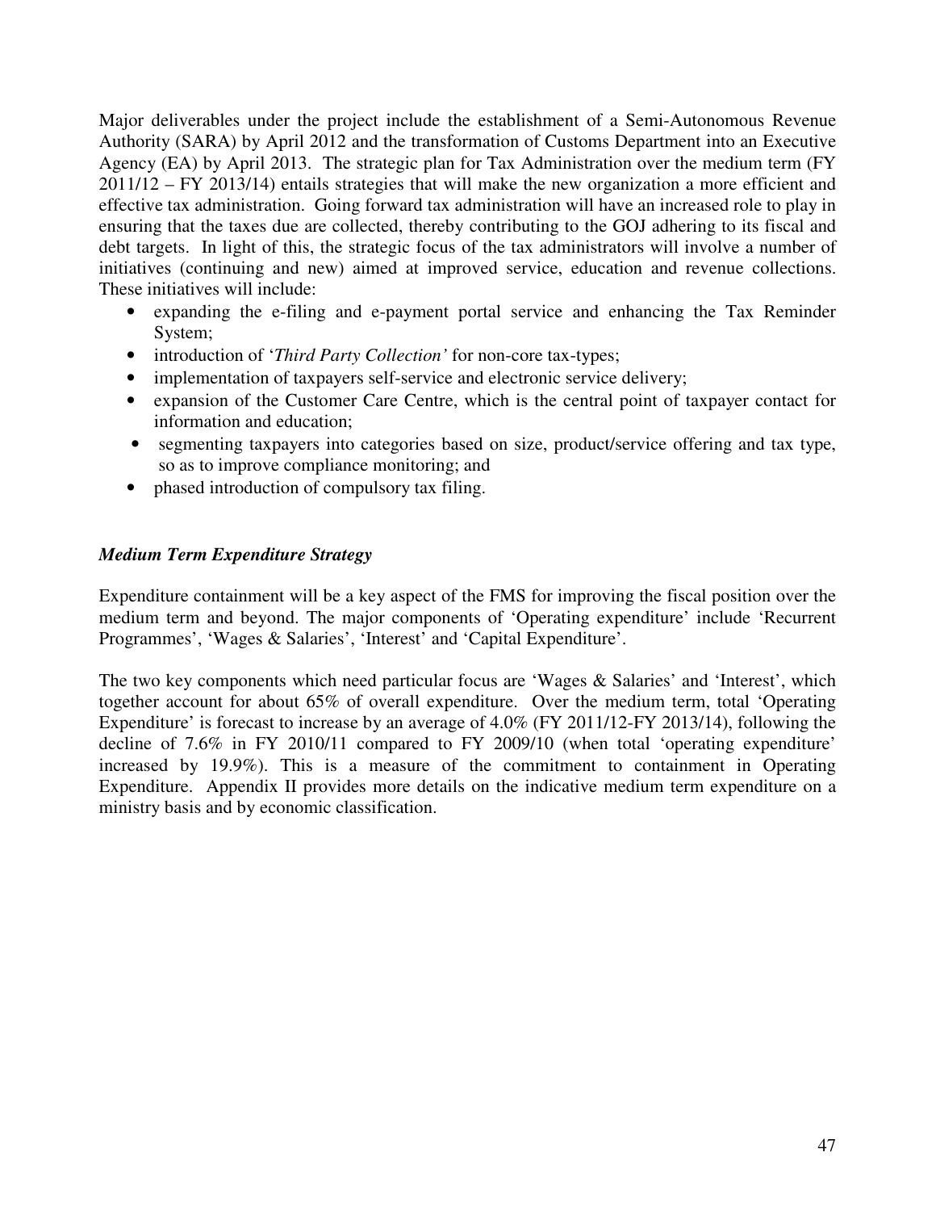Major deliverables under the project include the establishment of a Semi-Autonomous Revenue Authority (SARA) by April 2012 and the transformation of Customs Department into an Executive Agency (EA) by April 2013. The strategic plan for Tax Administration over the medium term (FY 2011/12 – FY 2013/14) entails strategies that will make the new organization a more efficient and effective tax administration. Going forward tax administration will have an increased role to play in ensuring that the taxes due are collected, thereby contributing to the GOJ adhering to its fiscal and debt targets. In light of this, the strategic focus of the tax administrators will involve a number of initiatives (continuing and new) aimed at improved service, education and revenue collections. These initiatives will include:

- expanding the e-filing and e-payment portal service and enhancing the Tax Reminder System;
- introduction of '*Third Party Collection'* for non-core tax-types;
- implementation of taxpayers self-service and electronic service delivery;
- expansion of the Customer Care Centre, which is the central point of taxpayer contact for information and education;
- segmenting taxpayers into categories based on size, product/service offering and tax type, so as to improve compliance monitoring; and
- phased introduction of compulsory tax filing.

***Medium Term Expenditure Strategy***

Expenditure containment will be a key aspect of the FMS for improving the fiscal position over the medium term and beyond. The major components of 'Operating expenditure' include 'Recurrent Programmes', 'Wages & Salaries', 'Interest' and 'Capital Expenditure'.

The two key components which need particular focus are 'Wages & Salaries' and 'Interest', which together account for about 65% of overall expenditure. Over the medium term, total 'Operating Expenditure' is forecast to increase by an average of 4.0% (FY 2011/12-FY 2013/14), following the decline of 7.6% in FY 2010/11 compared to FY 2009/10 (when total 'operating expenditure' increased by 19.9%). This is a measure of the commitment to containment in Operating Expenditure. Appendix II provides more details on the indicative medium term expenditure on a ministry basis and by economic classification.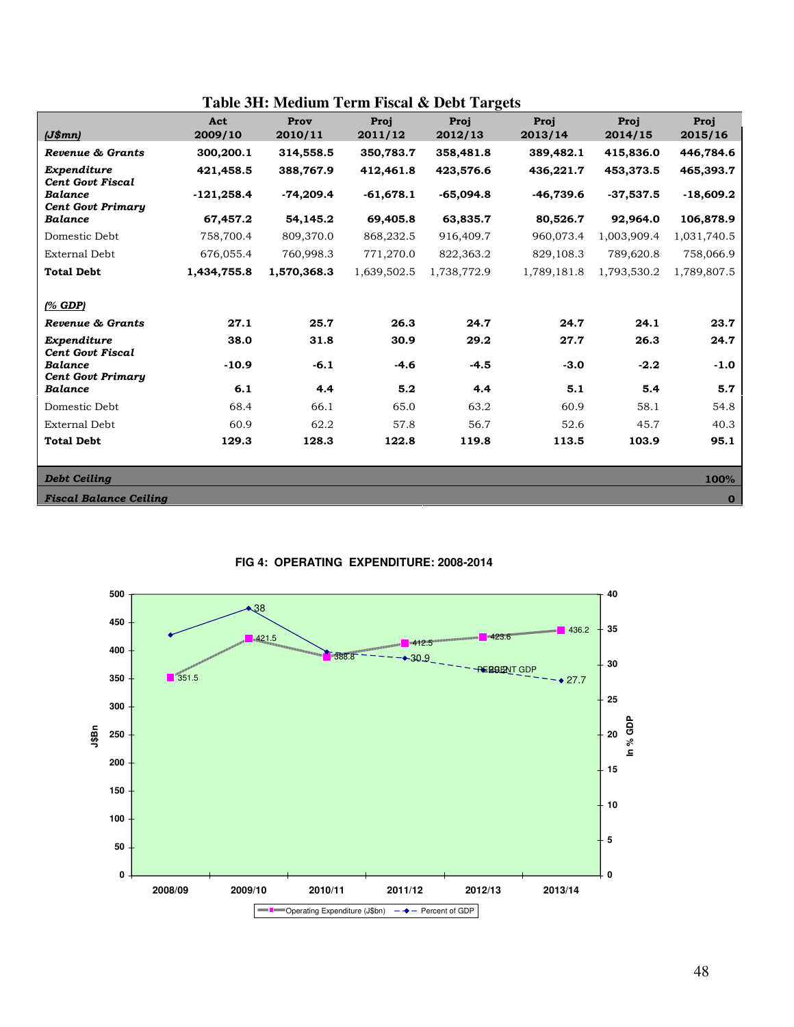## Table 3H: Medium Term Fiscal & Debt Targets

| *(J$mn)* | Act 2009/10 | Prov 2010/11 | Proj 2011/12 | Proj 2012/13 | Proj 2013/14 | Proj 2014/15 | Proj 2015/16 |
|---|---|---|---|---|---|---|---|
| ***Revenue & Grants*** | **300,200.1** | **314,558.5** | **350,783.7** | **358,481.8** | **389,482.1** | **415,836.0** | **446,784.6** |
| ***Expenditure*** | **421,458.5** | **388,767.9** | **412,461.8** | **423,576.6** | **436,221.7** | **453,373.5** | **465,393.7** |
| ***Cent Govt Fiscal Balance*** | **-121,258.4** | **-74,209.4** | **-61,678.1** | **-65,094.8** | **-46,739.6** | **-37,537.5** | **-18,609.2** |
| ***Cent Govt Primary Balance*** | **67,457.2** | **54,145.2** | **69,405.8** | **63,835.7** | **80,526.7** | **92,964.0** | **106,878.9** |
| Domestic Debt | 758,700.4 | 809,370.0 | 868,232.5 | 916,409.7 | 960,073.4 | 1,003,909.4 | 1,031,740.5 |
| External Debt | 676,055.4 | 760,998.3 | 771,270.0 | 822,363.2 | 829,108.3 | 789,620.8 | 758,066.9 |
| **Total Debt** | **1,434,755.8** | **1,570,368.3** | 1,639,502.5 | 1,738,772.9 | 1,789,181.8 | 1,793,530.2 | 1,789,807.5 |
| *(% GDP)* | | | | | | | |
| ***Revenue & Grants*** | **27.1** | **25.7** | **26.3** | **24.7** | **24.7** | **24.1** | **23.7** |
| ***Expenditure*** | **38.0** | **31.8** | **30.9** | **29.2** | **27.7** | **26.3** | **24.7** |
| ***Cent Govt Fiscal Balance*** | **-10.9** | **-6.1** | **-4.6** | **-4.5** | **-3.0** | **-2.2** | **-1.0** |
| ***Cent Govt Primary Balance*** | **6.1** | **4.4** | **5.2** | **4.4** | **5.1** | **5.4** | **5.7** |
| Domestic Debt | 68.4 | 66.1 | 65.0 | 63.2 | 60.9 | 58.1 | 54.8 |
| External Debt | 60.9 | 62.2 | 57.8 | 56.7 | 52.6 | 45.7 | 40.3 |
| **Total Debt** | **129.3** | **128.3** | **122.8** | **119.8** | **113.5** | **103.9** | **95.1** |
| ***Debt Ceiling*** | | | | | | | **100%** |
| ***Fiscal Balance Ceiling*** | | | | | | | **0** |

**FIG 4: OPERATING EXPENDITURE: 2008-2014**

| Year | Operating Expenditure (J$bn) | Percent of GDP |
|---|---|---|
| 2008/09 | 351.5 | |
| 2009/10 | 421.5 | 38 |
| 2010/11 | 388.8 | |
| 2011/12 | 412.5 | 30.9 |
| 2012/13 | 423.6 | 29.2 |
| 2013/14 | 436.2 | 27.7 |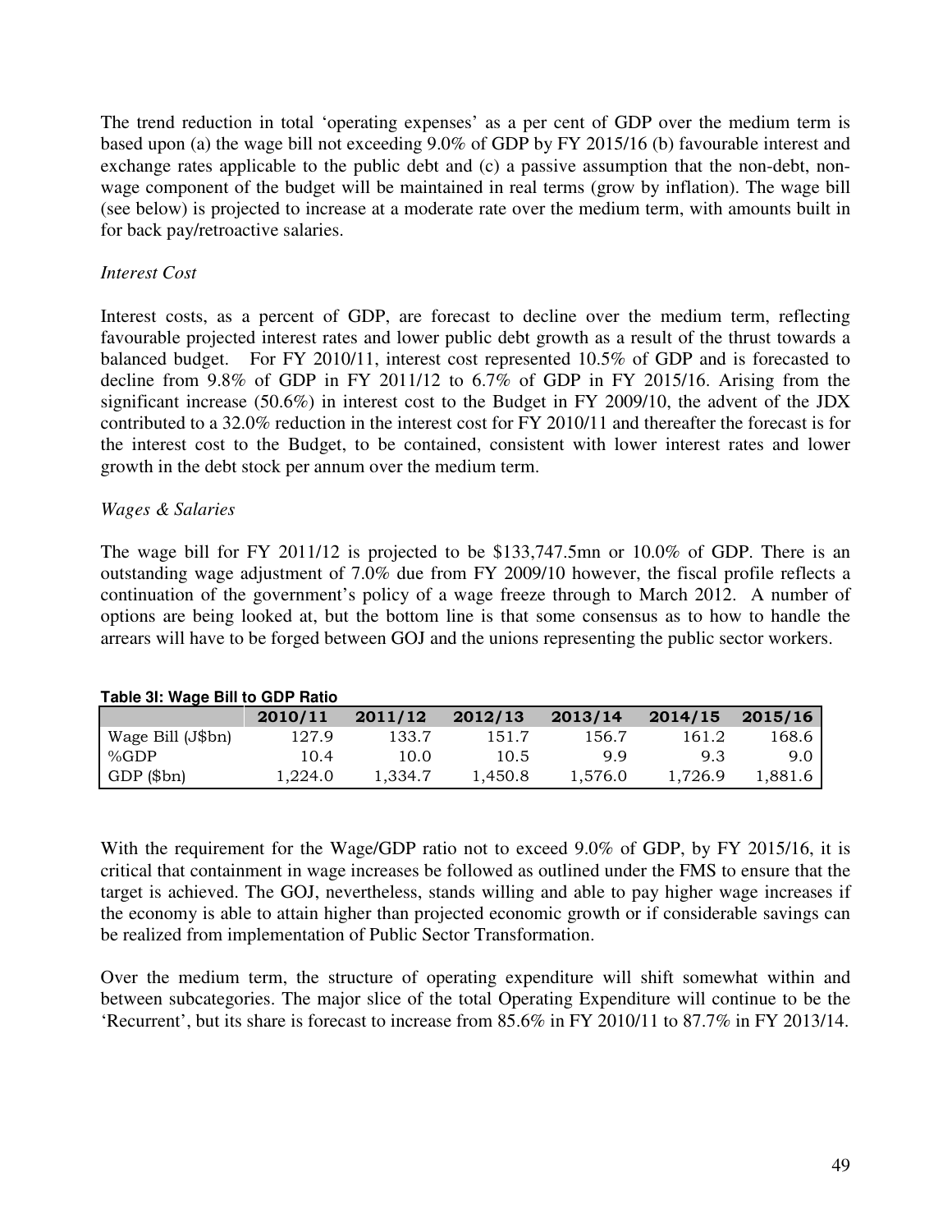The trend reduction in total 'operating expenses' as a per cent of GDP over the medium term is based upon (a) the wage bill not exceeding 9.0% of GDP by FY 2015/16 (b) favourable interest and exchange rates applicable to the public debt and (c) a passive assumption that the non-debt, non-wage component of the budget will be maintained in real terms (grow by inflation). The wage bill (see below) is projected to increase at a moderate rate over the medium term, with amounts built in for back pay/retroactive salaries.

*Interest Cost*

Interest costs, as a percent of GDP, are forecast to decline over the medium term, reflecting favourable projected interest rates and lower public debt growth as a result of the thrust towards a balanced budget. For FY 2010/11, interest cost represented 10.5% of GDP and is forecasted to decline from 9.8% of GDP in FY 2011/12 to 6.7% of GDP in FY 2015/16. Arising from the significant increase (50.6%) in interest cost to the Budget in FY 2009/10, the advent of the JDX contributed to a 32.0% reduction in the interest cost for FY 2010/11 and thereafter the forecast is for the interest cost to the Budget, to be contained, consistent with lower interest rates and lower growth in the debt stock per annum over the medium term.

*Wages & Salaries*

The wage bill for FY 2011/12 is projected to be $133,747.5mn or 10.0% of GDP. There is an outstanding wage adjustment of 7.0% due from FY 2009/10 however, the fiscal profile reflects a continuation of the government's policy of a wage freeze through to March 2012. A number of options are being looked at, but the bottom line is that some consensus as to how to handle the arrears will have to be forged between GOJ and the unions representing the public sector workers.

**Table 3I: Wage Bill to GDP Ratio**

| | 2010/11 | 2011/12 | 2012/13 | 2013/14 | 2014/15 | 2015/16 |
|---|---|---|---|---|---|---|
| Wage Bill (J$bn) | 127.9 | 133.7 | 151.7 | 156.7 | 161.2 | 168.6 |
| %GDP | 10.4 | 10.0 | 10.5 | 9.9 | 9.3 | 9.0 |
| GDP ($bn) | 1,224.0 | 1,334.7 | 1,450.8 | 1,576.0 | 1,726.9 | 1,881.6 |

With the requirement for the Wage/GDP ratio not to exceed 9.0% of GDP, by FY 2015/16, it is critical that containment in wage increases be followed as outlined under the FMS to ensure that the target is achieved. The GOJ, nevertheless, stands willing and able to pay higher wage increases if the economy is able to attain higher than projected economic growth or if considerable savings can be realized from implementation of Public Sector Transformation.

Over the medium term, the structure of operating expenditure will shift somewhat within and between subcategories. The major slice of the total Operating Expenditure will continue to be the 'Recurrent', but its share is forecast to increase from 85.6% in FY 2010/11 to 87.7% in FY 2013/14.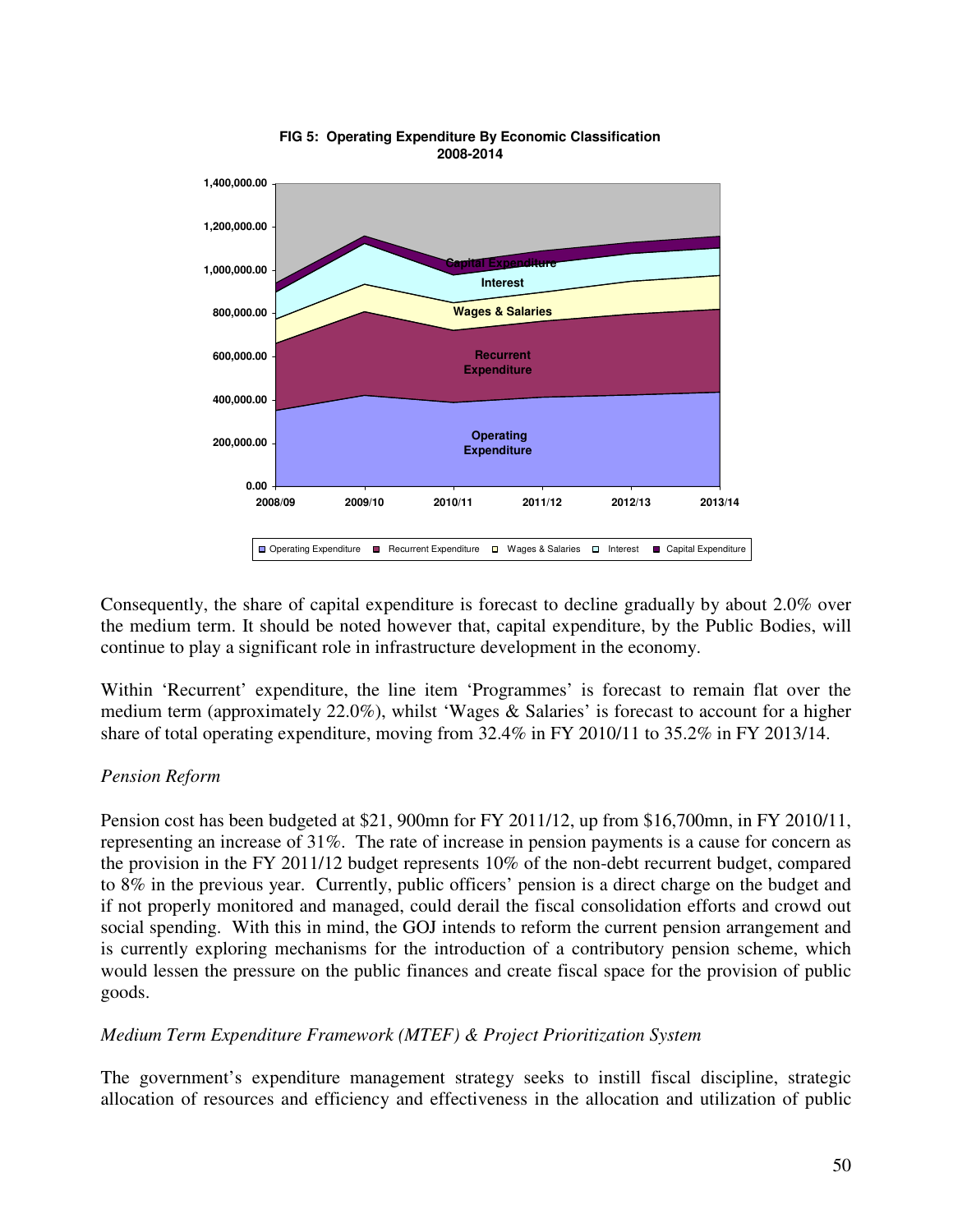**FIG 5: Operating Expenditure By Economic Classification 2008-2014**

Consequently, the share of capital expenditure is forecast to decline gradually by about 2.0% over the medium term. It should be noted however that, capital expenditure, by the Public Bodies, will continue to play a significant role in infrastructure development in the economy.

Within 'Recurrent' expenditure, the line item 'Programmes' is forecast to remain flat over the medium term (approximately 22.0%), whilst 'Wages & Salaries' is forecast to account for a higher share of total operating expenditure, moving from 32.4% in FY 2010/11 to 35.2% in FY 2013/14.

*Pension Reform*

Pension cost has been budgeted at $21, 900mn for FY 2011/12, up from $16,700mn, in FY 2010/11, representing an increase of 31%. The rate of increase in pension payments is a cause for concern as the provision in the FY 2011/12 budget represents 10% of the non-debt recurrent budget, compared to 8% in the previous year. Currently, public officers' pension is a direct charge on the budget and if not properly monitored and managed, could derail the fiscal consolidation efforts and crowd out social spending. With this in mind, the GOJ intends to reform the current pension arrangement and is currently exploring mechanisms for the introduction of a contributory pension scheme, which would lessen the pressure on the public finances and create fiscal space for the provision of public goods.

*Medium Term Expenditure Framework (MTEF) & Project Prioritization System*

The government's expenditure management strategy seeks to instill fiscal discipline, strategic allocation of resources and efficiency and effectiveness in the allocation and utilization of public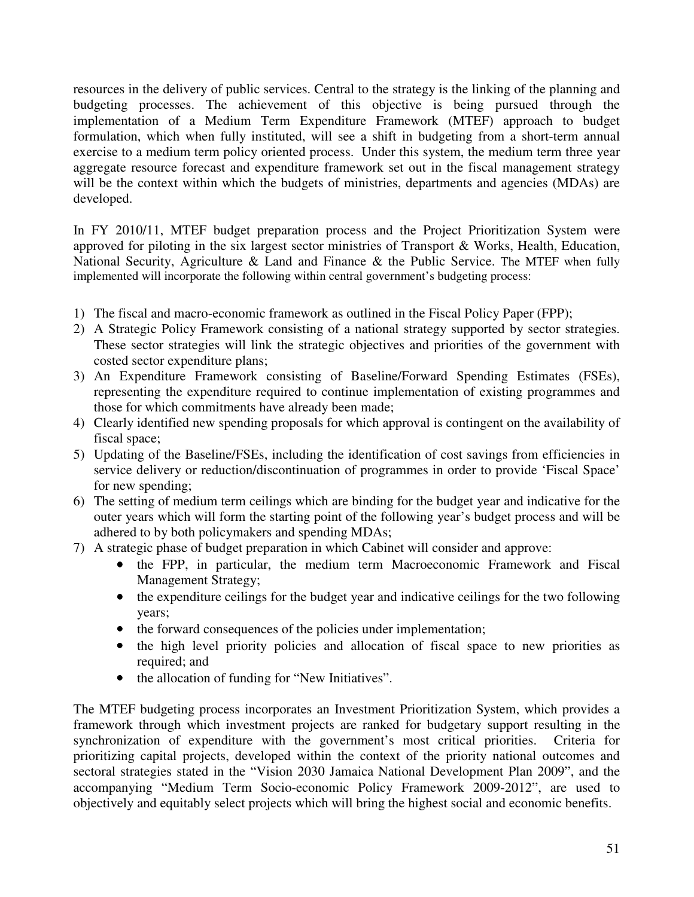resources in the delivery of public services. Central to the strategy is the linking of the planning and budgeting processes. The achievement of this objective is being pursued through the implementation of a Medium Term Expenditure Framework (MTEF) approach to budget formulation, which when fully instituted, will see a shift in budgeting from a short-term annual exercise to a medium term policy oriented process. Under this system, the medium term three year aggregate resource forecast and expenditure framework set out in the fiscal management strategy will be the context within which the budgets of ministries, departments and agencies (MDAs) are developed.

In FY 2010/11, MTEF budget preparation process and the Project Prioritization System were approved for piloting in the six largest sector ministries of Transport & Works, Health, Education, National Security, Agriculture & Land and Finance & the Public Service. The MTEF when fully implemented will incorporate the following within central government's budgeting process:

1) The fiscal and macro-economic framework as outlined in the Fiscal Policy Paper (FPP);
2) A Strategic Policy Framework consisting of a national strategy supported by sector strategies. These sector strategies will link the strategic objectives and priorities of the government with costed sector expenditure plans;
3) An Expenditure Framework consisting of Baseline/Forward Spending Estimates (FSEs), representing the expenditure required to continue implementation of existing programmes and those for which commitments have already been made;
4) Clearly identified new spending proposals for which approval is contingent on the availability of fiscal space;
5) Updating of the Baseline/FSEs, including the identification of cost savings from efficiencies in service delivery or reduction/discontinuation of programmes in order to provide 'Fiscal Space' for new spending;
6) The setting of medium term ceilings which are binding for the budget year and indicative for the outer years which will form the starting point of the following year's budget process and will be adhered to by both policymakers and spending MDAs;
7) A strategic phase of budget preparation in which Cabinet will consider and approve:
    - the FPP, in particular, the medium term Macroeconomic Framework and Fiscal Management Strategy;
    - the expenditure ceilings for the budget year and indicative ceilings for the two following years;
    - the forward consequences of the policies under implementation;
    - the high level priority policies and allocation of fiscal space to new priorities as required; and
    - the allocation of funding for "New Initiatives".

The MTEF budgeting process incorporates an Investment Prioritization System, which provides a framework through which investment projects are ranked for budgetary support resulting in the synchronization of expenditure with the government's most critical priorities. Criteria for prioritizing capital projects, developed within the context of the priority national outcomes and sectoral strategies stated in the "Vision 2030 Jamaica National Development Plan 2009", and the accompanying "Medium Term Socio-economic Policy Framework 2009-2012", are used to objectively and equitably select projects which will bring the highest social and economic benefits.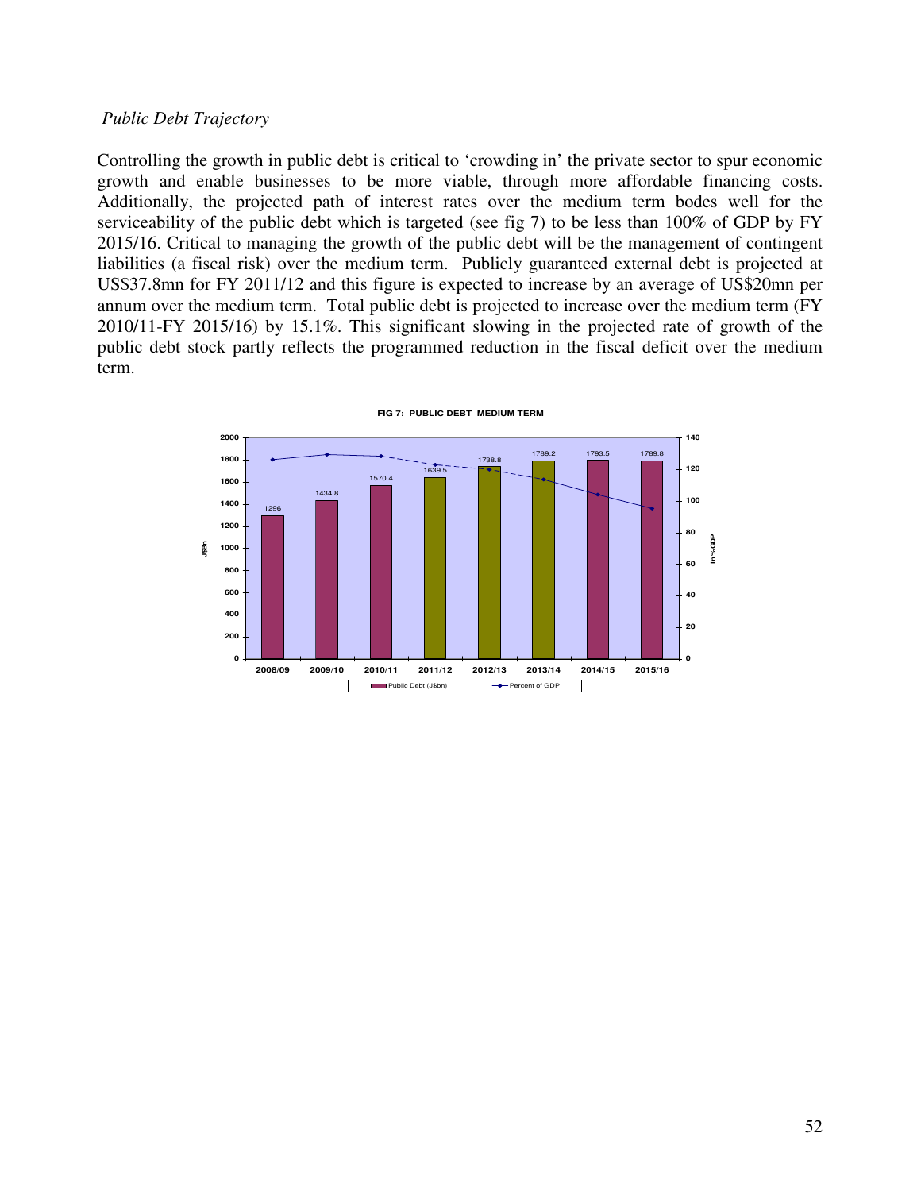*Public Debt Trajectory*

Controlling the growth in public debt is critical to 'crowding in' the private sector to spur economic growth and enable businesses to be more viable, through more affordable financing costs. Additionally, the projected path of interest rates over the medium term bodes well for the serviceability of the public debt which is targeted (see fig 7) to be less than 100% of GDP by FY 2015/16. Critical to managing the growth of the public debt will be the management of contingent liabilities (a fiscal risk) over the medium term. Publicly guaranteed external debt is projected at US$37.8mn for FY 2011/12 and this figure is expected to increase by an average of US$20mn per annum over the medium term. Total public debt is projected to increase over the medium term (FY 2010/11-FY 2015/16) by 15.1%. This significant slowing in the projected rate of growth of the public debt stock partly reflects the programmed reduction in the fiscal deficit over the medium term.

**FIG 7: PUBLIC DEBT MEDIUM TERM**

| Fiscal Year | Public Debt (J$bn) |
|---|---|
| 2008/09 | 1296 |
| 2009/10 | 1434.8 |
| 2010/11 | 1570.4 |
| 2011/12 | 1639.5 |
| 2012/13 | 1738.8 |
| 2013/14 | 1789.2 |
| 2014/15 | 1793.5 |
| 2015/16 | 1789.8 |

Legend: Public Debt (J$bn); Percent of GDP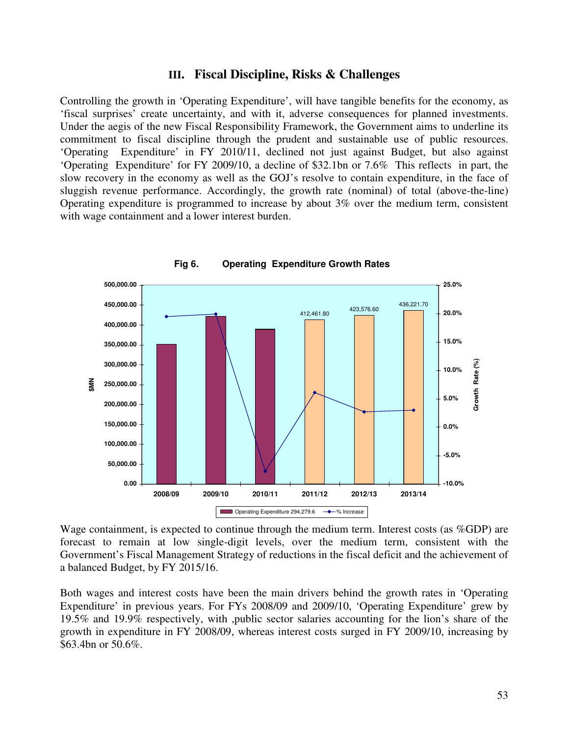## III. Fiscal Discipline, Risks & Challenges

Controlling the growth in 'Operating Expenditure', will have tangible benefits for the economy, as 'fiscal surprises' create uncertainty, and with it, adverse consequences for planned investments. Under the aegis of the new Fiscal Responsibility Framework, the Government aims to underline its commitment to fiscal discipline through the prudent and sustainable use of public resources. 'Operating Expenditure' in FY 2010/11, declined not just against Budget, but also against 'Operating Expenditure' for FY 2009/10, a decline of $32.1bn or 7.6% This reflects in part, the slow recovery in the economy as well as the GOJ's resolve to contain expenditure, in the face of sluggish revenue performance. Accordingly, the growth rate (nominal) of total (above-the-line) Operating expenditure is programmed to increase by about 3% over the medium term, consistent with wage containment and a lower interest burden.

**Fig 6. Operating Expenditure Growth Rates**

Wage containment, is expected to continue through the medium term. Interest costs (as %GDP) are forecast to remain at low single-digit levels, over the medium term, consistent with the Government's Fiscal Management Strategy of reductions in the fiscal deficit and the achievement of a balanced Budget, by FY 2015/16.

Both wages and interest costs have been the main drivers behind the growth rates in 'Operating Expenditure' in previous years. For FYs 2008/09 and 2009/10, 'Operating Expenditure' grew by 19.5% and 19.9% respectively, with ,public sector salaries accounting for the lion's share of the growth in expenditure in FY 2008/09, whereas interest costs surged in FY 2009/10, increasing by $63.4bn or 50.6%.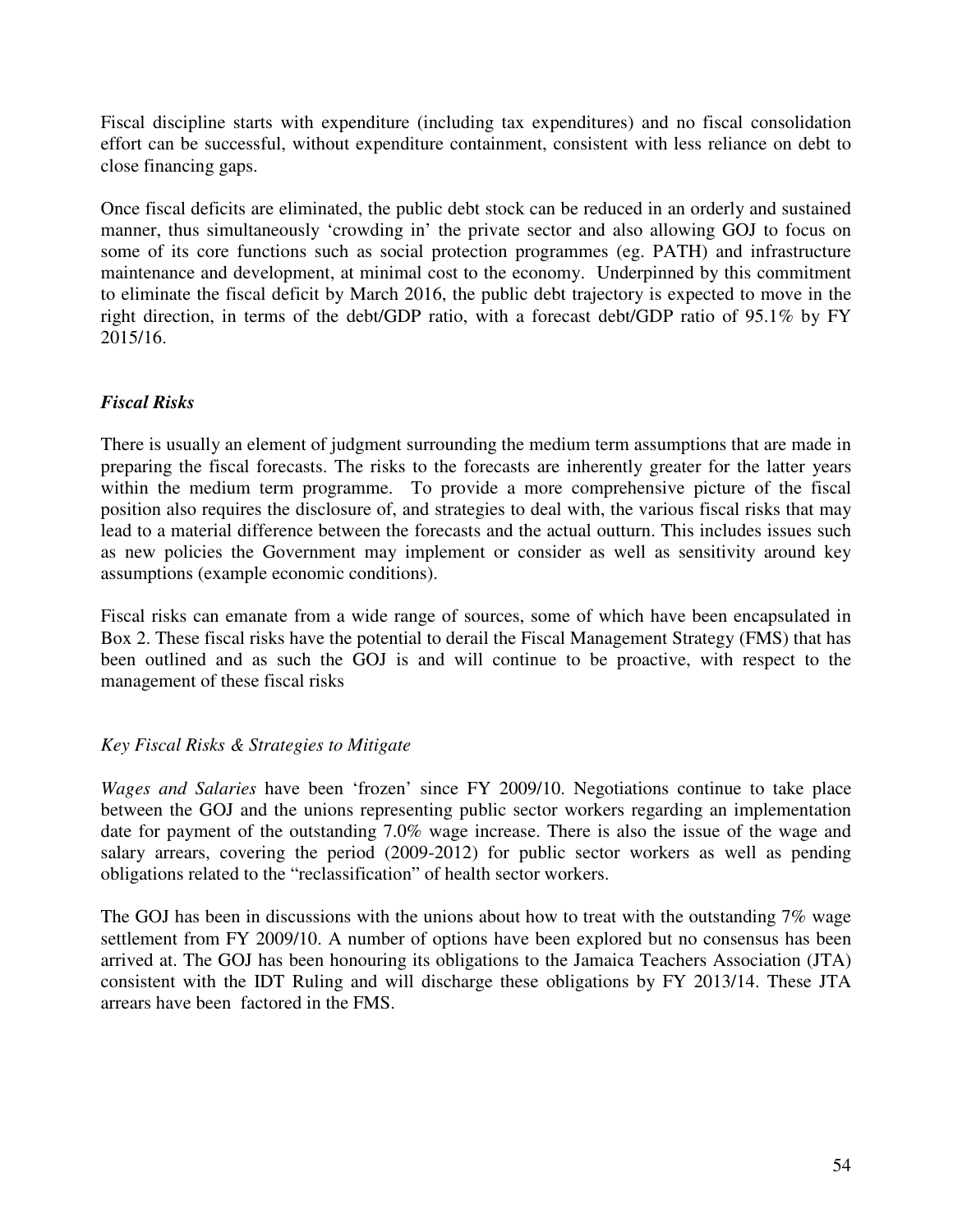Fiscal discipline starts with expenditure (including tax expenditures) and no fiscal consolidation effort can be successful, without expenditure containment, consistent with less reliance on debt to close financing gaps.

Once fiscal deficits are eliminated, the public debt stock can be reduced in an orderly and sustained manner, thus simultaneously 'crowding in' the private sector and also allowing GOJ to focus on some of its core functions such as social protection programmes (eg. PATH) and infrastructure maintenance and development, at minimal cost to the economy. Underpinned by this commitment to eliminate the fiscal deficit by March 2016, the public debt trajectory is expected to move in the right direction, in terms of the debt/GDP ratio, with a forecast debt/GDP ratio of 95.1% by FY 2015/16.

### *Fiscal Risks*

There is usually an element of judgment surrounding the medium term assumptions that are made in preparing the fiscal forecasts. The risks to the forecasts are inherently greater for the latter years within the medium term programme. To provide a more comprehensive picture of the fiscal position also requires the disclosure of, and strategies to deal with, the various fiscal risks that may lead to a material difference between the forecasts and the actual outturn. This includes issues such as new policies the Government may implement or consider as well as sensitivity around key assumptions (example economic conditions).

Fiscal risks can emanate from a wide range of sources, some of which have been encapsulated in Box 2. These fiscal risks have the potential to derail the Fiscal Management Strategy (FMS) that has been outlined and as such the GOJ is and will continue to be proactive, with respect to the management of these fiscal risks

#### *Key Fiscal Risks & Strategies to Mitigate*

*Wages and Salaries* have been 'frozen' since FY 2009/10. Negotiations continue to take place between the GOJ and the unions representing public sector workers regarding an implementation date for payment of the outstanding 7.0% wage increase. There is also the issue of the wage and salary arrears, covering the period (2009-2012) for public sector workers as well as pending obligations related to the "reclassification" of health sector workers.

The GOJ has been in discussions with the unions about how to treat with the outstanding 7% wage settlement from FY 2009/10. A number of options have been explored but no consensus has been arrived at. The GOJ has been honouring its obligations to the Jamaica Teachers Association (JTA) consistent with the IDT Ruling and will discharge these obligations by FY 2013/14. These JTA arrears have been factored in the FMS.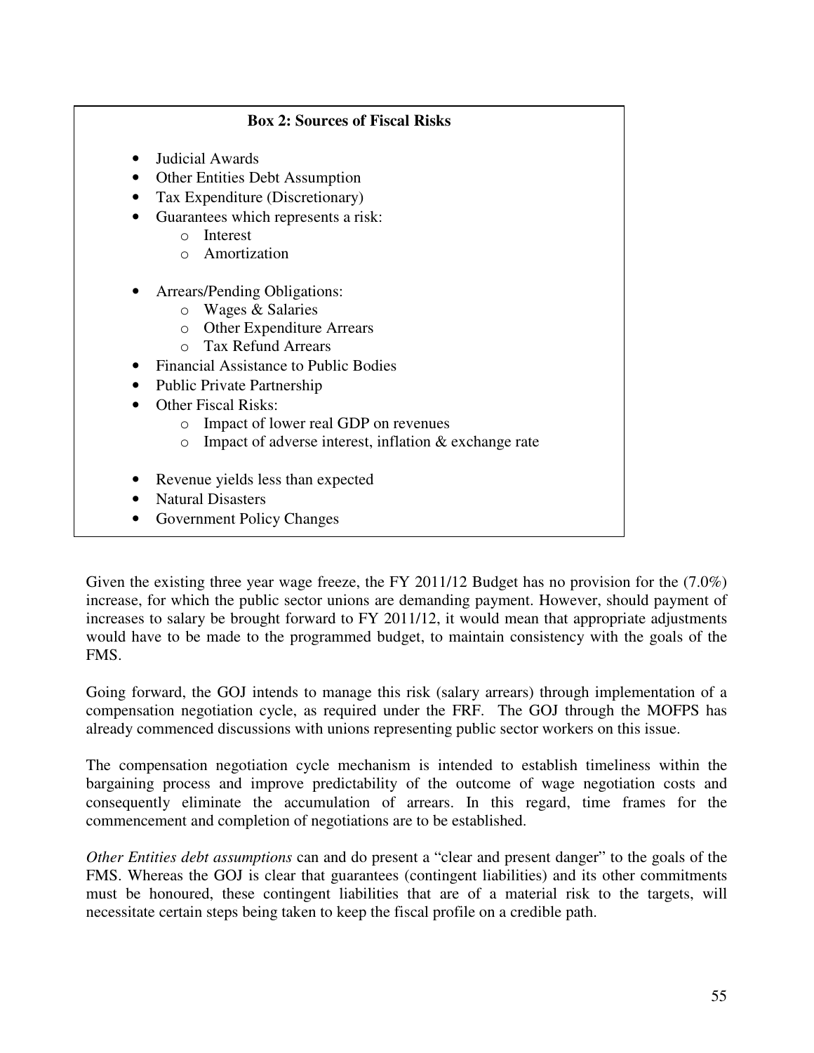**Box 2: Sources of Fiscal Risks**

- Judicial Awards
- Other Entities Debt Assumption
- Tax Expenditure (Discretionary)
- Guarantees which represents a risk:
    - Interest
    - Amortization
- Arrears/Pending Obligations:
    - Wages & Salaries
    - Other Expenditure Arrears
    - Tax Refund Arrears
- Financial Assistance to Public Bodies
- Public Private Partnership
- Other Fiscal Risks:
    - Impact of lower real GDP on revenues
    - Impact of adverse interest, inflation & exchange rate
- Revenue yields less than expected
- Natural Disasters
- Government Policy Changes

Given the existing three year wage freeze, the FY 2011/12 Budget has no provision for the (7.0%) increase, for which the public sector unions are demanding payment. However, should payment of increases to salary be brought forward to FY 2011/12, it would mean that appropriate adjustments would have to be made to the programmed budget, to maintain consistency with the goals of the FMS.

Going forward, the GOJ intends to manage this risk (salary arrears) through implementation of a compensation negotiation cycle, as required under the FRF. The GOJ through the MOFPS has already commenced discussions with unions representing public sector workers on this issue.

The compensation negotiation cycle mechanism is intended to establish timeliness within the bargaining process and improve predictability of the outcome of wage negotiation costs and consequently eliminate the accumulation of arrears. In this regard, time frames for the commencement and completion of negotiations are to be established.

*Other Entities debt assumptions* can and do present a "clear and present danger" to the goals of the FMS. Whereas the GOJ is clear that guarantees (contingent liabilities) and its other commitments must be honoured, these contingent liabilities that are of a material risk to the targets, will necessitate certain steps being taken to keep the fiscal profile on a credible path.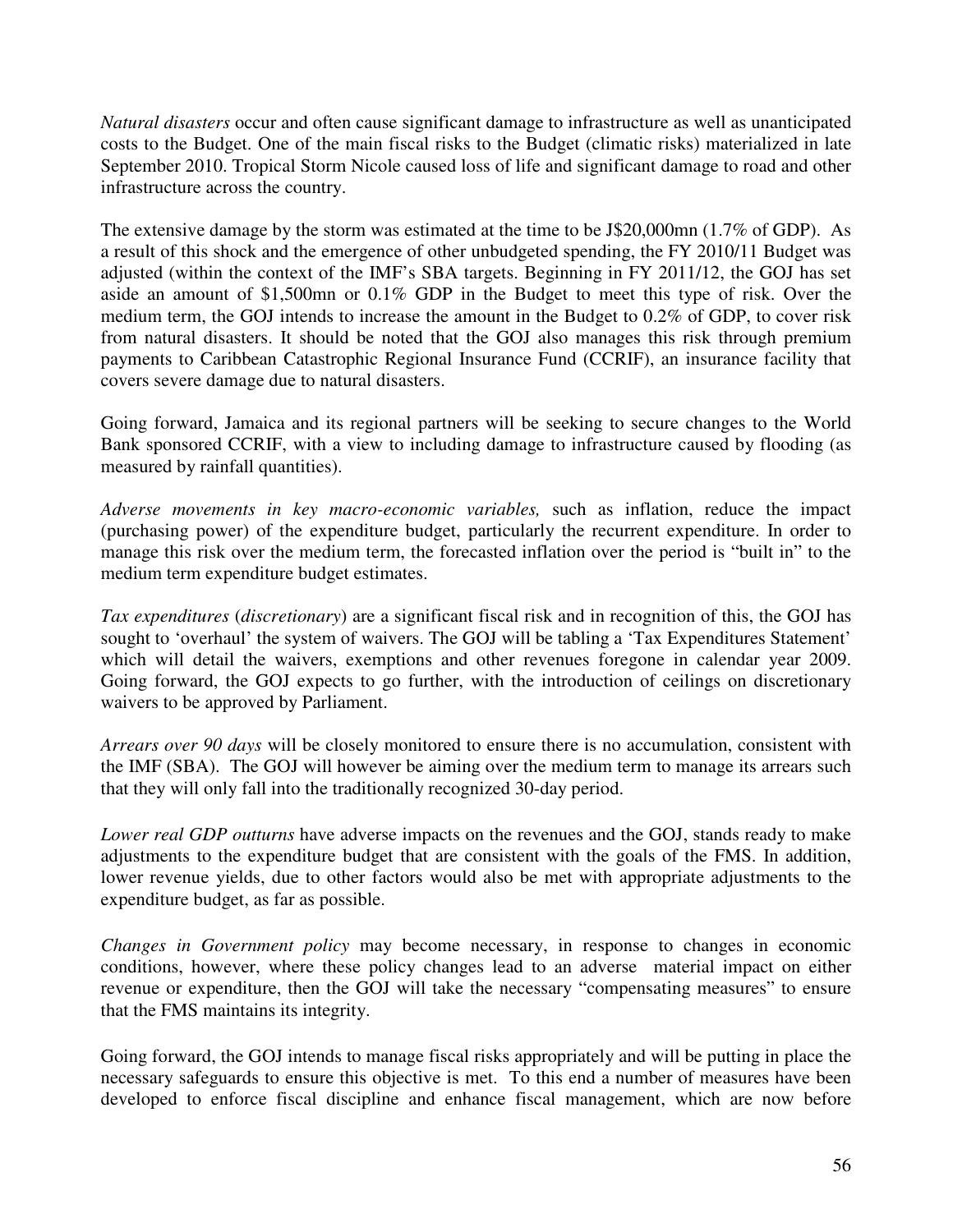*Natural disasters* occur and often cause significant damage to infrastructure as well as unanticipated costs to the Budget. One of the main fiscal risks to the Budget (climatic risks) materialized in late September 2010. Tropical Storm Nicole caused loss of life and significant damage to road and other infrastructure across the country.

The extensive damage by the storm was estimated at the time to be J$20,000mn (1.7% of GDP). As a result of this shock and the emergence of other unbudgeted spending, the FY 2010/11 Budget was adjusted (within the context of the IMF's SBA targets. Beginning in FY 2011/12, the GOJ has set aside an amount of $1,500mn or 0.1% GDP in the Budget to meet this type of risk. Over the medium term, the GOJ intends to increase the amount in the Budget to 0.2% of GDP, to cover risk from natural disasters. It should be noted that the GOJ also manages this risk through premium payments to Caribbean Catastrophic Regional Insurance Fund (CCRIF), an insurance facility that covers severe damage due to natural disasters.

Going forward, Jamaica and its regional partners will be seeking to secure changes to the World Bank sponsored CCRIF, with a view to including damage to infrastructure caused by flooding (as measured by rainfall quantities).

*Adverse movements in key macro-economic variables,* such as inflation, reduce the impact (purchasing power) of the expenditure budget, particularly the recurrent expenditure. In order to manage this risk over the medium term, the forecasted inflation over the period is "built in" to the medium term expenditure budget estimates.

*Tax expenditures* (*discretionary*) are a significant fiscal risk and in recognition of this, the GOJ has sought to 'overhaul' the system of waivers. The GOJ will be tabling a 'Tax Expenditures Statement' which will detail the waivers, exemptions and other revenues foregone in calendar year 2009. Going forward, the GOJ expects to go further, with the introduction of ceilings on discretionary waivers to be approved by Parliament.

*Arrears over 90 days* will be closely monitored to ensure there is no accumulation, consistent with the IMF (SBA). The GOJ will however be aiming over the medium term to manage its arrears such that they will only fall into the traditionally recognized 30-day period.

*Lower real GDP outturns* have adverse impacts on the revenues and the GOJ, stands ready to make adjustments to the expenditure budget that are consistent with the goals of the FMS. In addition, lower revenue yields, due to other factors would also be met with appropriate adjustments to the expenditure budget, as far as possible.

*Changes in Government policy* may become necessary, in response to changes in economic conditions, however, where these policy changes lead to an adverse material impact on either revenue or expenditure, then the GOJ will take the necessary "compensating measures" to ensure that the FMS maintains its integrity.

Going forward, the GOJ intends to manage fiscal risks appropriately and will be putting in place the necessary safeguards to ensure this objective is met. To this end a number of measures have been developed to enforce fiscal discipline and enhance fiscal management, which are now before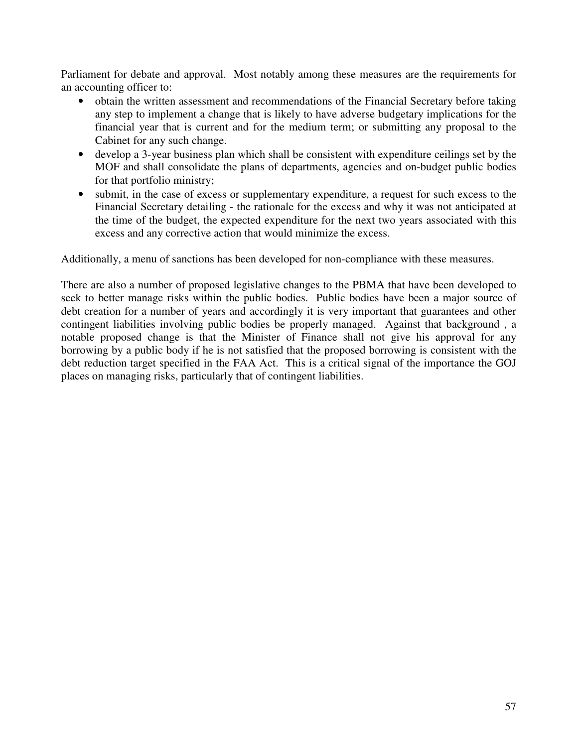Parliament for debate and approval. Most notably among these measures are the requirements for an accounting officer to:

- obtain the written assessment and recommendations of the Financial Secretary before taking any step to implement a change that is likely to have adverse budgetary implications for the financial year that is current and for the medium term; or submitting any proposal to the Cabinet for any such change.
- develop a 3-year business plan which shall be consistent with expenditure ceilings set by the MOF and shall consolidate the plans of departments, agencies and on-budget public bodies for that portfolio ministry;
- submit, in the case of excess or supplementary expenditure, a request for such excess to the Financial Secretary detailing - the rationale for the excess and why it was not anticipated at the time of the budget, the expected expenditure for the next two years associated with this excess and any corrective action that would minimize the excess.

Additionally, a menu of sanctions has been developed for non-compliance with these measures.

There are also a number of proposed legislative changes to the PBMA that have been developed to seek to better manage risks within the public bodies. Public bodies have been a major source of debt creation for a number of years and accordingly it is very important that guarantees and other contingent liabilities involving public bodies be properly managed. Against that background , a notable proposed change is that the Minister of Finance shall not give his approval for any borrowing by a public body if he is not satisfied that the proposed borrowing is consistent with the debt reduction target specified in the FAA Act. This is a critical signal of the importance the GOJ places on managing risks, particularly that of contingent liabilities.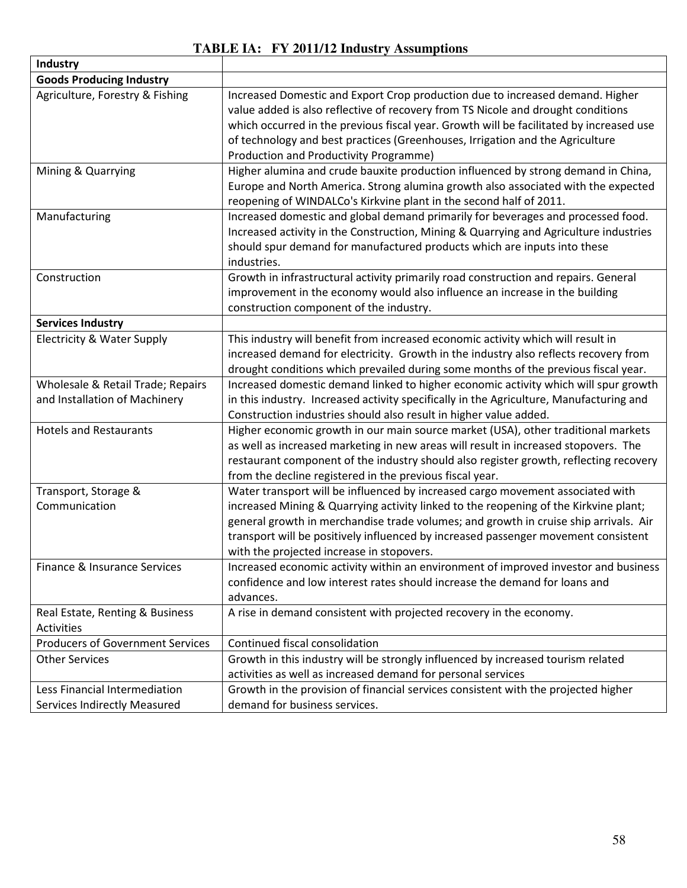**TABLE IA: FY 2011/12 Industry Assumptions**

| Industry | |
|---|---|
| **Goods Producing Industry** | |
| Agriculture, Forestry & Fishing | Increased Domestic and Export Crop production due to increased demand. Higher value added is also reflective of recovery from TS Nicole and drought conditions which occurred in the previous fiscal year. Growth will be facilitated by increased use of technology and best practices (Greenhouses, Irrigation and the Agriculture Production and Productivity Programme) |
| Mining & Quarrying | Higher alumina and crude bauxite production influenced by strong demand in China, Europe and North America. Strong alumina growth also associated with the expected reopening of WINDALCo's Kirkvine plant in the second half of 2011. |
| Manufacturing | Increased domestic and global demand primarily for beverages and processed food. Increased activity in the Construction, Mining & Quarrying and Agriculture industries should spur demand for manufactured products which are inputs into these industries. |
| Construction | Growth in infrastructural activity primarily road construction and repairs. General improvement in the economy would also influence an increase in the building construction component of the industry. |
| **Services Industry** | |
| Electricity & Water Supply | This industry will benefit from increased economic activity which will result in increased demand for electricity. Growth in the industry also reflects recovery from drought conditions which prevailed during some months of the previous fiscal year. |
| Wholesale & Retail Trade; Repairs and Installation of Machinery | Increased domestic demand linked to higher economic activity which will spur growth in this industry. Increased activity specifically in the Agriculture, Manufacturing and Construction industries should also result in higher value added. |
| Hotels and Restaurants | Higher economic growth in our main source market (USA), other traditional markets as well as increased marketing in new areas will result in increased stopovers. The restaurant component of the industry should also register growth, reflecting recovery from the decline registered in the previous fiscal year. |
| Transport, Storage & Communication | Water transport will be influenced by increased cargo movement associated with increased Mining & Quarrying activity linked to the reopening of the Kirkvine plant; general growth in merchandise trade volumes; and growth in cruise ship arrivals. Air transport will be positively influenced by increased passenger movement consistent with the projected increase in stopovers. |
| Finance & Insurance Services | Increased economic activity within an environment of improved investor and business confidence and low interest rates should increase the demand for loans and advances. |
| Real Estate, Renting & Business Activities | A rise in demand consistent with projected recovery in the economy. |
| Producers of Government Services | Continued fiscal consolidation |
| Other Services | Growth in this industry will be strongly influenced by increased tourism related activities as well as increased demand for personal services |
| Less Financial Intermediation Services Indirectly Measured | Growth in the provision of financial services consistent with the projected higher demand for business services. |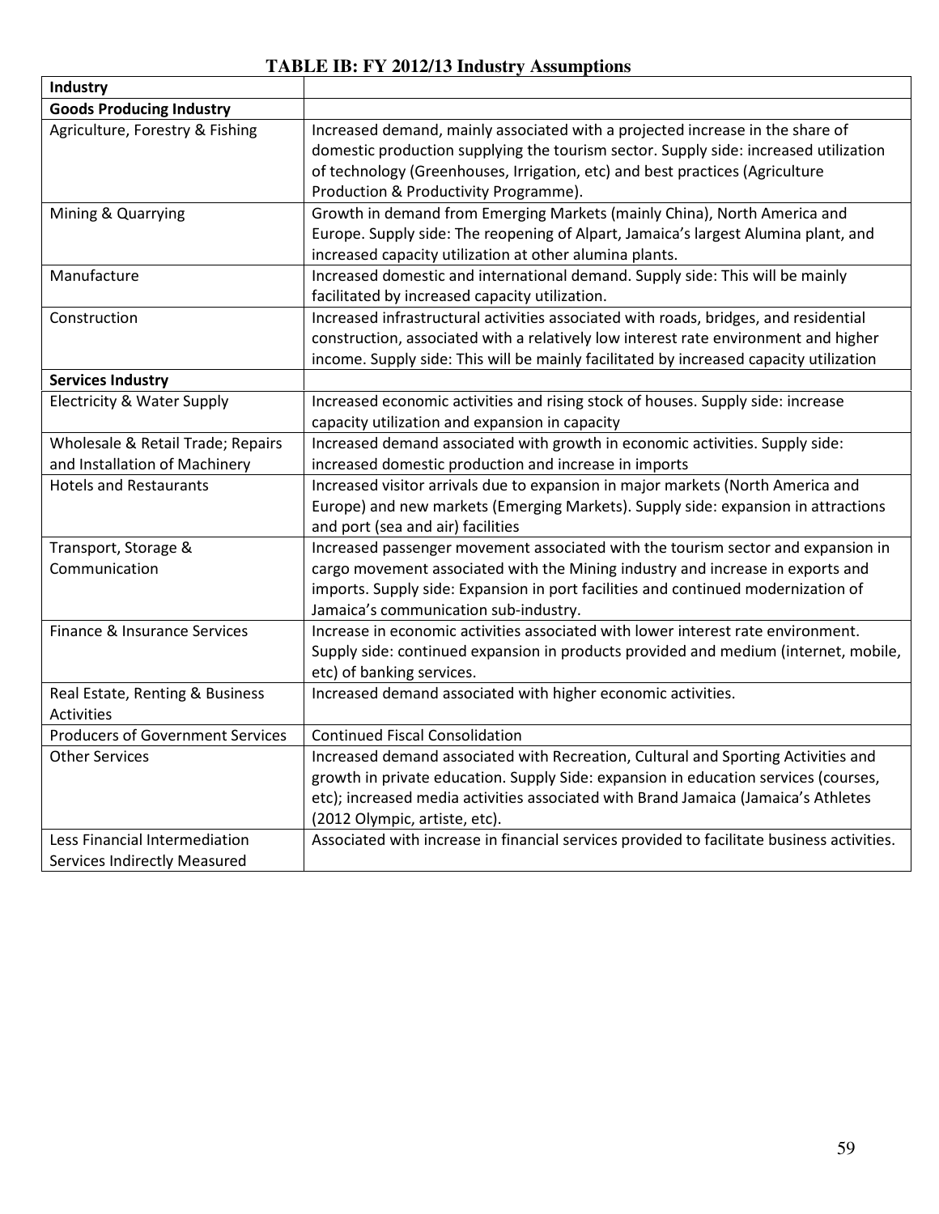**TABLE IB: FY 2012/13 Industry Assumptions**

| Industry | |
|---|---|
| **Goods Producing Industry** | |
| Agriculture, Forestry & Fishing | Increased demand, mainly associated with a projected increase in the share of domestic production supplying the tourism sector. Supply side: increased utilization of technology (Greenhouses, Irrigation, etc) and best practices (Agriculture Production & Productivity Programme). |
| Mining & Quarrying | Growth in demand from Emerging Markets (mainly China), North America and Europe. Supply side: The reopening of Alpart, Jamaica's largest Alumina plant, and increased capacity utilization at other alumina plants. |
| Manufacture | Increased domestic and international demand. Supply side: This will be mainly facilitated by increased capacity utilization. |
| Construction | Increased infrastructural activities associated with roads, bridges, and residential construction, associated with a relatively low interest rate environment and higher income. Supply side: This will be mainly facilitated by increased capacity utilization |
| **Services Industry** | |
| Electricity & Water Supply | Increased economic activities and rising stock of houses. Supply side: increase capacity utilization and expansion in capacity |
| Wholesale & Retail Trade; Repairs and Installation of Machinery | Increased demand associated with growth in economic activities. Supply side: increased domestic production and increase in imports |
| Hotels and Restaurants | Increased visitor arrivals due to expansion in major markets (North America and Europe) and new markets (Emerging Markets). Supply side: expansion in attractions and port (sea and air) facilities |
| Transport, Storage & Communication | Increased passenger movement associated with the tourism sector and expansion in cargo movement associated with the Mining industry and increase in exports and imports. Supply side: Expansion in port facilities and continued modernization of Jamaica's communication sub-industry. |
| Finance & Insurance Services | Increase in economic activities associated with lower interest rate environment. Supply side: continued expansion in products provided and medium (internet, mobile, etc) of banking services. |
| Real Estate, Renting & Business Activities | Increased demand associated with higher economic activities. |
| Producers of Government Services | Continued Fiscal Consolidation |
| Other Services | Increased demand associated with Recreation, Cultural and Sporting Activities and growth in private education. Supply Side: expansion in education services (courses, etc); increased media activities associated with Brand Jamaica (Jamaica's Athletes (2012 Olympic, artiste, etc). |
| Less Financial Intermediation Services Indirectly Measured | Associated with increase in financial services provided to facilitate business activities. |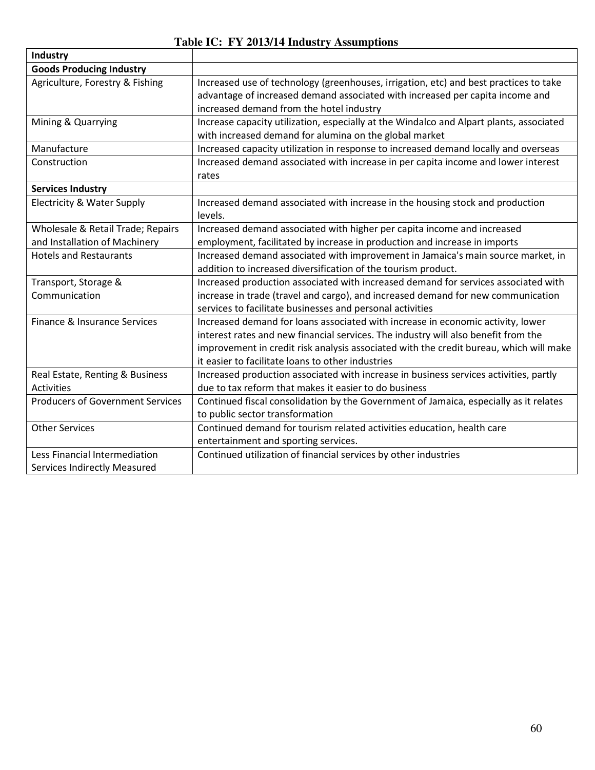**Table IC: FY 2013/14 Industry Assumptions**

| Industry | |
|---|---|
| **Goods Producing Industry** | |
| Agriculture, Forestry & Fishing | Increased use of technology (greenhouses, irrigation, etc) and best practices to take advantage of increased demand associated with increased per capita income and increased demand from the hotel industry |
| Mining & Quarrying | Increase capacity utilization, especially at the Windalco and Alpart plants, associated with increased demand for alumina on the global market |
| Manufacture | Increased capacity utilization in response to increased demand locally and overseas |
| Construction | Increased demand associated with increase in per capita income and lower interest rates |
| **Services Industry** | |
| Electricity & Water Supply | Increased demand associated with increase in the housing stock and production levels. |
| Wholesale & Retail Trade; Repairs and Installation of Machinery | Increased demand associated with higher per capita income and increased employment, facilitated by increase in production and increase in imports |
| Hotels and Restaurants | Increased demand associated with improvement in Jamaica's main source market, in addition to increased diversification of the tourism product. |
| Transport, Storage & Communication | Increased production associated with increased demand for services associated with increase in trade (travel and cargo), and increased demand for new communication services to facilitate businesses and personal activities |
| Finance & Insurance Services | Increased demand for loans associated with increase in economic activity, lower interest rates and new financial services. The industry will also benefit from the improvement in credit risk analysis associated with the credit bureau, which will make it easier to facilitate loans to other industries |
| Real Estate, Renting & Business Activities | Increased production associated with increase in business services activities, partly due to tax reform that makes it easier to do business |
| Producers of Government Services | Continued fiscal consolidation by the Government of Jamaica, especially as it relates to public sector transformation |
| Other Services | Continued demand for tourism related activities education, health care entertainment and sporting services. |
| Less Financial Intermediation Services Indirectly Measured | Continued utilization of financial services by other industries |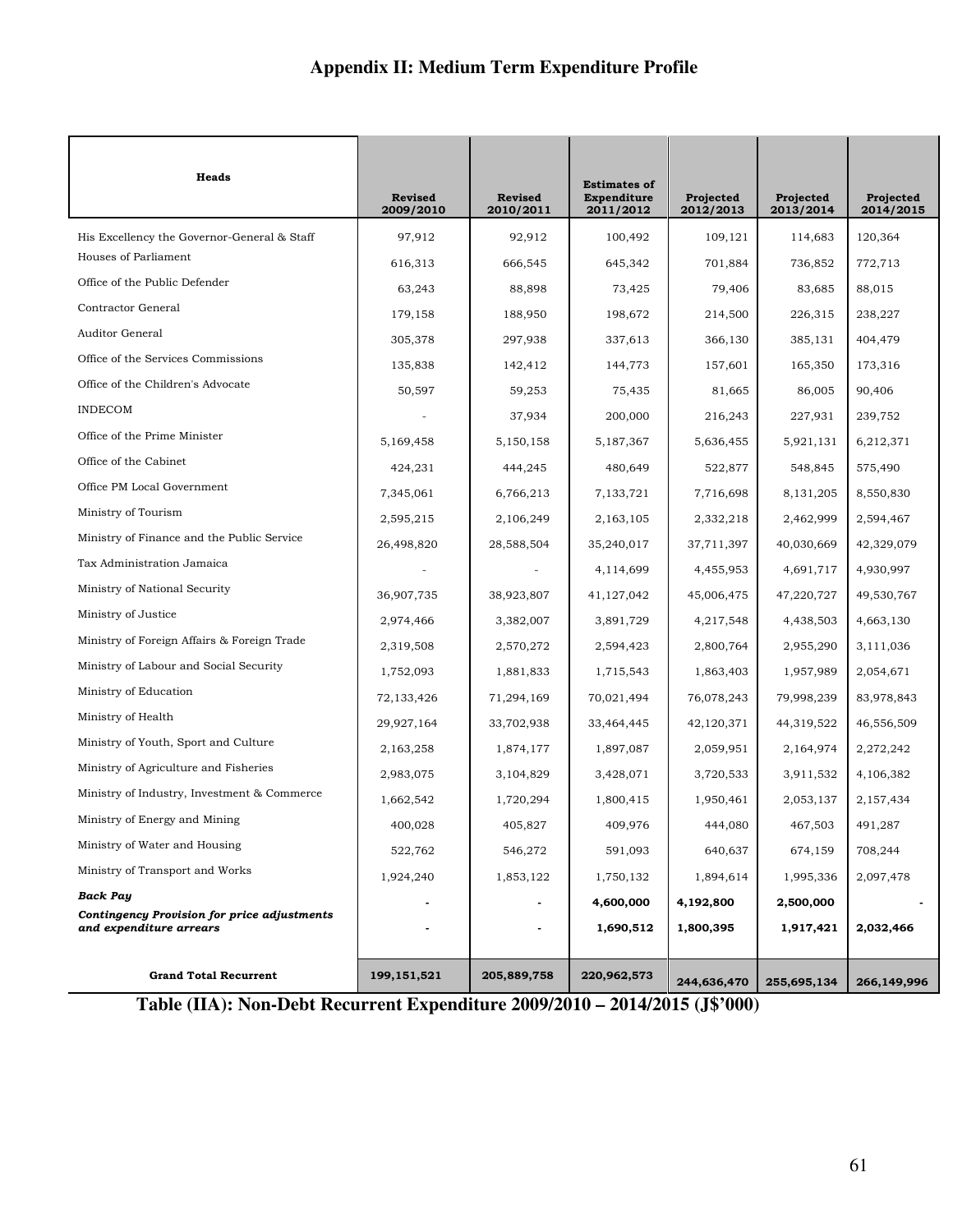# Appendix II: Medium Term Expenditure Profile

| Heads | Revised 2009/2010 | Revised 2010/2011 | Estimates of Expenditure 2011/2012 | Projected 2012/2013 | Projected 2013/2014 | Projected 2014/2015 |
|---|---|---|---|---|---|---|
| His Excellency the Governor-General & Staff | 97,912 | 92,912 | 100,492 | 109,121 | 114,683 | 120,364 |
| Houses of Parliament | 616,313 | 666,545 | 645,342 | 701,884 | 736,852 | 772,713 |
| Office of the Public Defender | 63,243 | 88,898 | 73,425 | 79,406 | 83,685 | 88,015 |
| Contractor General | 179,158 | 188,950 | 198,672 | 214,500 | 226,315 | 238,227 |
| Auditor General | 305,378 | 297,938 | 337,613 | 366,130 | 385,131 | 404,479 |
| Office of the Services Commissions | 135,838 | 142,412 | 144,773 | 157,601 | 165,350 | 173,316 |
| Office of the Children's Advocate | 50,597 | 59,253 | 75,435 | 81,665 | 86,005 | 90,406 |
| INDECOM | - | 37,934 | 200,000 | 216,243 | 227,931 | 239,752 |
| Office of the Prime Minister | 5,169,458 | 5,150,158 | 5,187,367 | 5,636,455 | 5,921,131 | 6,212,371 |
| Office of the Cabinet | 424,231 | 444,245 | 480,649 | 522,877 | 548,845 | 575,490 |
| Office PM Local Government | 7,345,061 | 6,766,213 | 7,133,721 | 7,716,698 | 8,131,205 | 8,550,830 |
| Ministry of Tourism | 2,595,215 | 2,106,249 | 2,163,105 | 2,332,218 | 2,462,999 | 2,594,467 |
| Ministry of Finance and the Public Service | 26,498,820 | 28,588,504 | 35,240,017 | 37,711,397 | 40,030,669 | 42,329,079 |
| Tax Administration Jamaica | - | - | 4,114,699 | 4,455,953 | 4,691,717 | 4,930,997 |
| Ministry of National Security | 36,907,735 | 38,923,807 | 41,127,042 | 45,006,475 | 47,220,727 | 49,530,767 |
| Ministry of Justice | 2,974,466 | 3,382,007 | 3,891,729 | 4,217,548 | 4,438,503 | 4,663,130 |
| Ministry of Foreign Affairs & Foreign Trade | 2,319,508 | 2,570,272 | 2,594,423 | 2,800,764 | 2,955,290 | 3,111,036 |
| Ministry of Labour and Social Security | 1,752,093 | 1,881,833 | 1,715,543 | 1,863,403 | 1,957,989 | 2,054,671 |
| Ministry of Education | 72,133,426 | 71,294,169 | 70,021,494 | 76,078,243 | 79,998,239 | 83,978,843 |
| Ministry of Health | 29,927,164 | 33,702,938 | 33,464,445 | 42,120,371 | 44,319,522 | 46,556,509 |
| Ministry of Youth, Sport and Culture | 2,163,258 | 1,874,177 | 1,897,087 | 2,059,951 | 2,164,974 | 2,272,242 |
| Ministry of Agriculture and Fisheries | 2,983,075 | 3,104,829 | 3,428,071 | 3,720,533 | 3,911,532 | 4,106,382 |
| Ministry of Industry, Investment & Commerce | 1,662,542 | 1,720,294 | 1,800,415 | 1,950,461 | 2,053,137 | 2,157,434 |
| Ministry of Energy and Mining | 400,028 | 405,827 | 409,976 | 444,080 | 467,503 | 491,287 |
| Ministry of Water and Housing | 522,762 | 546,272 | 591,093 | 640,637 | 674,159 | 708,244 |
| Ministry of Transport and Works | 1,924,240 | 1,853,122 | 1,750,132 | 1,894,614 | 1,995,336 | 2,097,478 |
| ***Back Pay*** | **-** | **-** | **4,600,000** | **4,192,800** | **2,500,000** | **-** |
| ***Contingency Provision for price adjustments and expenditure arrears*** | **-** | **-** | **1,690,512** | **1,800,395** | **1,917,421** | **2,032,466** |
| **Grand Total Recurrent** | **199,151,521** | **205,889,758** | **220,962,573** | **244,636,470** | **255,695,134** | **266,149,996** |

**Table (IIA): Non-Debt Recurrent Expenditure 2009/2010 – 2014/2015 (J$'000)**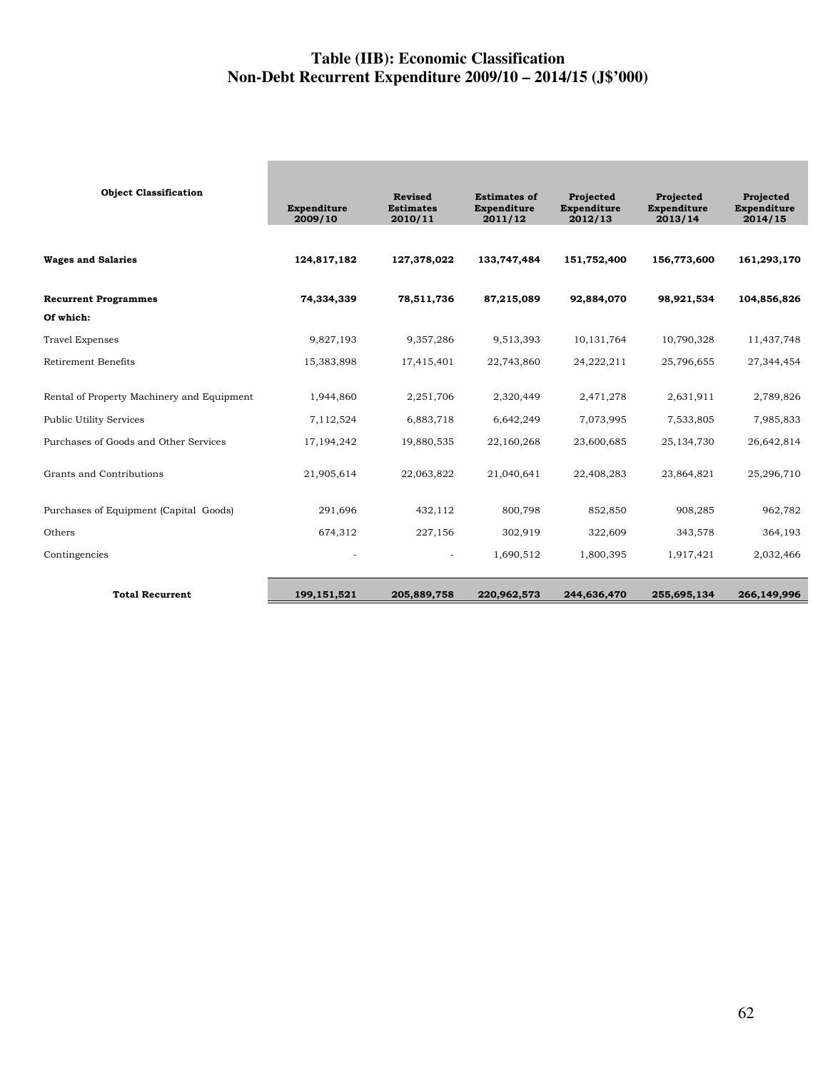# Table (IIB): Economic Classification
# Non-Debt Recurrent Expenditure 2009/10 – 2014/15 (J$'000)

| Object Classification | Expenditure 2009/10 | Revised Estimates 2010/11 | Estimates of Expenditure 2011/12 | Projected Expenditure 2012/13 | Projected Expenditure 2013/14 | Projected Expenditure 2014/15 |
|---|---|---|---|---|---|---|
| **Wages and Salaries** | **124,817,182** | **127,378,022** | **133,747,484** | **151,752,400** | **156,773,600** | **161,293,170** |
| **Recurrent Programmes** | **74,334,339** | **78,511,736** | **87,215,089** | **92,884,070** | **98,921,534** | **104,856,826** |
| **Of which:** | | | | | | |
| Travel Expenses | 9,827,193 | 9,357,286 | 9,513,393 | 10,131,764 | 10,790,328 | 11,437,748 |
| Retirement Benefits | 15,383,898 | 17,415,401 | 22,743,860 | 24,222,211 | 25,796,655 | 27,344,454 |
| Rental of Property Machinery and Equipment | 1,944,860 | 2,251,706 | 2,320,449 | 2,471,278 | 2,631,911 | 2,789,826 |
| Public Utility Services | 7,112,524 | 6,883,718 | 6,642,249 | 7,073,995 | 7,533,805 | 7,985,833 |
| Purchases of Goods and Other Services | 17,194,242 | 19,880,535 | 22,160,268 | 23,600,685 | 25,134,730 | 26,642,814 |
| Grants and Contributions | 21,905,614 | 22,063,822 | 21,040,641 | 22,408,283 | 23,864,821 | 25,296,710 |
| Purchases of Equipment (Capital Goods) | 291,696 | 432,112 | 800,798 | 852,850 | 908,285 | 962,782 |
| Others | 674,312 | 227,156 | 302,919 | 322,609 | 343,578 | 364,193 |
| Contingencies | - | - | 1,690,512 | 1,800,395 | 1,917,421 | 2,032,466 |
| **Total Recurrent** | **199,151,521** | **205,889,758** | **220,962,573** | **244,636,470** | **255,695,134** | **266,149,996** |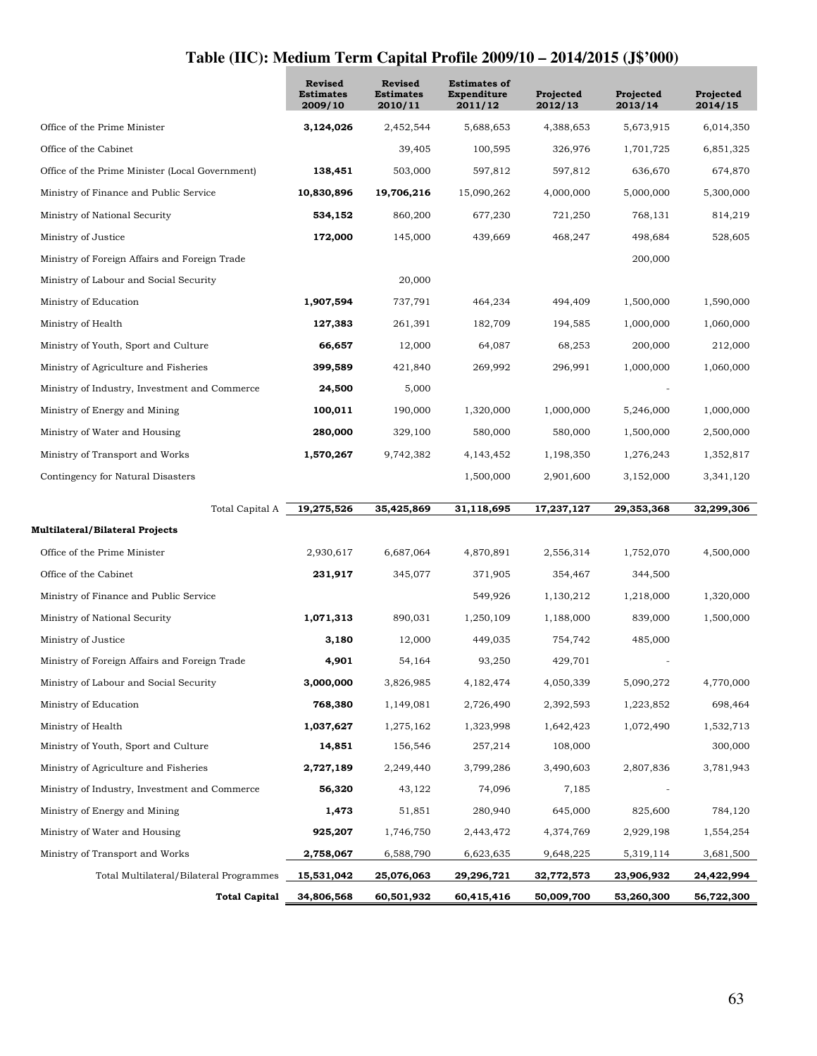# Table (IIC): Medium Term Capital Profile 2009/10 – 2014/2015 (J$'000)

| | Revised Estimates 2009/10 | Revised Estimates 2010/11 | Estimates of Expenditure 2011/12 | Projected 2012/13 | Projected 2013/14 | Projected 2014/15 |
|---|---|---|---|---|---|---|
| Office of the Prime Minister | **3,124,026** | 2,452,544 | 5,688,653 | 4,388,653 | 5,673,915 | 6,014,350 |
| Office of the Cabinet | | 39,405 | 100,595 | 326,976 | 1,701,725 | 6,851,325 |
| Office of the Prime Minister (Local Government) | **138,451** | 503,000 | 597,812 | 597,812 | 636,670 | 674,870 |
| Ministry of Finance and Public Service | **10,830,896** | **19,706,216** | 15,090,262 | 4,000,000 | 5,000,000 | 5,300,000 |
| Ministry of National Security | **534,152** | 860,200 | 677,230 | 721,250 | 768,131 | 814,219 |
| Ministry of Justice | **172,000** | 145,000 | 439,669 | 468,247 | 498,684 | 528,605 |
| Ministry of Foreign Affairs and Foreign Trade | | | | | 200,000 | |
| Ministry of Labour and Social Security | | 20,000 | | | | |
| Ministry of Education | **1,907,594** | 737,791 | 464,234 | 494,409 | 1,500,000 | 1,590,000 |
| Ministry of Health | **127,383** | 261,391 | 182,709 | 194,585 | 1,000,000 | 1,060,000 |
| Ministry of Youth, Sport and Culture | **66,657** | 12,000 | 64,087 | 68,253 | 200,000 | 212,000 |
| Ministry of Agriculture and Fisheries | **399,589** | 421,840 | 269,992 | 296,991 | 1,000,000 | 1,060,000 |
| Ministry of Industry, Investment and Commerce | **24,500** | 5,000 | | | - | |
| Ministry of Energy and Mining | **100,011** | 190,000 | 1,320,000 | 1,000,000 | 5,246,000 | 1,000,000 |
| Ministry of Water and Housing | **280,000** | 329,100 | 580,000 | 580,000 | 1,500,000 | 2,500,000 |
| Ministry of Transport and Works | **1,570,267** | 9,742,382 | 4,143,452 | 1,198,350 | 1,276,243 | 1,352,817 |
| Contingency for Natural Disasters | | | 1,500,000 | 2,901,600 | 3,152,000 | 3,341,120 |
| Total Capital A | **19,275,526** | **35,425,869** | **31,118,695** | **17,237,127** | **29,353,368** | **32,299,306** |
| **Multilateral/Bilateral Projects** | | | | | | |
| Office of the Prime Minister | 2,930,617 | 6,687,064 | 4,870,891 | 2,556,314 | 1,752,070 | 4,500,000 |
| Office of the Cabinet | **231,917** | 345,077 | 371,905 | 354,467 | 344,500 | |
| Ministry of Finance and Public Service | | | 549,926 | 1,130,212 | 1,218,000 | 1,320,000 |
| Ministry of National Security | **1,071,313** | 890,031 | 1,250,109 | 1,188,000 | 839,000 | 1,500,000 |
| Ministry of Justice | **3,180** | 12,000 | 449,035 | 754,742 | 485,000 | |
| Ministry of Foreign Affairs and Foreign Trade | **4,901** | 54,164 | 93,250 | 429,701 | - | |
| Ministry of Labour and Social Security | **3,000,000** | 3,826,985 | 4,182,474 | 4,050,339 | 5,090,272 | 4,770,000 |
| Ministry of Education | **768,380** | 1,149,081 | 2,726,490 | 2,392,593 | 1,223,852 | 698,464 |
| Ministry of Health | **1,037,627** | 1,275,162 | 1,323,998 | 1,642,423 | 1,072,490 | 1,532,713 |
| Ministry of Youth, Sport and Culture | **14,851** | 156,546 | 257,214 | 108,000 | | 300,000 |
| Ministry of Agriculture and Fisheries | **2,727,189** | 2,249,440 | 3,799,286 | 3,490,603 | 2,807,836 | 3,781,943 |
| Ministry of Industry, Investment and Commerce | **56,320** | 43,122 | 74,096 | 7,185 | - | |
| Ministry of Energy and Mining | **1,473** | 51,851 | 280,940 | 645,000 | 825,600 | 784,120 |
| Ministry of Water and Housing | **925,207** | 1,746,750 | 2,443,472 | 4,374,769 | 2,929,198 | 1,554,254 |
| Ministry of Transport and Works | **2,758,067** | 6,588,790 | 6,623,635 | 9,648,225 | 5,319,114 | 3,681,500 |
| Total Multilateral/Bilateral Programmes | **15,531,042** | **25,076,063** | **29,296,721** | **32,772,573** | **23,906,932** | **24,422,994** |
| **Total Capital** | **34,806,568** | **60,501,932** | **60,415,416** | **50,009,700** | **53,260,300** | **56,722,300** |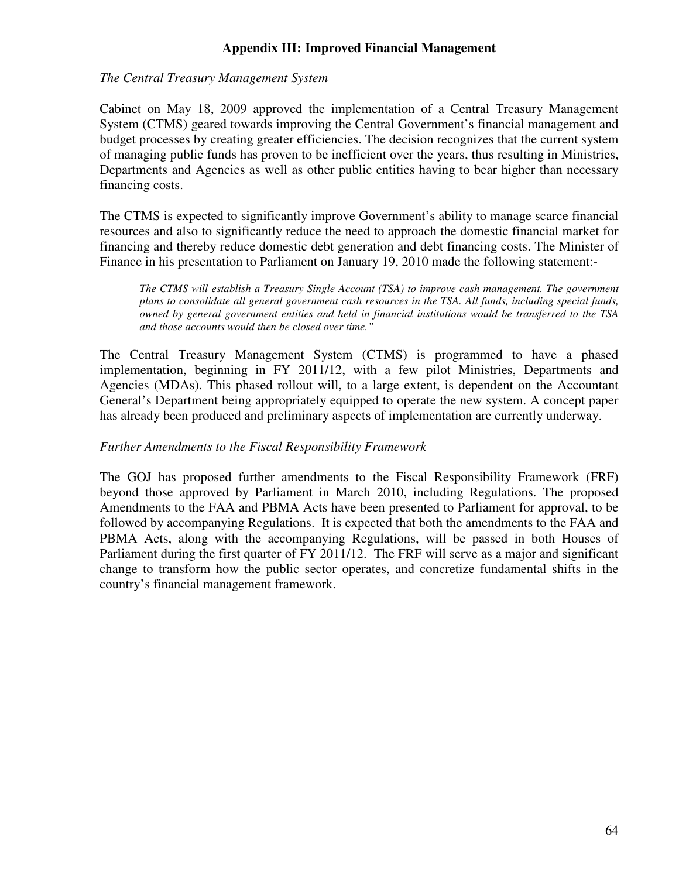## Appendix III: Improved Financial Management

*The Central Treasury Management System*

Cabinet on May 18, 2009 approved the implementation of a Central Treasury Management System (CTMS) geared towards improving the Central Government's financial management and budget processes by creating greater efficiencies. The decision recognizes that the current system of managing public funds has proven to be inefficient over the years, thus resulting in Ministries, Departments and Agencies as well as other public entities having to bear higher than necessary financing costs.

The CTMS is expected to significantly improve Government's ability to manage scarce financial resources and also to significantly reduce the need to approach the domestic financial market for financing and thereby reduce domestic debt generation and debt financing costs. The Minister of Finance in his presentation to Parliament on January 19, 2010 made the following statement:-

> *The CTMS will establish a Treasury Single Account (TSA) to improve cash management. The government plans to consolidate all general government cash resources in the TSA. All funds, including special funds, owned by general government entities and held in financial institutions would be transferred to the TSA and those accounts would then be closed over time."*

The Central Treasury Management System (CTMS) is programmed to have a phased implementation, beginning in FY 2011/12, with a few pilot Ministries, Departments and Agencies (MDAs). This phased rollout will, to a large extent, is dependent on the Accountant General's Department being appropriately equipped to operate the new system. A concept paper has already been produced and preliminary aspects of implementation are currently underway.

*Further Amendments to the Fiscal Responsibility Framework*

The GOJ has proposed further amendments to the Fiscal Responsibility Framework (FRF) beyond those approved by Parliament in March 2010, including Regulations. The proposed Amendments to the FAA and PBMA Acts have been presented to Parliament for approval, to be followed by accompanying Regulations. It is expected that both the amendments to the FAA and PBMA Acts, along with the accompanying Regulations, will be passed in both Houses of Parliament during the first quarter of FY 2011/12. The FRF will serve as a major and significant change to transform how the public sector operates, and concretize fundamental shifts in the country's financial management framework.